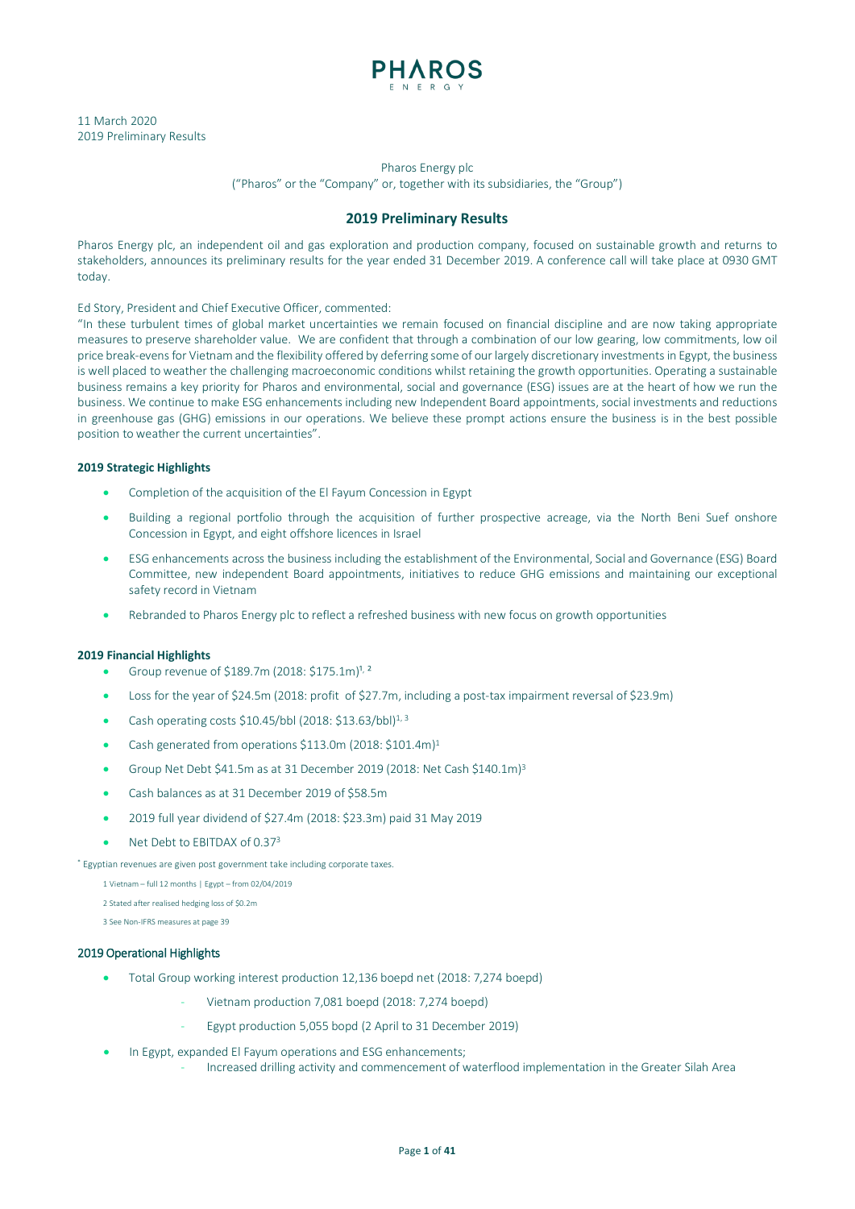PHAROS ENERGY

11 March 2020
2019 Preliminary Results

Pharos Energy plc
("Pharos" or the "Company" or, together with its subsidiaries, the "Group")

# 2019 Preliminary Results

Pharos Energy plc, an independent oil and gas exploration and production company, focused on sustainable growth and returns to stakeholders, announces its preliminary results for the year ended 31 December 2019. A conference call will take place at 0930 GMT today.

Ed Story, President and Chief Executive Officer, commented:
"In these turbulent times of global market uncertainties we remain focused on financial discipline and are now taking appropriate measures to preserve shareholder value. We are confident that through a combination of our low gearing, low commitments, low oil price break-evens for Vietnam and the flexibility offered by deferring some of our largely discretionary investments in Egypt, the business is well placed to weather the challenging macroeconomic conditions whilst retaining the growth opportunities. Operating a sustainable business remains a key priority for Pharos and environmental, social and governance (ESG) issues are at the heart of how we run the business. We continue to make ESG enhancements including new Independent Board appointments, social investments and reductions in greenhouse gas (GHG) emissions in our operations. We believe these prompt actions ensure the business is in the best possible position to weather the current uncertainties".

### 2019 Strategic Highlights

- Completion of the acquisition of the El Fayum Concession in Egypt
- Building a regional portfolio through the acquisition of further prospective acreage, via the North Beni Suef onshore Concession in Egypt, and eight offshore licences in Israel
- ESG enhancements across the business including the establishment of the Environmental, Social and Governance (ESG) Board Committee, new independent Board appointments, initiatives to reduce GHG emissions and maintaining our exceptional safety record in Vietnam
- Rebranded to Pharos Energy plc to reflect a refreshed business with new focus on growth opportunities

### 2019 Financial Highlights

- Group revenue of $189.7m (2018: $175.1m)[1, 2]
- Loss for the year of $24.5m (2018: profit of $27.7m, including a post-tax impairment reversal of $23.9m)
- Cash operating costs $10.45/bbl (2018: $13.63/bbl)[1, 3]
- Cash generated from operations $113.0m (2018: $101.4m)[1]
- Group Net Debt $41.5m as at 31 December 2019 (2018: Net Cash $140.1m)[3]
- Cash balances as at 31 December 2019 of $58.5m
- 2019 full year dividend of $27.4m (2018: $23.3m) paid 31 May 2019
- Net Debt to EBITDAX of 0.37[3]

* Egyptian revenues are given post government take including corporate taxes.

1 Vietnam – full 12 months | Egypt – from 02/04/2019

2 Stated after realised hedging loss of $0.2m

3 See Non-IFRS measures at page 39

### 2019 Operational Highlights

- Total Group working interest production 12,136 boepd net (2018: 7,274 boepd)
  - Vietnam production 7,081 boepd (2018: 7,274 boepd)
  - Egypt production 5,055 bopd (2 April to 31 December 2019)
- In Egypt, expanded El Fayum operations and ESG enhancements;
  - Increased drilling activity and commencement of waterflood implementation in the Greater Silah Area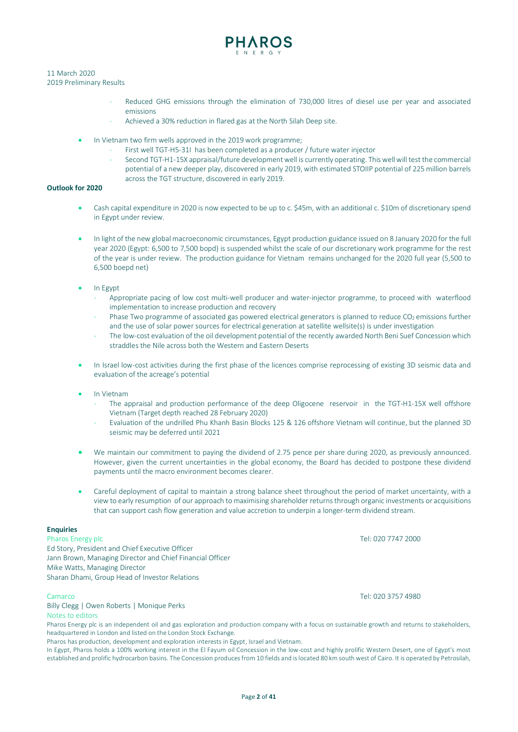- Reduced GHG emissions through the elimination of 730,000 litres of diesel use per year and associated emissions
- Achieved a 30% reduction in flared gas at the North Silah Deep site.

- In Vietnam two firm wells approved in the 2019 work programme;
  - First well TGT-H5-31I has been completed as a producer / future water injector
  - Second TGT-H1-15X appraisal/future development well is currently operating. This well will test the commercial potential of a new deeper play, discovered in early 2019, with estimated STOIIP potential of 225 million barrels across the TGT structure, discovered in early 2019.

**Outlook for 2020**

- Cash capital expenditure in 2020 is now expected to be up to c. \$45m, with an additional c. \$10m of discretionary spend in Egypt under review.

- In light of the new global macroeconomic circumstances, Egypt production guidance issued on 8 January 2020 for the full year 2020 (Egypt: 6,500 to 7,500 bopd) is suspended whilst the scale of our discretionary work programme for the rest of the year is under review. The production guidance for Vietnam remains unchanged for the 2020 full year (5,500 to 6,500 boepd net)

- In Egypt
  - Appropriate pacing of low cost multi-well producer and water-injector programme, to proceed with waterflood implementation to increase production and recovery
  - Phase Two programme of associated gas powered electrical generators is planned to reduce $CO_2$ emissions further and the use of solar power sources for electrical generation at satellite wellsite(s) is under investigation
  - The low-cost evaluation of the oil development potential of the recently awarded North Beni Suef Concession which straddles the Nile across both the Western and Eastern Deserts

- In Israel low-cost activities during the first phase of the licences comprise reprocessing of existing 3D seismic data and evaluation of the acreage's potential

- In Vietnam
  - The appraisal and production performance of the deep Oligocene reservoir in the TGT-H1-15X well offshore Vietnam (Target depth reached 28 February 2020)
  - Evaluation of the undrilled Phu Khanh Basin Blocks 125 & 126 offshore Vietnam will continue, but the planned 3D seismic may be deferred until 2021

- We maintain our commitment to paying the dividend of 2.75 pence per share during 2020, as previously announced. However, given the current uncertainties in the global economy, the Board has decided to postpone these dividend payments until the macro environment becomes clearer.

- Careful deployment of capital to maintain a strong balance sheet throughout the period of market uncertainty, with a view to early resumption of our approach to maximising shareholder returns through organic investments or acquisitions that can support cash flow generation and value accretion to underpin a longer-term dividend stream.

**Enquiries**

Pharos Energy plc — Tel: 020 7747 2000

Ed Story, President and Chief Executive Officer
Jann Brown, Managing Director and Chief Financial Officer
Mike Watts, Managing Director
Sharan Dhami, Group Head of Investor Relations

Camarco — Tel: 020 3757 4980

Billy Clegg | Owen Roberts | Monique Perks

Notes to editors

Pharos Energy plc is an independent oil and gas exploration and production company with a focus on sustainable growth and returns to stakeholders, headquartered in London and listed on the London Stock Exchange.

Pharos has production, development and exploration interests in Egypt, Israel and Vietnam.

In Egypt, Pharos holds a 100% working interest in the El Fayum oil Concession in the low-cost and highly prolific Western Desert, one of Egypt's most established and prolific hydrocarbon basins. The Concession produces from 10 fields and is located 80 km south west of Cairo. It is operated by Petrosilah,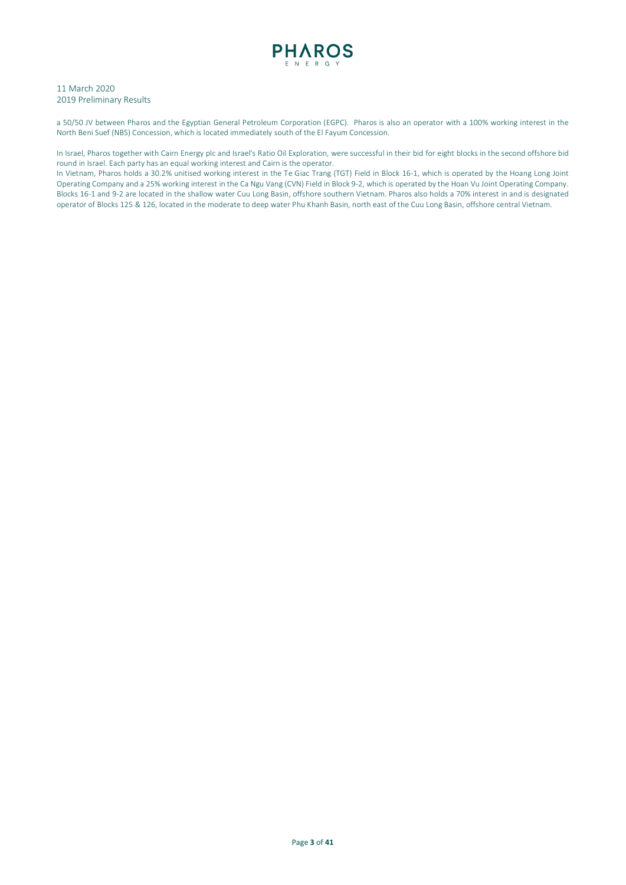a 50/50 JV between Pharos and the Egyptian General Petroleum Corporation (EGPC). Pharos is also an operator with a 100% working interest in the North Beni Suef (NBS) Concession, which is located immediately south of the El Fayum Concession.

In Israel, Pharos together with Cairn Energy plc and Israel's Ratio Oil Exploration, were successful in their bid for eight blocks in the second offshore bid round in Israel. Each party has an equal working interest and Cairn is the operator.

In Vietnam, Pharos holds a 30.2% unitised working interest in the Te Giac Trang (TGT) Field in Block 16-1, which is operated by the Hoang Long Joint Operating Company and a 25% working interest in the Ca Ngu Vang (CVN) Field in Block 9-2, which is operated by the Hoan Vu Joint Operating Company. Blocks 16-1 and 9-2 are located in the shallow water Cuu Long Basin, offshore southern Vietnam. Pharos also holds a 70% interest in and is designated operator of Blocks 125 & 126, located in the moderate to deep water Phu Khanh Basin, north east of the Cuu Long Basin, offshore central Vietnam.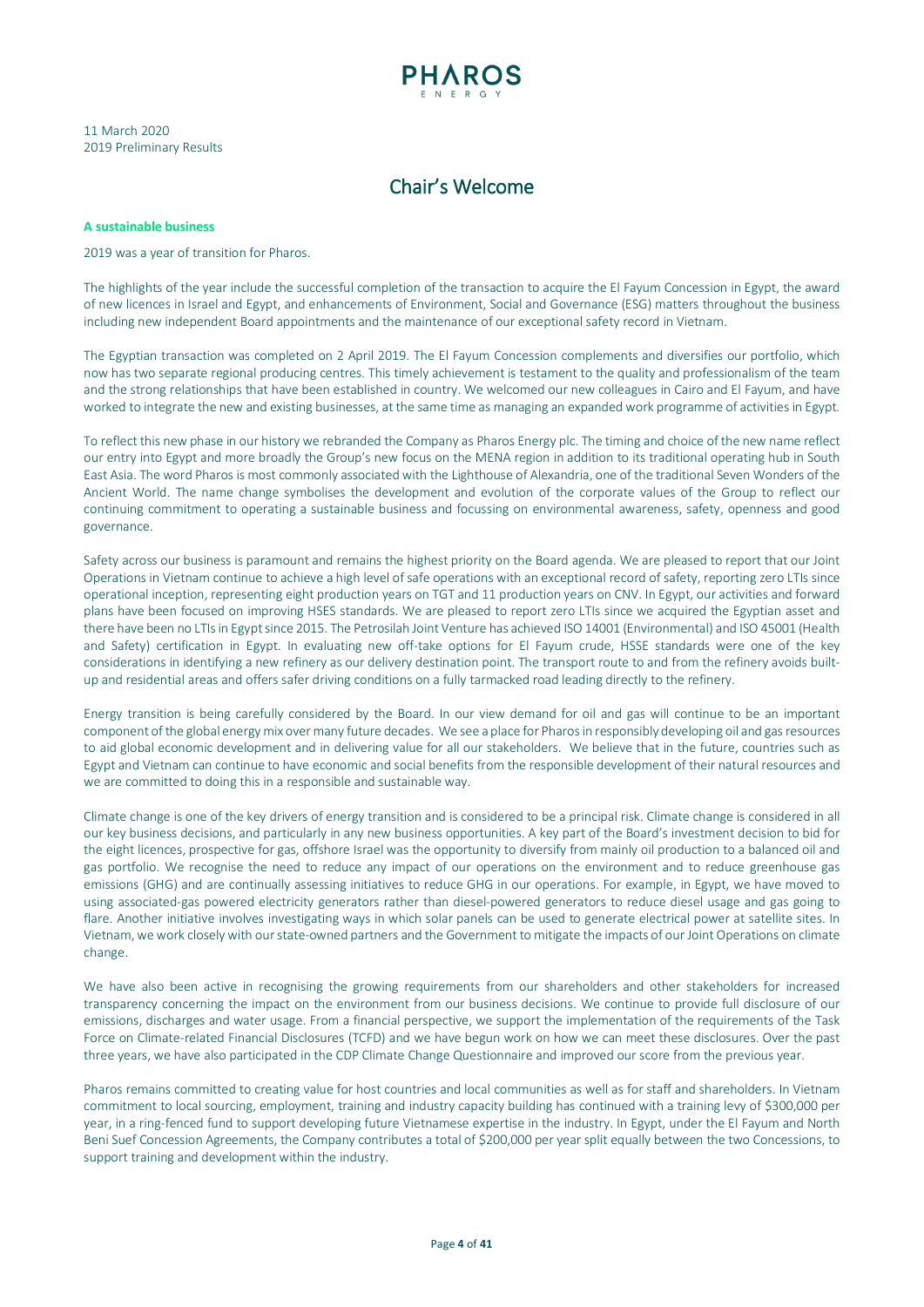11 March 2020
2019 Preliminary Results

# Chair's Welcome

**A sustainable business**

2019 was a year of transition for Pharos.

The highlights of the year include the successful completion of the transaction to acquire the El Fayum Concession in Egypt, the award of new licences in Israel and Egypt, and enhancements of Environment, Social and Governance (ESG) matters throughout the business including new independent Board appointments and the maintenance of our exceptional safety record in Vietnam.

The Egyptian transaction was completed on 2 April 2019. The El Fayum Concession complements and diversifies our portfolio, which now has two separate regional producing centres. This timely achievement is testament to the quality and professionalism of the team and the strong relationships that have been established in country. We welcomed our new colleagues in Cairo and El Fayum, and have worked to integrate the new and existing businesses, at the same time as managing an expanded work programme of activities in Egypt.

To reflect this new phase in our history we rebranded the Company as Pharos Energy plc. The timing and choice of the new name reflect our entry into Egypt and more broadly the Group's new focus on the MENA region in addition to its traditional operating hub in South East Asia. The word Pharos is most commonly associated with the Lighthouse of Alexandria, one of the traditional Seven Wonders of the Ancient World. The name change symbolises the development and evolution of the corporate values of the Group to reflect our continuing commitment to operating a sustainable business and focussing on environmental awareness, safety, openness and good governance.

Safety across our business is paramount and remains the highest priority on the Board agenda. We are pleased to report that our Joint Operations in Vietnam continue to achieve a high level of safe operations with an exceptional record of safety, reporting zero LTIs since operational inception, representing eight production years on TGT and 11 production years on CNV. In Egypt, our activities and forward plans have been focused on improving HSES standards. We are pleased to report zero LTIs since we acquired the Egyptian asset and there have been no LTIs in Egypt since 2015. The Petrosilah Joint Venture has achieved ISO 14001 (Environmental) and ISO 45001 (Health and Safety) certification in Egypt. In evaluating new off-take options for El Fayum crude, HSSE standards were one of the key considerations in identifying a new refinery as our delivery destination point. The transport route to and from the refinery avoids built-up and residential areas and offers safer driving conditions on a fully tarmacked road leading directly to the refinery.

Energy transition is being carefully considered by the Board. In our view demand for oil and gas will continue to be an important component of the global energy mix over many future decades. We see a place for Pharos in responsibly developing oil and gas resources to aid global economic development and in delivering value for all our stakeholders. We believe that in the future, countries such as Egypt and Vietnam can continue to have economic and social benefits from the responsible development of their natural resources and we are committed to doing this in a responsible and sustainable way.

Climate change is one of the key drivers of energy transition and is considered to be a principal risk. Climate change is considered in all our key business decisions, and particularly in any new business opportunities. A key part of the Board's investment decision to bid for the eight licences, prospective for gas, offshore Israel was the opportunity to diversify from mainly oil production to a balanced oil and gas portfolio. We recognise the need to reduce any impact of our operations on the environment and to reduce greenhouse gas emissions (GHG) and are continually assessing initiatives to reduce GHG in our operations. For example, in Egypt, we have moved to using associated-gas powered electricity generators rather than diesel-powered generators to reduce diesel usage and gas going to flare. Another initiative involves investigating ways in which solar panels can be used to generate electrical power at satellite sites. In Vietnam, we work closely with our state-owned partners and the Government to mitigate the impacts of our Joint Operations on climate change.

We have also been active in recognising the growing requirements from our shareholders and other stakeholders for increased transparency concerning the impact on the environment from our business decisions. We continue to provide full disclosure of our emissions, discharges and water usage. From a financial perspective, we support the implementation of the requirements of the Task Force on Climate-related Financial Disclosures (TCFD) and we have begun work on how we can meet these disclosures. Over the past three years, we have also participated in the CDP Climate Change Questionnaire and improved our score from the previous year.

Pharos remains committed to creating value for host countries and local communities as well as for staff and shareholders. In Vietnam commitment to local sourcing, employment, training and industry capacity building has continued with a training levy of $300,000 per year, in a ring-fenced fund to support developing future Vietnamese expertise in the industry. In Egypt, under the El Fayum and North Beni Suef Concession Agreements, the Company contributes a total of $200,000 per year split equally between the two Concessions, to support training and development within the industry.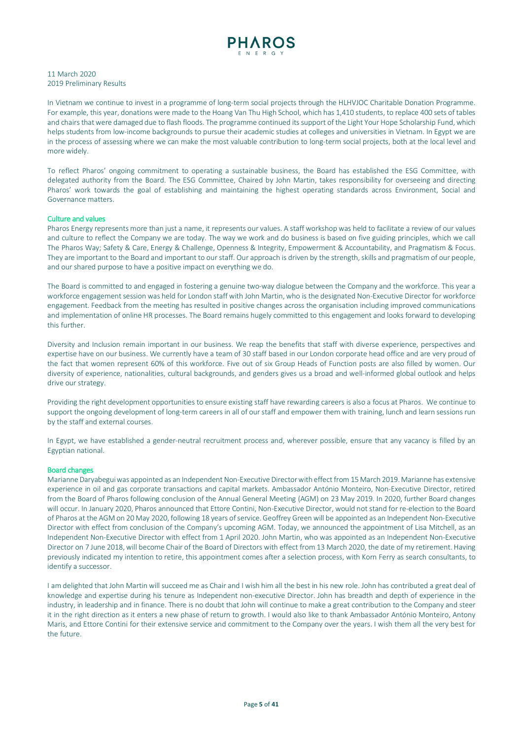11 March 2020
2019 Preliminary Results

In Vietnam we continue to invest in a programme of long-term social projects through the HLHVJOC Charitable Donation Programme. For example, this year, donations were made to the Hoang Van Thu High School, which has 1,410 students, to replace 400 sets of tables and chairs that were damaged due to flash floods. The programme continued its support of the Light Your Hope Scholarship Fund, which helps students from low-income backgrounds to pursue their academic studies at colleges and universities in Vietnam. In Egypt we are in the process of assessing where we can make the most valuable contribution to long-term social projects, both at the local level and more widely.

To reflect Pharos' ongoing commitment to operating a sustainable business, the Board has established the ESG Committee, with delegated authority from the Board. The ESG Committee, Chaired by John Martin, takes responsibility for overseeing and directing Pharos' work towards the goal of establishing and maintaining the highest operating standards across Environment, Social and Governance matters.

## Culture and values

Pharos Energy represents more than just a name, it represents our values. A staff workshop was held to facilitate a review of our values and culture to reflect the Company we are today. The way we work and do business is based on five guiding principles, which we call The Pharos Way; Safety & Care, Energy & Challenge, Openness & Integrity, Empowerment & Accountability, and Pragmatism & Focus. They are important to the Board and important to our staff. Our approach is driven by the strength, skills and pragmatism of our people, and our shared purpose to have a positive impact on everything we do.

The Board is committed to and engaged in fostering a genuine two-way dialogue between the Company and the workforce. This year a workforce engagement session was held for London staff with John Martin, who is the designated Non-Executive Director for workforce engagement. Feedback from the meeting has resulted in positive changes across the organisation including improved communications and implementation of online HR processes. The Board remains hugely committed to this engagement and looks forward to developing this further.

Diversity and Inclusion remain important in our business. We reap the benefits that staff with diverse experience, perspectives and expertise have on our business. We currently have a team of 30 staff based in our London corporate head office and are very proud of the fact that women represent 60% of this workforce. Five out of six Group Heads of Function posts are also filled by women. Our diversity of experience, nationalities, cultural backgrounds, and genders gives us a broad and well-informed global outlook and helps drive our strategy.

Providing the right development opportunities to ensure existing staff have rewarding careers is also a focus at Pharos. We continue to support the ongoing development of long-term careers in all of our staff and empower them with training, lunch and learn sessions run by the staff and external courses.

In Egypt, we have established a gender-neutral recruitment process and, wherever possible, ensure that any vacancy is filled by an Egyptian national.

## Board changes

Marianne Daryabegui was appointed as an Independent Non-Executive Director with effect from 15 March 2019. Marianne has extensive experience in oil and gas corporate transactions and capital markets. Ambassador António Monteiro, Non-Executive Director, retired from the Board of Pharos following conclusion of the Annual General Meeting (AGM) on 23 May 2019. In 2020, further Board changes will occur. In January 2020, Pharos announced that Ettore Contini, Non-Executive Director, would not stand for re-election to the Board of Pharos at the AGM on 20 May 2020, following 18 years of service. Geoffrey Green will be appointed as an Independent Non-Executive Director with effect from conclusion of the Company's upcoming AGM. Today, we announced the appointment of Lisa Mitchell, as an Independent Non-Executive Director with effect from 1 April 2020. John Martin, who was appointed as an Independent Non-Executive Director on 7 June 2018, will become Chair of the Board of Directors with effect from 13 March 2020, the date of my retirement. Having previously indicated my intention to retire, this appointment comes after a selection process, with Korn Ferry as search consultants, to identify a successor.

I am delighted that John Martin will succeed me as Chair and I wish him all the best in his new role. John has contributed a great deal of knowledge and expertise during his tenure as Independent non-executive Director. John has breadth and depth of experience in the industry, in leadership and in finance. There is no doubt that John will continue to make a great contribution to the Company and steer it in the right direction as it enters a new phase of return to growth. I would also like to thank Ambassador António Monteiro, Antony Maris, and Ettore Contini for their extensive service and commitment to the Company over the years. I wish them all the very best for the future.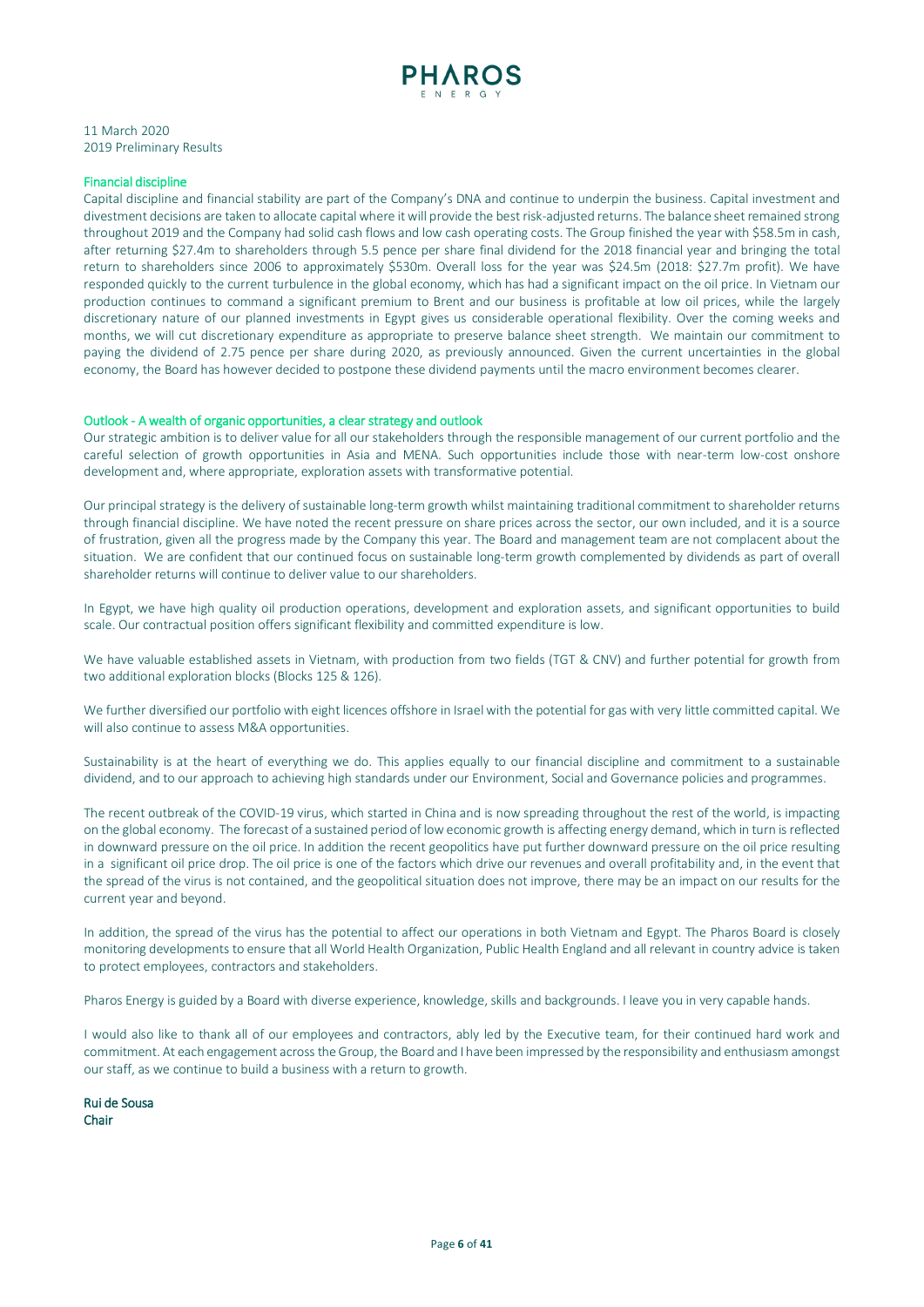11 March 2020
2019 Preliminary Results

## Financial discipline

Capital discipline and financial stability are part of the Company's DNA and continue to underpin the business. Capital investment and divestment decisions are taken to allocate capital where it will provide the best risk-adjusted returns. The balance sheet remained strong throughout 2019 and the Company had solid cash flows and low cash operating costs. The Group finished the year with $58.5m in cash, after returning $27.4m to shareholders through 5.5 pence per share final dividend for the 2018 financial year and bringing the total return to shareholders since 2006 to approximately $530m. Overall loss for the year was $24.5m (2018: $27.7m profit). We have responded quickly to the current turbulence in the global economy, which has had a significant impact on the oil price. In Vietnam our production continues to command a significant premium to Brent and our business is profitable at low oil prices, while the largely discretionary nature of our planned investments in Egypt gives us considerable operational flexibility. Over the coming weeks and months, we will cut discretionary expenditure as appropriate to preserve balance sheet strength. We maintain our commitment to paying the dividend of 2.75 pence per share during 2020, as previously announced. Given the current uncertainties in the global economy, the Board has however decided to postpone these dividend payments until the macro environment becomes clearer.

## Outlook - A wealth of organic opportunities, a clear strategy and outlook

Our strategic ambition is to deliver value for all our stakeholders through the responsible management of our current portfolio and the careful selection of growth opportunities in Asia and MENA. Such opportunities include those with near-term low-cost onshore development and, where appropriate, exploration assets with transformative potential.

Our principal strategy is the delivery of sustainable long-term growth whilst maintaining traditional commitment to shareholder returns through financial discipline. We have noted the recent pressure on share prices across the sector, our own included, and it is a source of frustration, given all the progress made by the Company this year. The Board and management team are not complacent about the situation. We are confident that our continued focus on sustainable long-term growth complemented by dividends as part of overall shareholder returns will continue to deliver value to our shareholders.

In Egypt, we have high quality oil production operations, development and exploration assets, and significant opportunities to build scale. Our contractual position offers significant flexibility and committed expenditure is low.

We have valuable established assets in Vietnam, with production from two fields (TGT & CNV) and further potential for growth from two additional exploration blocks (Blocks 125 & 126).

We further diversified our portfolio with eight licences offshore in Israel with the potential for gas with very little committed capital. We will also continue to assess M&A opportunities.

Sustainability is at the heart of everything we do. This applies equally to our financial discipline and commitment to a sustainable dividend, and to our approach to achieving high standards under our Environment, Social and Governance policies and programmes.

The recent outbreak of the COVID-19 virus, which started in China and is now spreading throughout the rest of the world, is impacting on the global economy. The forecast of a sustained period of low economic growth is affecting energy demand, which in turn is reflected in downward pressure on the oil price. In addition the recent geopolitics have put further downward pressure on the oil price resulting in a significant oil price drop. The oil price is one of the factors which drive our revenues and overall profitability and, in the event that the spread of the virus is not contained, and the geopolitical situation does not improve, there may be an impact on our results for the current year and beyond.

In addition, the spread of the virus has the potential to affect our operations in both Vietnam and Egypt. The Pharos Board is closely monitoring developments to ensure that all World Health Organization, Public Health England and all relevant in country advice is taken to protect employees, contractors and stakeholders.

Pharos Energy is guided by a Board with diverse experience, knowledge, skills and backgrounds. I leave you in very capable hands.

I would also like to thank all of our employees and contractors, ably led by the Executive team, for their continued hard work and commitment. At each engagement across the Group, the Board and I have been impressed by the responsibility and enthusiasm amongst our staff, as we continue to build a business with a return to growth.

**Rui de Sousa**
**Chair**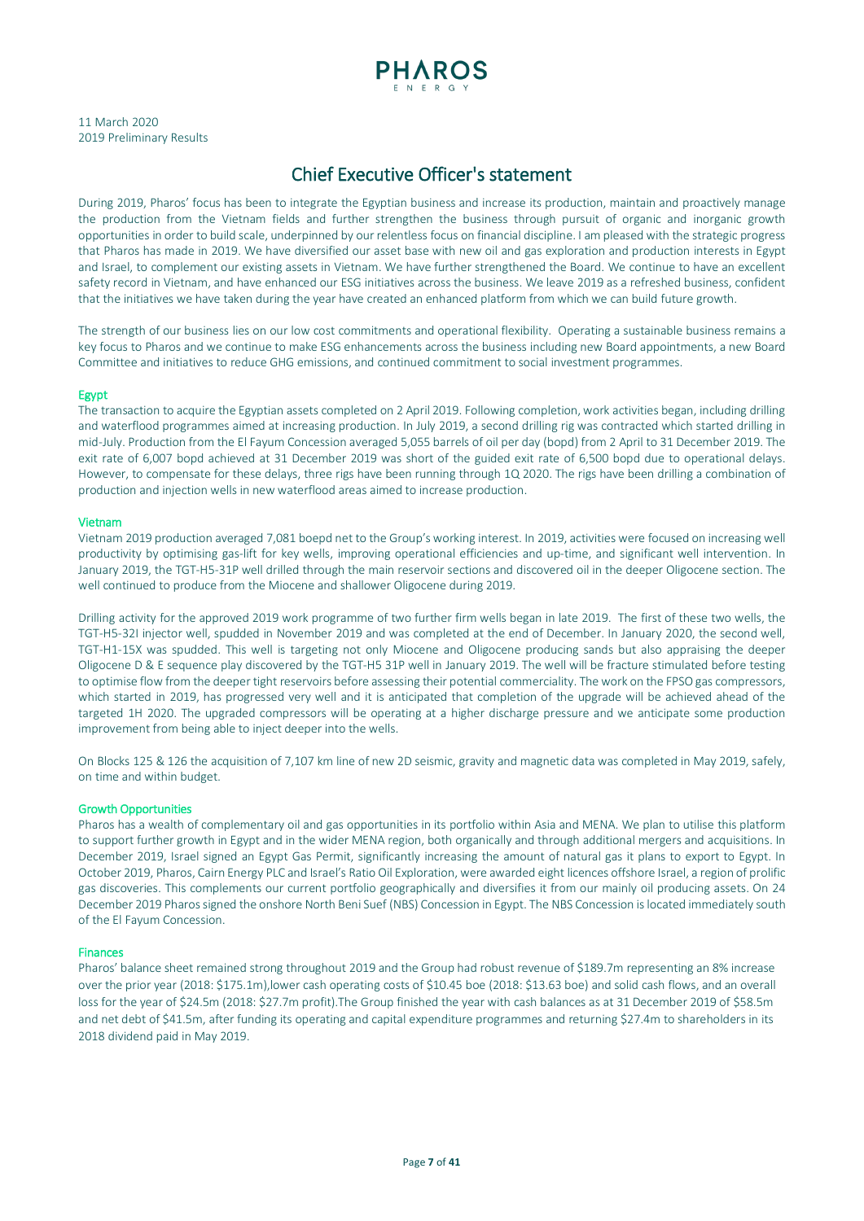11 March 2020
2019 Preliminary Results

# Chief Executive Officer's statement

During 2019, Pharos' focus has been to integrate the Egyptian business and increase its production, maintain and proactively manage the production from the Vietnam fields and further strengthen the business through pursuit of organic and inorganic growth opportunities in order to build scale, underpinned by our relentless focus on financial discipline. I am pleased with the strategic progress that Pharos has made in 2019. We have diversified our asset base with new oil and gas exploration and production interests in Egypt and Israel, to complement our existing assets in Vietnam. We have further strengthened the Board. We continue to have an excellent safety record in Vietnam, and have enhanced our ESG initiatives across the business. We leave 2019 as a refreshed business, confident that the initiatives we have taken during the year have created an enhanced platform from which we can build future growth.

The strength of our business lies on our low cost commitments and operational flexibility. Operating a sustainable business remains a key focus to Pharos and we continue to make ESG enhancements across the business including new Board appointments, a new Board Committee and initiatives to reduce GHG emissions, and continued commitment to social investment programmes.

## Egypt

The transaction to acquire the Egyptian assets completed on 2 April 2019. Following completion, work activities began, including drilling and waterflood programmes aimed at increasing production. In July 2019, a second drilling rig was contracted which started drilling in mid-July. Production from the El Fayum Concession averaged 5,055 barrels of oil per day (bopd) from 2 April to 31 December 2019. The exit rate of 6,007 bopd achieved at 31 December 2019 was short of the guided exit rate of 6,500 bopd due to operational delays. However, to compensate for these delays, three rigs have been running through 1Q 2020. The rigs have been drilling a combination of production and injection wells in new waterflood areas aimed to increase production.

## Vietnam

Vietnam 2019 production averaged 7,081 boepd net to the Group's working interest. In 2019, activities were focused on increasing well productivity by optimising gas-lift for key wells, improving operational efficiencies and up-time, and significant well intervention. In January 2019, the TGT-H5-31P well drilled through the main reservoir sections and discovered oil in the deeper Oligocene section. The well continued to produce from the Miocene and shallower Oligocene during 2019.

Drilling activity for the approved 2019 work programme of two further firm wells began in late 2019. The first of these two wells, the TGT-H5-32I injector well, spudded in November 2019 and was completed at the end of December. In January 2020, the second well, TGT-H1-15X was spudded. This well is targeting not only Miocene and Oligocene producing sands but also appraising the deeper Oligocene D & E sequence play discovered by the TGT-H5 31P well in January 2019. The well will be fracture stimulated before testing to optimise flow from the deeper tight reservoirs before assessing their potential commerciality. The work on the FPSO gas compressors, which started in 2019, has progressed very well and it is anticipated that completion of the upgrade will be achieved ahead of the targeted 1H 2020. The upgraded compressors will be operating at a higher discharge pressure and we anticipate some production improvement from being able to inject deeper into the wells.

On Blocks 125 & 126 the acquisition of 7,107 km line of new 2D seismic, gravity and magnetic data was completed in May 2019, safely, on time and within budget.

## Growth Opportunities

Pharos has a wealth of complementary oil and gas opportunities in its portfolio within Asia and MENA. We plan to utilise this platform to support further growth in Egypt and in the wider MENA region, both organically and through additional mergers and acquisitions. In December 2019, Israel signed an Egypt Gas Permit, significantly increasing the amount of natural gas it plans to export to Egypt. In October 2019, Pharos, Cairn Energy PLC and Israel's Ratio Oil Exploration, were awarded eight licences offshore Israel, a region of prolific gas discoveries. This complements our current portfolio geographically and diversifies it from our mainly oil producing assets. On 24 December 2019 Pharos signed the onshore North Beni Suef (NBS) Concession in Egypt. The NBS Concession is located immediately south of the El Fayum Concession.

## Finances

Pharos' balance sheet remained strong throughout 2019 and the Group had robust revenue of $189.7m representing an 8% increase over the prior year (2018: $175.1m),lower cash operating costs of $10.45 boe (2018: $13.63 boe) and solid cash flows, and an overall loss for the year of $24.5m (2018: $27.7m profit).The Group finished the year with cash balances as at 31 December 2019 of $58.5m and net debt of $41.5m, after funding its operating and capital expenditure programmes and returning $27.4m to shareholders in its 2018 dividend paid in May 2019.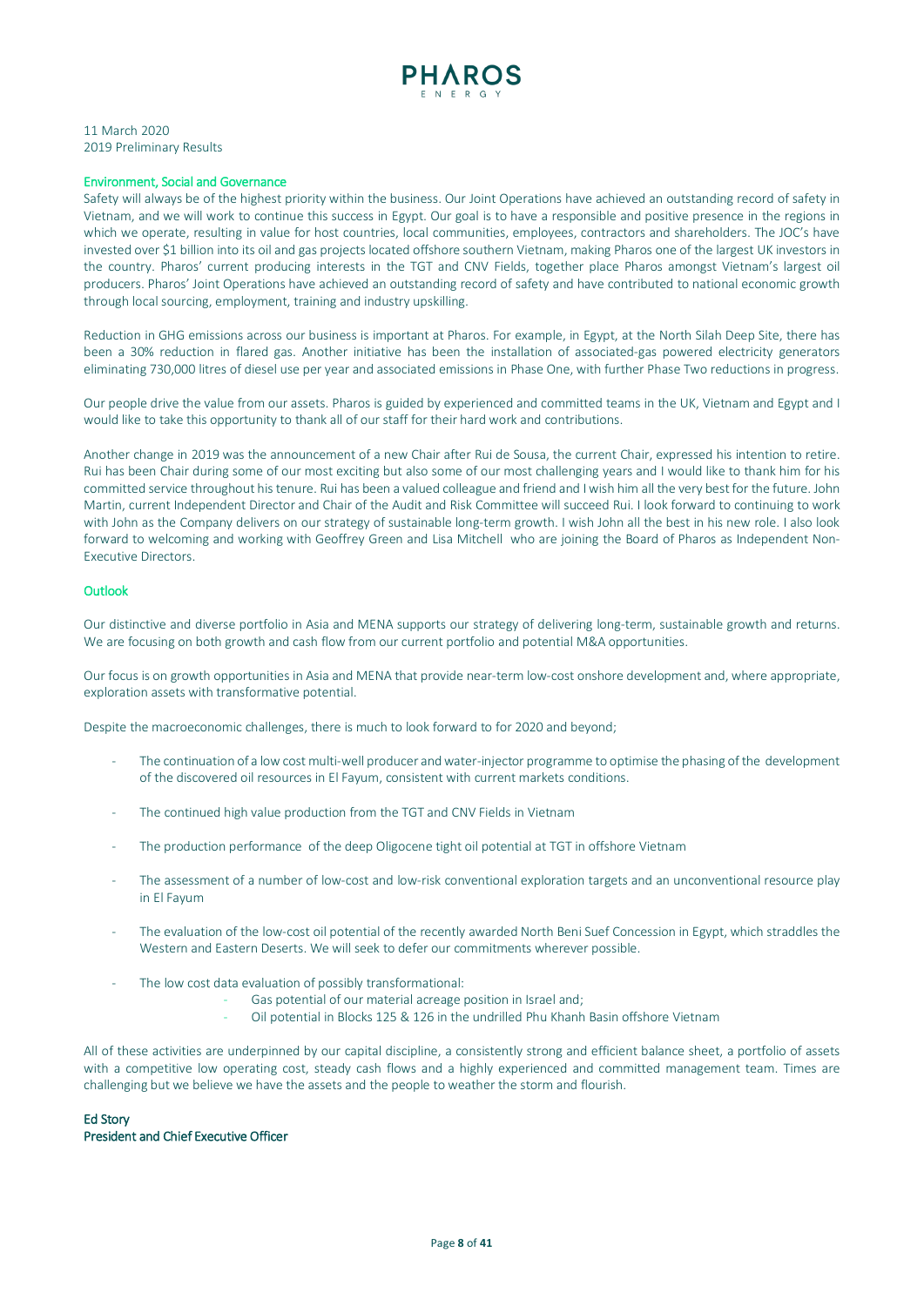11 March 2020
2019 Preliminary Results

## Environment, Social and Governance

Safety will always be of the highest priority within the business. Our Joint Operations have achieved an outstanding record of safety in Vietnam, and we will work to continue this success in Egypt. Our goal is to have a responsible and positive presence in the regions in which we operate, resulting in value for host countries, local communities, employees, contractors and shareholders. The JOC's have invested over $1 billion into its oil and gas projects located offshore southern Vietnam, making Pharos one of the largest UK investors in the country. Pharos' current producing interests in the TGT and CNV Fields, together place Pharos amongst Vietnam's largest oil producers. Pharos' Joint Operations have achieved an outstanding record of safety and have contributed to national economic growth through local sourcing, employment, training and industry upskilling.

Reduction in GHG emissions across our business is important at Pharos. For example, in Egypt, at the North Silah Deep Site, there has been a 30% reduction in flared gas. Another initiative has been the installation of associated-gas powered electricity generators eliminating 730,000 litres of diesel use per year and associated emissions in Phase One, with further Phase Two reductions in progress.

Our people drive the value from our assets. Pharos is guided by experienced and committed teams in the UK, Vietnam and Egypt and I would like to take this opportunity to thank all of our staff for their hard work and contributions.

Another change in 2019 was the announcement of a new Chair after Rui de Sousa, the current Chair, expressed his intention to retire. Rui has been Chair during some of our most exciting but also some of our most challenging years and I would like to thank him for his committed service throughout his tenure. Rui has been a valued colleague and friend and I wish him all the very best for the future. John Martin, current Independent Director and Chair of the Audit and Risk Committee will succeed Rui. I look forward to continuing to work with John as the Company delivers on our strategy of sustainable long-term growth. I wish John all the best in his new role. I also look forward to welcoming and working with Geoffrey Green and Lisa Mitchell who are joining the Board of Pharos as Independent Non-Executive Directors.

## Outlook

Our distinctive and diverse portfolio in Asia and MENA supports our strategy of delivering long-term, sustainable growth and returns. We are focusing on both growth and cash flow from our current portfolio and potential M&A opportunities.

Our focus is on growth opportunities in Asia and MENA that provide near-term low-cost onshore development and, where appropriate, exploration assets with transformative potential.

Despite the macroeconomic challenges, there is much to look forward to for 2020 and beyond;

- The continuation of a low cost multi-well producer and water-injector programme to optimise the phasing of the development of the discovered oil resources in El Fayum, consistent with current markets conditions.
- The continued high value production from the TGT and CNV Fields in Vietnam
- The production performance of the deep Oligocene tight oil potential at TGT in offshore Vietnam
- The assessment of a number of low-cost and low-risk conventional exploration targets and an unconventional resource play in El Fayum
- The evaluation of the low-cost oil potential of the recently awarded North Beni Suef Concession in Egypt, which straddles the Western and Eastern Deserts. We will seek to defer our commitments wherever possible.
- The low cost data evaluation of possibly transformational:
  - Gas potential of our material acreage position in Israel and;
  - Oil potential in Blocks 125 & 126 in the undrilled Phu Khanh Basin offshore Vietnam

All of these activities are underpinned by our capital discipline, a consistently strong and efficient balance sheet, a portfolio of assets with a competitive low operating cost, steady cash flows and a highly experienced and committed management team. Times are challenging but we believe we have the assets and the people to weather the storm and flourish.

**Ed Story**
**President and Chief Executive Officer**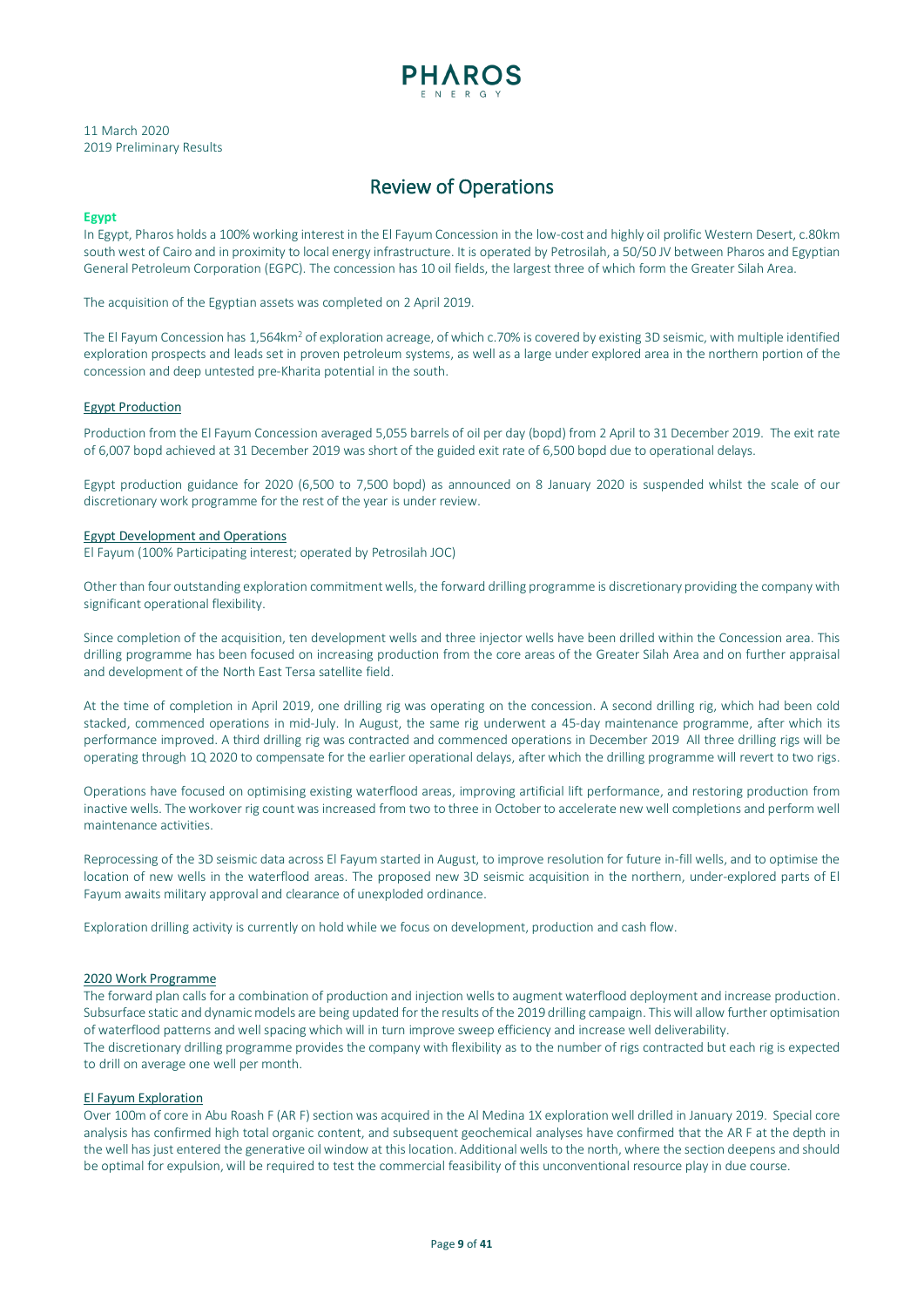11 March 2020
2019 Preliminary Results

# Review of Operations

## Egypt

In Egypt, Pharos holds a 100% working interest in the El Fayum Concession in the low-cost and highly oil prolific Western Desert, c.80km south west of Cairo and in proximity to local energy infrastructure. It is operated by Petrosilah, a 50/50 JV between Pharos and Egyptian General Petroleum Corporation (EGPC). The concession has 10 oil fields, the largest three of which form the Greater Silah Area.

The acquisition of the Egyptian assets was completed on 2 April 2019.

The El Fayum Concession has 1,564km$^2$ of exploration acreage, of which c.70% is covered by existing 3D seismic, with multiple identified exploration prospects and leads set in proven petroleum systems, as well as a large under explored area in the northern portion of the concession and deep untested pre-Kharita potential in the south.

### Egypt Production

Production from the El Fayum Concession averaged 5,055 barrels of oil per day (bopd) from 2 April to 31 December 2019. The exit rate of 6,007 bopd achieved at 31 December 2019 was short of the guided exit rate of 6,500 bopd due to operational delays.

Egypt production guidance for 2020 (6,500 to 7,500 bopd) as announced on 8 January 2020 is suspended whilst the scale of our discretionary work programme for the rest of the year is under review.

### Egypt Development and Operations

El Fayum (100% Participating interest; operated by Petrosilah JOC)

Other than four outstanding exploration commitment wells, the forward drilling programme is discretionary providing the company with significant operational flexibility.

Since completion of the acquisition, ten development wells and three injector wells have been drilled within the Concession area. This drilling programme has been focused on increasing production from the core areas of the Greater Silah Area and on further appraisal and development of the North East Tersa satellite field.

At the time of completion in April 2019, one drilling rig was operating on the concession. A second drilling rig, which had been cold stacked, commenced operations in mid-July. In August, the same rig underwent a 45-day maintenance programme, after which its performance improved. A third drilling rig was contracted and commenced operations in December 2019 All three drilling rigs will be operating through 1Q 2020 to compensate for the earlier operational delays, after which the drilling programme will revert to two rigs.

Operations have focused on optimising existing waterflood areas, improving artificial lift performance, and restoring production from inactive wells. The workover rig count was increased from two to three in October to accelerate new well completions and perform well maintenance activities.

Reprocessing of the 3D seismic data across El Fayum started in August, to improve resolution for future in-fill wells, and to optimise the location of new wells in the waterflood areas. The proposed new 3D seismic acquisition in the northern, under-explored parts of El Fayum awaits military approval and clearance of unexploded ordinance.

Exploration drilling activity is currently on hold while we focus on development, production and cash flow.

### 2020 Work Programme

The forward plan calls for a combination of production and injection wells to augment waterflood deployment and increase production. Subsurface static and dynamic models are being updated for the results of the 2019 drilling campaign. This will allow further optimisation of waterflood patterns and well spacing which will in turn improve sweep efficiency and increase well deliverability.
The discretionary drilling programme provides the company with flexibility as to the number of rigs contracted but each rig is expected to drill on average one well per month.

### El Fayum Exploration

Over 100m of core in Abu Roash F (AR F) section was acquired in the Al Medina 1X exploration well drilled in January 2019. Special core analysis has confirmed high total organic content, and subsequent geochemical analyses have confirmed that the AR F at the depth in the well has just entered the generative oil window at this location. Additional wells to the north, where the section deepens and should be optimal for expulsion, will be required to test the commercial feasibility of this unconventional resource play in due course.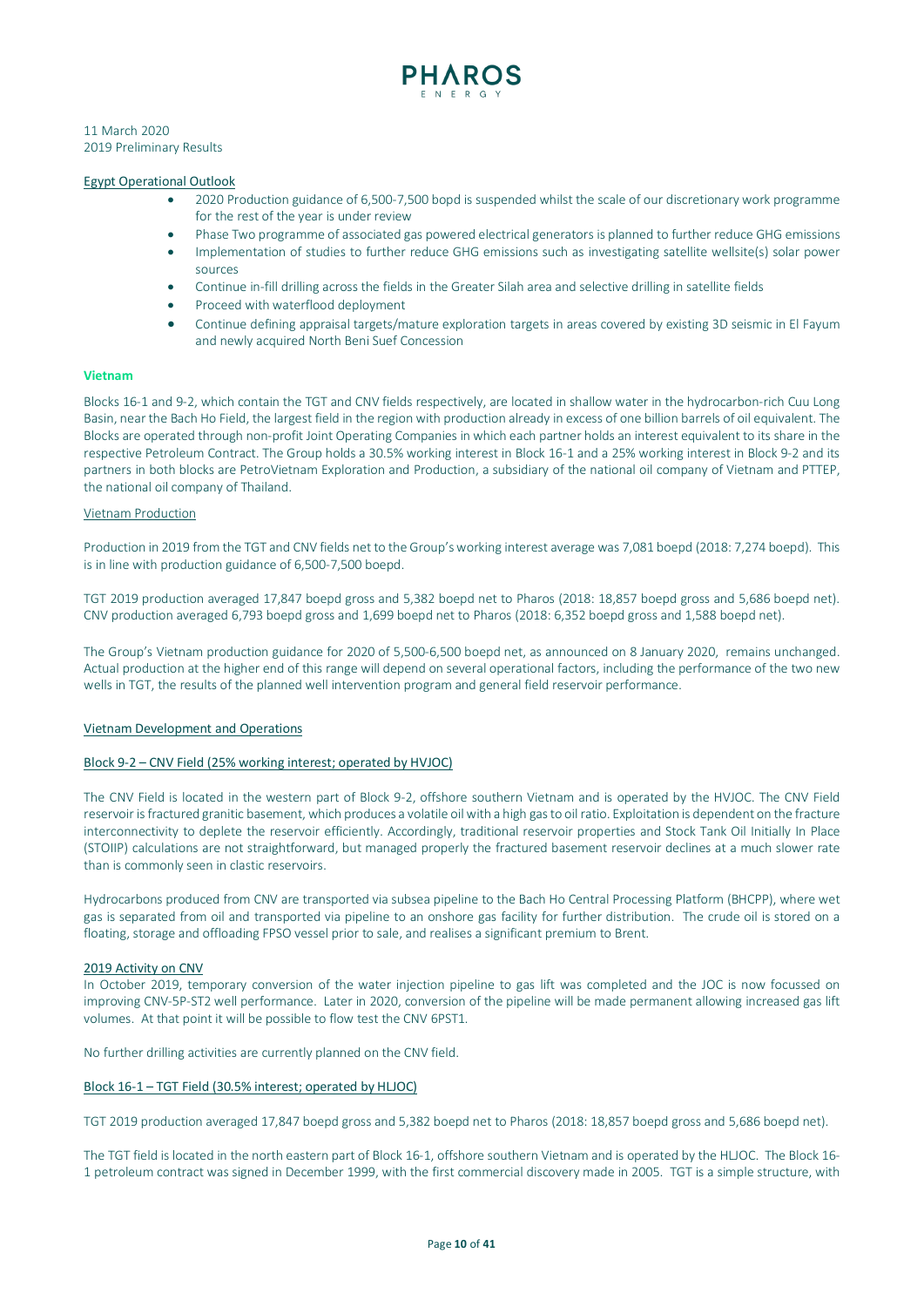11 March 2020
2019 Preliminary Results

Egypt Operational Outlook

- 2020 Production guidance of 6,500-7,500 bopd is suspended whilst the scale of our discretionary work programme for the rest of the year is under review
- Phase Two programme of associated gas powered electrical generators is planned to further reduce GHG emissions
- Implementation of studies to further reduce GHG emissions such as investigating satellite wellsite(s) solar power sources
- Continue in-fill drilling across the fields in the Greater Silah area and selective drilling in satellite fields
- Proceed with waterflood deployment
- Continue defining appraisal targets/mature exploration targets in areas covered by existing 3D seismic in El Fayum and newly acquired North Beni Suef Concession

## Vietnam

Blocks 16-1 and 9-2, which contain the TGT and CNV fields respectively, are located in shallow water in the hydrocarbon-rich Cuu Long Basin, near the Bach Ho Field, the largest field in the region with production already in excess of one billion barrels of oil equivalent. The Blocks are operated through non-profit Joint Operating Companies in which each partner holds an interest equivalent to its share in the respective Petroleum Contract. The Group holds a 30.5% working interest in Block 16-1 and a 25% working interest in Block 9-2 and its partners in both blocks are PetroVietnam Exploration and Production, a subsidiary of the national oil company of Vietnam and PTTEP, the national oil company of Thailand.

Vietnam Production

Production in 2019 from the TGT and CNV fields net to the Group's working interest average was 7,081 boepd (2018: 7,274 boepd). This is in line with production guidance of 6,500-7,500 boepd.

TGT 2019 production averaged 17,847 boepd gross and 5,382 boepd net to Pharos (2018: 18,857 boepd gross and 5,686 boepd net). CNV production averaged 6,793 boepd gross and 1,699 boepd net to Pharos (2018: 6,352 boepd gross and 1,588 boepd net).

The Group's Vietnam production guidance for 2020 of 5,500-6,500 boepd net, as announced on 8 January 2020, remains unchanged. Actual production at the higher end of this range will depend on several operational factors, including the performance of the two new wells in TGT, the results of the planned well intervention program and general field reservoir performance.

Vietnam Development and Operations

Block 9-2 – CNV Field (25% working interest; operated by HVJOC)

The CNV Field is located in the western part of Block 9-2, offshore southern Vietnam and is operated by the HVJOC. The CNV Field reservoir is fractured granitic basement, which produces a volatile oil with a high gas to oil ratio. Exploitation is dependent on the fracture interconnectivity to deplete the reservoir efficiently. Accordingly, traditional reservoir properties and Stock Tank Oil Initially In Place (STOIIP) calculations are not straightforward, but managed properly the fractured basement reservoir declines at a much slower rate than is commonly seen in clastic reservoirs.

Hydrocarbons produced from CNV are transported via subsea pipeline to the Bach Ho Central Processing Platform (BHCPP), where wet gas is separated from oil and transported via pipeline to an onshore gas facility for further distribution. The crude oil is stored on a floating, storage and offloading FPSO vessel prior to sale, and realises a significant premium to Brent.

2019 Activity on CNV

In October 2019, temporary conversion of the water injection pipeline to gas lift was completed and the JOC is now focussed on improving CNV-5P-ST2 well performance. Later in 2020, conversion of the pipeline will be made permanent allowing increased gas lift volumes. At that point it will be possible to flow test the CNV 6PST1.

No further drilling activities are currently planned on the CNV field.

Block 16-1 – TGT Field (30.5% interest; operated by HLJOC)

TGT 2019 production averaged 17,847 boepd gross and 5,382 boepd net to Pharos (2018: 18,857 boepd gross and 5,686 boepd net).

The TGT field is located in the north eastern part of Block 16-1, offshore southern Vietnam and is operated by the HLJOC. The Block 16-1 petroleum contract was signed in December 1999, with the first commercial discovery made in 2005. TGT is a simple structure, with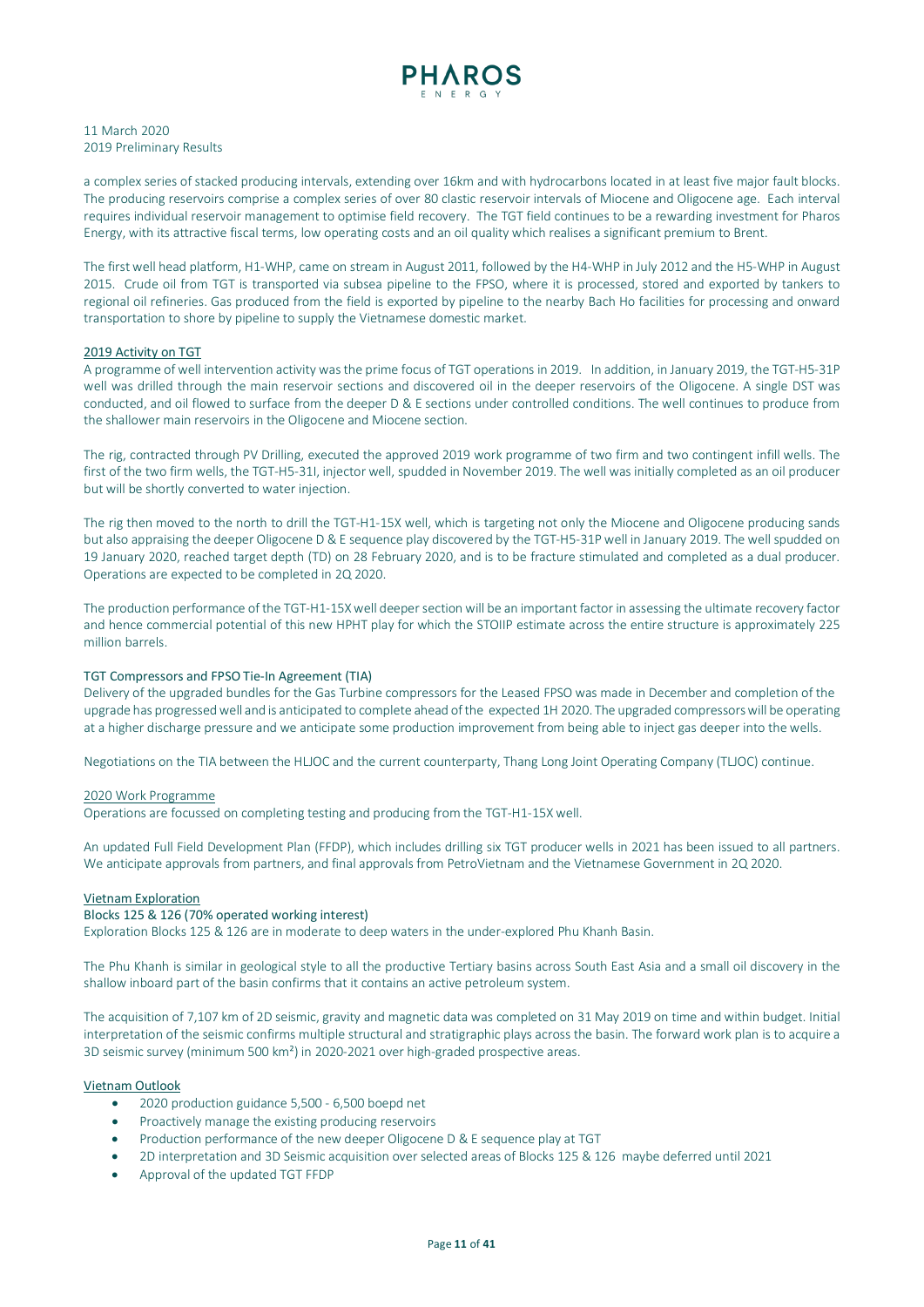a complex series of stacked producing intervals, extending over 16km and with hydrocarbons located in at least five major fault blocks. The producing reservoirs comprise a complex series of over 80 clastic reservoir intervals of Miocene and Oligocene age. Each interval requires individual reservoir management to optimise field recovery. The TGT field continues to be a rewarding investment for Pharos Energy, with its attractive fiscal terms, low operating costs and an oil quality which realises a significant premium to Brent.

The first well head platform, H1-WHP, came on stream in August 2011, followed by the H4-WHP in July 2012 and the H5-WHP in August 2015. Crude oil from TGT is transported via subsea pipeline to the FPSO, where it is processed, stored and exported by tankers to regional oil refineries. Gas produced from the field is exported by pipeline to the nearby Bach Ho facilities for processing and onward transportation to shore by pipeline to supply the Vietnamese domestic market.

## 2019 Activity on TGT

A programme of well intervention activity was the prime focus of TGT operations in 2019. In addition, in January 2019, the TGT-H5-31P well was drilled through the main reservoir sections and discovered oil in the deeper reservoirs of the Oligocene. A single DST was conducted, and oil flowed to surface from the deeper D & E sections under controlled conditions. The well continues to produce from the shallower main reservoirs in the Oligocene and Miocene section.

The rig, contracted through PV Drilling, executed the approved 2019 work programme of two firm and two contingent infill wells. The first of the two firm wells, the TGT-H5-31I, injector well, spudded in November 2019. The well was initially completed as an oil producer but will be shortly converted to water injection.

The rig then moved to the north to drill the TGT-H1-15X well, which is targeting not only the Miocene and Oligocene producing sands but also appraising the deeper Oligocene D & E sequence play discovered by the TGT-H5-31P well in January 2019. The well spudded on 19 January 2020, reached target depth (TD) on 28 February 2020, and is to be fracture stimulated and completed as a dual producer. Operations are expected to be completed in 2Q 2020.

The production performance of the TGT-H1-15X well deeper section will be an important factor in assessing the ultimate recovery factor and hence commercial potential of this new HPHT play for which the STOIIP estimate across the entire structure is approximately 225 million barrels.

### TGT Compressors and FPSO Tie-In Agreement (TIA)

Delivery of the upgraded bundles for the Gas Turbine compressors for the Leased FPSO was made in December and completion of the upgrade has progressed well and is anticipated to complete ahead of the expected 1H 2020. The upgraded compressors will be operating at a higher discharge pressure and we anticipate some production improvement from being able to inject gas deeper into the wells.

Negotiations on the TIA between the HLJOC and the current counterparty, Thang Long Joint Operating Company (TLJOC) continue.

## 2020 Work Programme

Operations are focussed on completing testing and producing from the TGT-H1-15X well.

An updated Full Field Development Plan (FFDP), which includes drilling six TGT producer wells in 2021 has been issued to all partners. We anticipate approvals from partners, and final approvals from PetroVietnam and the Vietnamese Government in 2Q 2020.

## Vietnam Exploration

### Blocks 125 & 126 (70% operated working interest)

Exploration Blocks 125 & 126 are in moderate to deep waters in the under-explored Phu Khanh Basin.

The Phu Khanh is similar in geological style to all the productive Tertiary basins across South East Asia and a small oil discovery in the shallow inboard part of the basin confirms that it contains an active petroleum system.

The acquisition of 7,107 km of 2D seismic, gravity and magnetic data was completed on 31 May 2019 on time and within budget. Initial interpretation of the seismic confirms multiple structural and stratigraphic plays across the basin. The forward work plan is to acquire a 3D seismic survey (minimum 500 km²) in 2020-2021 over high-graded prospective areas.

## Vietnam Outlook

- 2020 production guidance 5,500 - 6,500 boepd net
- Proactively manage the existing producing reservoirs
- Production performance of the new deeper Oligocene D & E sequence play at TGT
- 2D interpretation and 3D Seismic acquisition over selected areas of Blocks 125 & 126 maybe deferred until 2021
- Approval of the updated TGT FFDP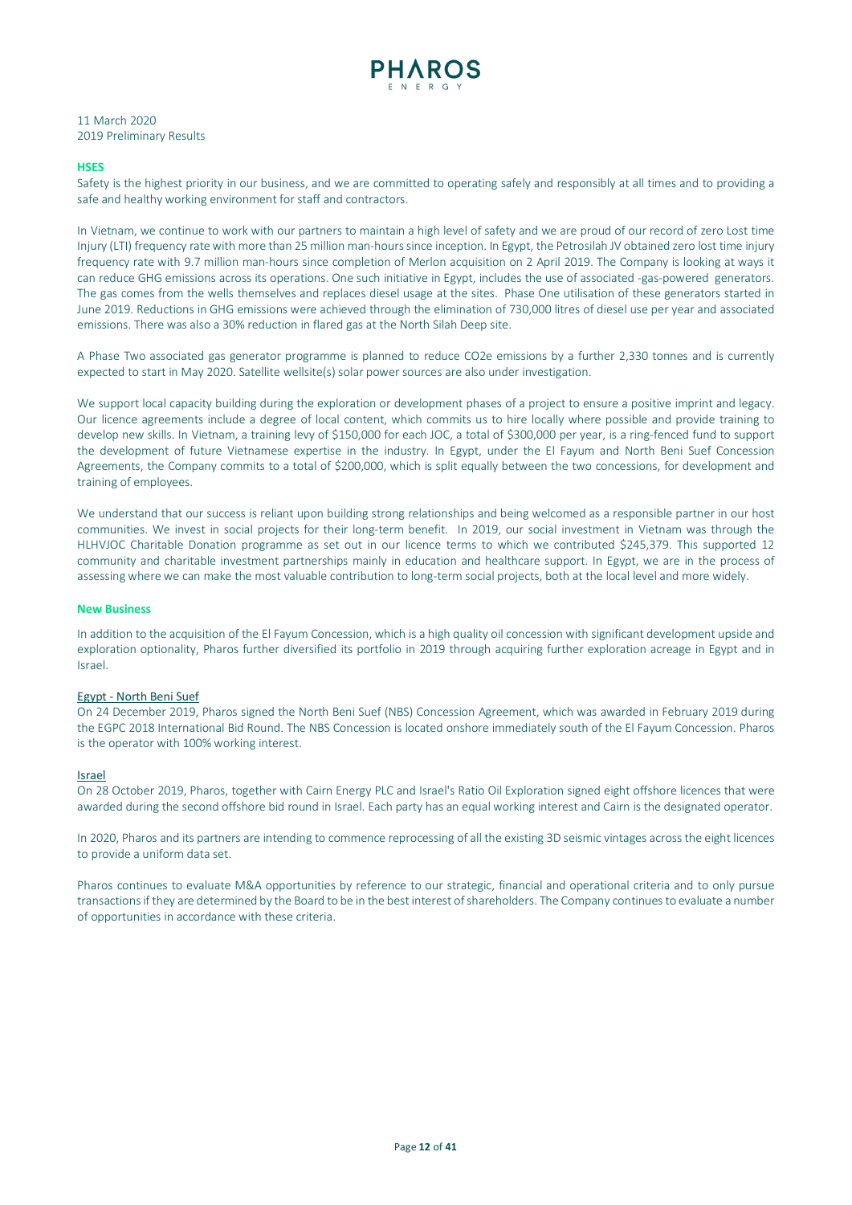11 March 2020
2019 Preliminary Results

## HSES

Safety is the highest priority in our business, and we are committed to operating safely and responsibly at all times and to providing a safe and healthy working environment for staff and contractors.

In Vietnam, we continue to work with our partners to maintain a high level of safety and we are proud of our record of zero Lost time Injury (LTI) frequency rate with more than 25 million man-hours since inception. In Egypt, the Petrosilah JV obtained zero lost time injury frequency rate with 9.7 million man-hours since completion of Merlon acquisition on 2 April 2019. The Company is looking at ways it can reduce GHG emissions across its operations. One such initiative in Egypt, includes the use of associated -gas-powered generators. The gas comes from the wells themselves and replaces diesel usage at the sites. Phase One utilisation of these generators started in June 2019. Reductions in GHG emissions were achieved through the elimination of 730,000 litres of diesel use per year and associated emissions. There was also a 30% reduction in flared gas at the North Silah Deep site.

A Phase Two associated gas generator programme is planned to reduce CO2e emissions by a further 2,330 tonnes and is currently expected to start in May 2020. Satellite wellsite(s) solar power sources are also under investigation.

We support local capacity building during the exploration or development phases of a project to ensure a positive imprint and legacy. Our licence agreements include a degree of local content, which commits us to hire locally where possible and provide training to develop new skills. In Vietnam, a training levy of $150,000 for each JOC, a total of $300,000 per year, is a ring-fenced fund to support the development of future Vietnamese expertise in the industry. In Egypt, under the El Fayum and North Beni Suef Concession Agreements, the Company commits to a total of $200,000, which is split equally between the two concessions, for development and training of employees.

We understand that our success is reliant upon building strong relationships and being welcomed as a responsible partner in our host communities. We invest in social projects for their long-term benefit. In 2019, our social investment in Vietnam was through the HLHVJOC Charitable Donation programme as set out in our licence terms to which we contributed $245,379. This supported 12 community and charitable investment partnerships mainly in education and healthcare support. In Egypt, we are in the process of assessing where we can make the most valuable contribution to long-term social projects, both at the local level and more widely.

## New Business

In addition to the acquisition of the El Fayum Concession, which is a high quality oil concession with significant development upside and exploration optionality, Pharos further diversified its portfolio in 2019 through acquiring further exploration acreage in Egypt and in Israel.

### Egypt - North Beni Suef

On 24 December 2019, Pharos signed the North Beni Suef (NBS) Concession Agreement, which was awarded in February 2019 during the EGPC 2018 International Bid Round. The NBS Concession is located onshore immediately south of the El Fayum Concession. Pharos is the operator with 100% working interest.

### Israel

On 28 October 2019, Pharos, together with Cairn Energy PLC and Israel's Ratio Oil Exploration signed eight offshore licences that were awarded during the second offshore bid round in Israel. Each party has an equal working interest and Cairn is the designated operator.

In 2020, Pharos and its partners are intending to commence reprocessing of all the existing 3D seismic vintages across the eight licences to provide a uniform data set.

Pharos continues to evaluate M&A opportunities by reference to our strategic, financial and operational criteria and to only pursue transactions if they are determined by the Board to be in the best interest of shareholders. The Company continues to evaluate a number of opportunities in accordance with these criteria.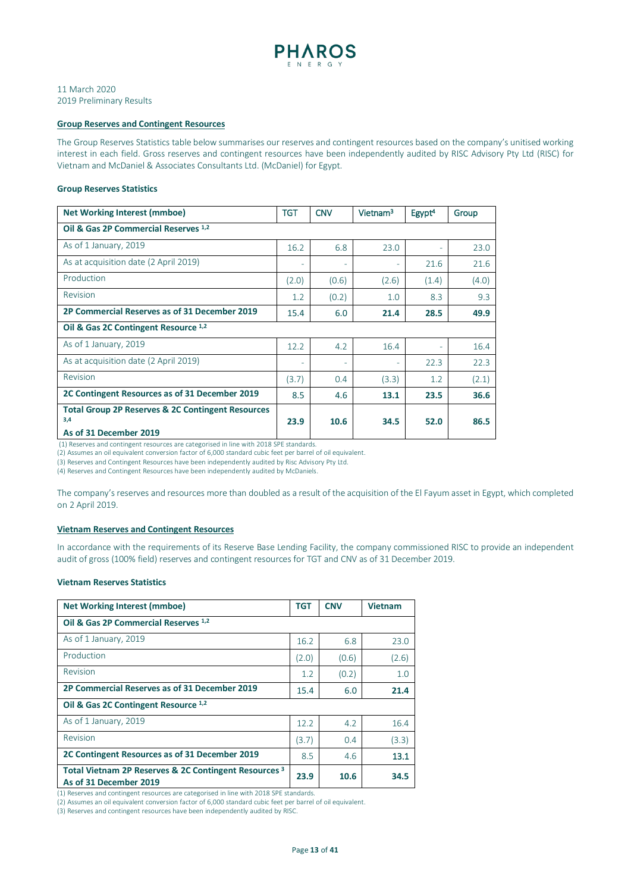11 March 2020
2019 Preliminary Results

**Group Reserves and Contingent Resources**

The Group Reserves Statistics table below summarises our reserves and contingent resources based on the company's unitised working interest in each field. Gross reserves and contingent resources have been independently audited by RISC Advisory Pty Ltd (RISC) for Vietnam and McDaniel & Associates Consultants Ltd. (McDaniel) for Egypt.

**Group Reserves Statistics**

| Net Working Interest (mmboe) | TGT | CNV | Vietnam[3] | Egypt[4] | Group |
|---|---|---|---|---|---|
| **Oil & Gas 2P Commercial Reserves [1,2]** | | | | | |
| As of 1 January, 2019 | 16.2 | 6.8 | 23.0 | - | 23.0 |
| As at acquisition date (2 April 2019) | - | - | - | 21.6 | 21.6 |
| Production | (2.0) | (0.6) | (2.6) | (1.4) | (4.0) |
| Revision | 1.2 | (0.2) | 1.0 | 8.3 | 9.3 |
| **2P Commercial Reserves as of 31 December 2019** | 15.4 | 6.0 | **21.4** | **28.5** | **49.9** |
| **Oil & Gas 2C Contingent Resource [1,2]** | | | | | |
| As of 1 January, 2019 | 12.2 | 4.2 | 16.4 | - | 16.4 |
| As at acquisition date (2 April 2019) | - | - | - | 22.3 | 22.3 |
| Revision | (3.7) | 0.4 | (3.3) | 1.2 | (2.1) |
| **2C Contingent Resources as of 31 December 2019** | 8.5 | 4.6 | **13.1** | **23.5** | **36.6** |
| **Total Group 2P Reserves & 2C Contingent Resources [3,4] As of 31 December 2019** | **23.9** | **10.6** | **34.5** | **52.0** | **86.5** |

(1) Reserves and contingent resources are categorised in line with 2018 SPE standards.
(2) Assumes an oil equivalent conversion factor of 6,000 standard cubic feet per barrel of oil equivalent.
(3) Reserves and Contingent Resources have been independently audited by Risc Advisory Pty Ltd.
(4) Reserves and Contingent Resources have been independently audited by McDaniels.

The company's reserves and resources more than doubled as a result of the acquisition of the El Fayum asset in Egypt, which completed on 2 April 2019.

**Vietnam Reserves and Contingent Resources**

In accordance with the requirements of its Reserve Base Lending Facility, the company commissioned RISC to provide an independent audit of gross (100% field) reserves and contingent resources for TGT and CNV as of 31 December 2019.

**Vietnam Reserves Statistics**

| Net Working Interest (mmboe) | TGT | CNV | Vietnam |
|---|---|---|---|
| **Oil & Gas 2P Commercial Reserves [1,2]** | | | |
| As of 1 January, 2019 | 16.2 | 6.8 | 23.0 |
| Production | (2.0) | (0.6) | (2.6) |
| Revision | 1.2 | (0.2) | 1.0 |
| **2P Commercial Reserves as of 31 December 2019** | 15.4 | 6.0 | **21.4** |
| **Oil & Gas 2C Contingent Resource [1,2]** | | | |
| As of 1 January, 2019 | 12.2 | 4.2 | 16.4 |
| Revision | (3.7) | 0.4 | (3.3) |
| **2C Contingent Resources as of 31 December 2019** | 8.5 | 4.6 | **13.1** |
| **Total Vietnam 2P Reserves & 2C Contingent Resources [3] As of 31 December 2019** | **23.9** | **10.6** | **34.5** |

(1) Reserves and contingent resources are categorised in line with 2018 SPE standards.
(2) Assumes an oil equivalent conversion factor of 6,000 standard cubic feet per barrel of oil equivalent.
(3) Reserves and contingent resources have been independently audited by RISC.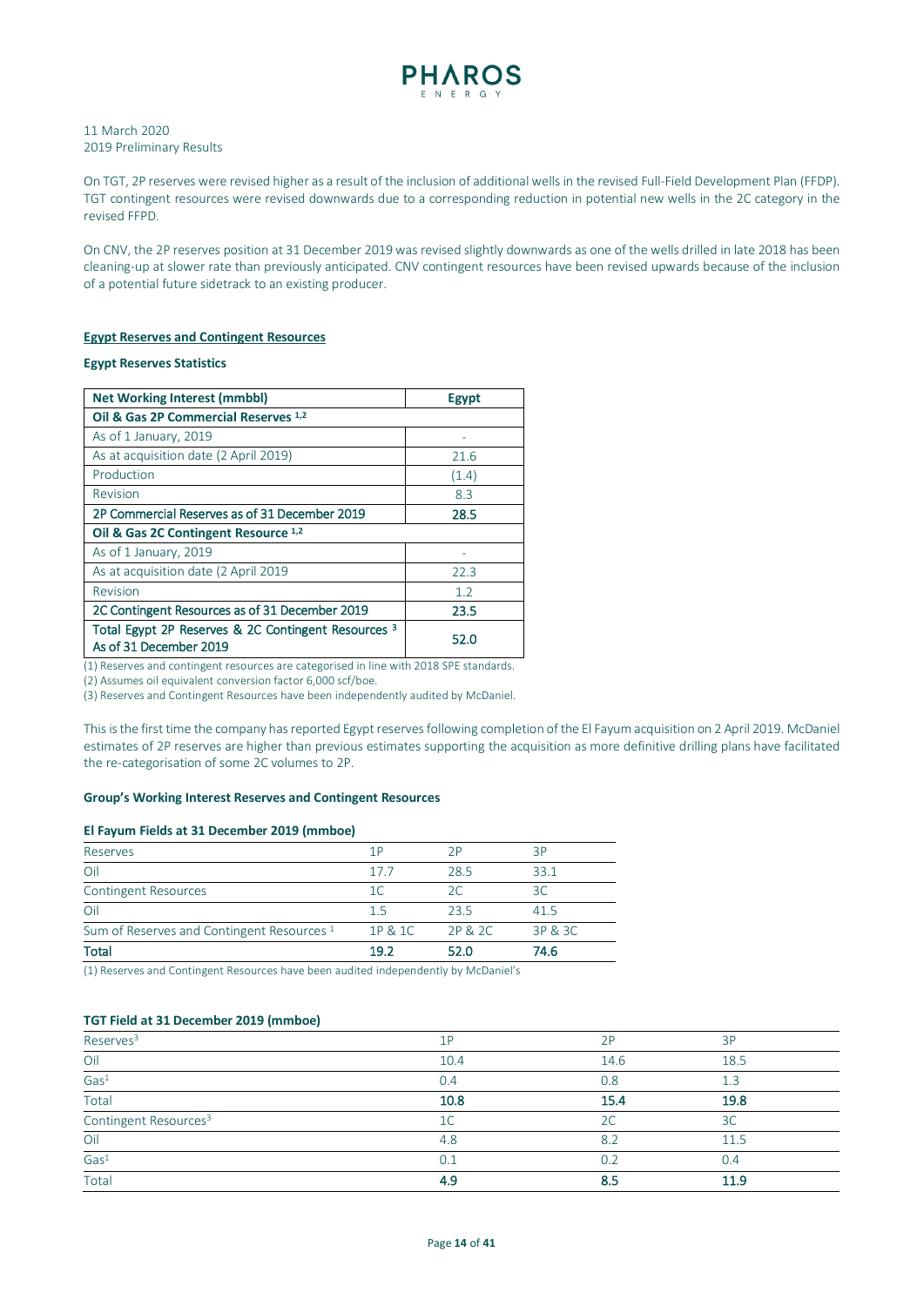11 March 2020
2019 Preliminary Results

On TGT, 2P reserves were revised higher as a result of the inclusion of additional wells in the revised Full-Field Development Plan (FFDP). TGT contingent resources were revised downwards due to a corresponding reduction in potential new wells in the 2C category in the revised FFPD.

On CNV, the 2P reserves position at 31 December 2019 was revised slightly downwards as one of the wells drilled in late 2018 has been cleaning-up at slower rate than previously anticipated. CNV contingent resources have been revised upwards because of the inclusion of a potential future sidetrack to an existing producer.

**Egypt Reserves and Contingent Resources**

**Egypt Reserves Statistics**

| Net Working Interest (mmbbl) | Egypt |
|---|---|
| **Oil & Gas 2P Commercial Reserves [1,2]** | |
| As of 1 January, 2019 | - |
| As at acquisition date (2 April 2019) | 21.6 |
| Production | (1.4) |
| Revision | 8.3 |
| **2P Commercial Reserves as of 31 December 2019** | **28.5** |
| **Oil & Gas 2C Contingent Resource [1,2]** | |
| As of 1 January, 2019 | - |
| As at acquisition date (2 April 2019 | 22.3 |
| Revision | 1.2 |
| **2C Contingent Resources as of 31 December 2019** | **23.5** |
| **Total Egypt 2P Reserves & 2C Contingent Resources [3] As of 31 December 2019** | **52.0** |

(1) Reserves and contingent resources are categorised in line with 2018 SPE standards.
(2) Assumes oil equivalent conversion factor 6,000 scf/boe.
(3) Reserves and Contingent Resources have been independently audited by McDaniel.

This is the first time the company has reported Egypt reserves following completion of the El Fayum acquisition on 2 April 2019. McDaniel estimates of 2P reserves are higher than previous estimates supporting the acquisition as more definitive drilling plans have facilitated the re-categorisation of some 2C volumes to 2P.

**Group's Working Interest Reserves and Contingent Resources**

**El Fayum Fields at 31 December 2019 (mmboe)**

| Reserves | 1P | 2P | 3P |
|---|---|---|---|
| Oil | 17.7 | 28.5 | 33.1 |
| Contingent Resources | 1C | 2C | 3C |
| Oil | 1.5 | 23.5 | 41.5 |
| Sum of Reserves and Contingent Resources [1] | 1P & 1C | 2P & 2C | 3P & 3C |
| **Total** | **19.2** | **52.0** | **74.6** |

(1) Reserves and Contingent Resources have been audited independently by McDaniel's

**TGT Field at 31 December 2019 (mmboe)**

| Reserves[3] | 1P | 2P | 3P |
|---|---|---|---|
| Oil | 10.4 | 14.6 | 18.5 |
| Gas[1] | 0.4 | 0.8 | 1.3 |
| Total | **10.8** | **15.4** | **19.8** |
| Contingent Resources[3] | 1C | 2C | 3C |
| Oil | 4.8 | 8.2 | 11.5 |
| Gas[1] | 0.1 | 0.2 | 0.4 |
| Total | **4.9** | **8.5** | **11.9** |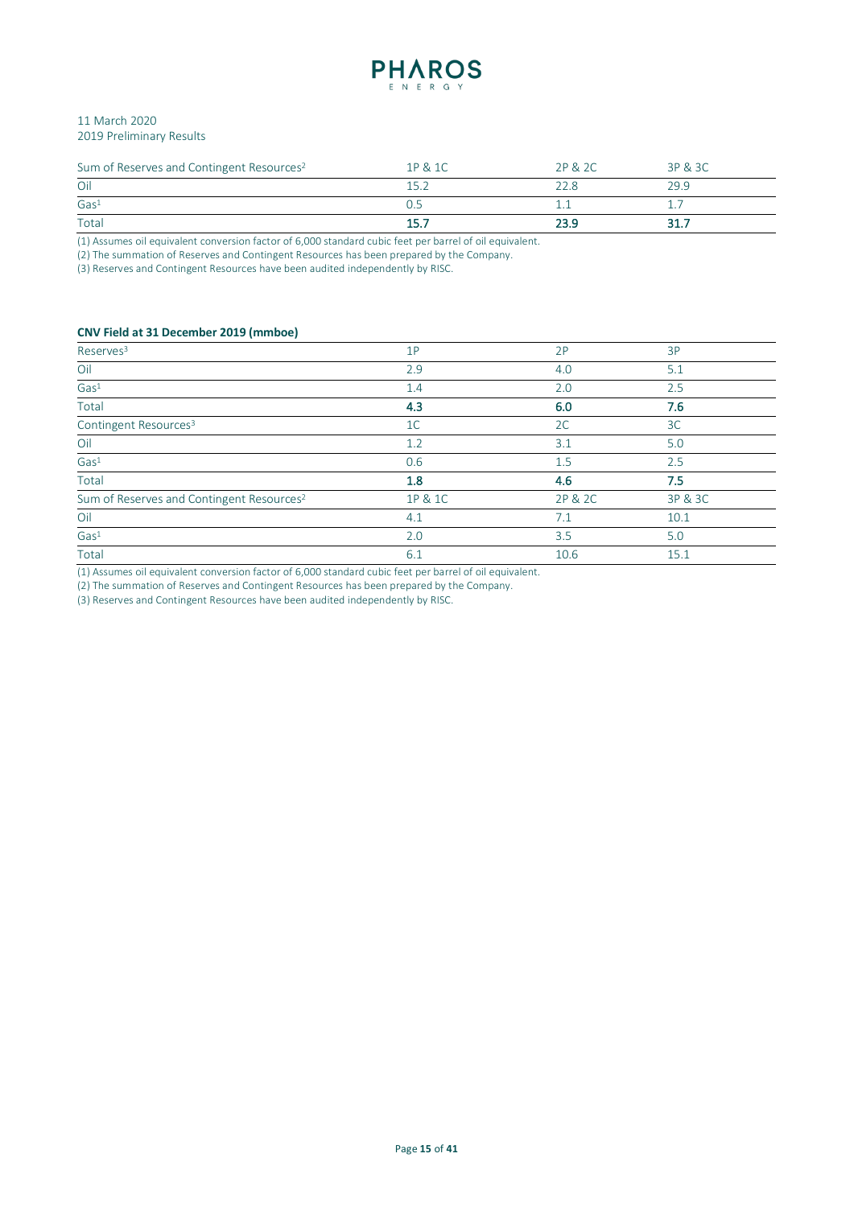11 March 2020
2019 Preliminary Results

| Sum of Reserves and Contingent Resources[2] | 1P & 1C | 2P & 2C | 3P & 3C |
|---|---|---|---|
| Oil | 15.2 | 22.8 | 29.9 |
| Gas[1] | 0.5 | 1.1 | 1.7 |
| Total | **15.7** | **23.9** | **31.7** |

(1) Assumes oil equivalent conversion factor of 6,000 standard cubic feet per barrel of oil equivalent.
(2) The summation of Reserves and Contingent Resources has been prepared by the Company.
(3) Reserves and Contingent Resources have been audited independently by RISC.

**CNV Field at 31 December 2019 (mmboe)**

| Reserves[3] | 1P | 2P | 3P |
|---|---|---|---|
| Oil | 2.9 | 4.0 | 5.1 |
| Gas[1] | 1.4 | 2.0 | 2.5 |
| Total | **4.3** | **6.0** | **7.6** |
| Contingent Resources[3] | 1C | 2C | 3C |
| Oil | 1.2 | 3.1 | 5.0 |
| Gas[1] | 0.6 | 1.5 | 2.5 |
| Total | **1.8** | **4.6** | **7.5** |
| Sum of Reserves and Contingent Resources[2] | 1P & 1C | 2P & 2C | 3P & 3C |
| Oil | 4.1 | 7.1 | 10.1 |
| Gas[1] | 2.0 | 3.5 | 5.0 |
| Total | 6.1 | 10.6 | 15.1 |

(1) Assumes oil equivalent conversion factor of 6,000 standard cubic feet per barrel of oil equivalent.
(2) The summation of Reserves and Contingent Resources has been prepared by the Company.
(3) Reserves and Contingent Resources have been audited independently by RISC.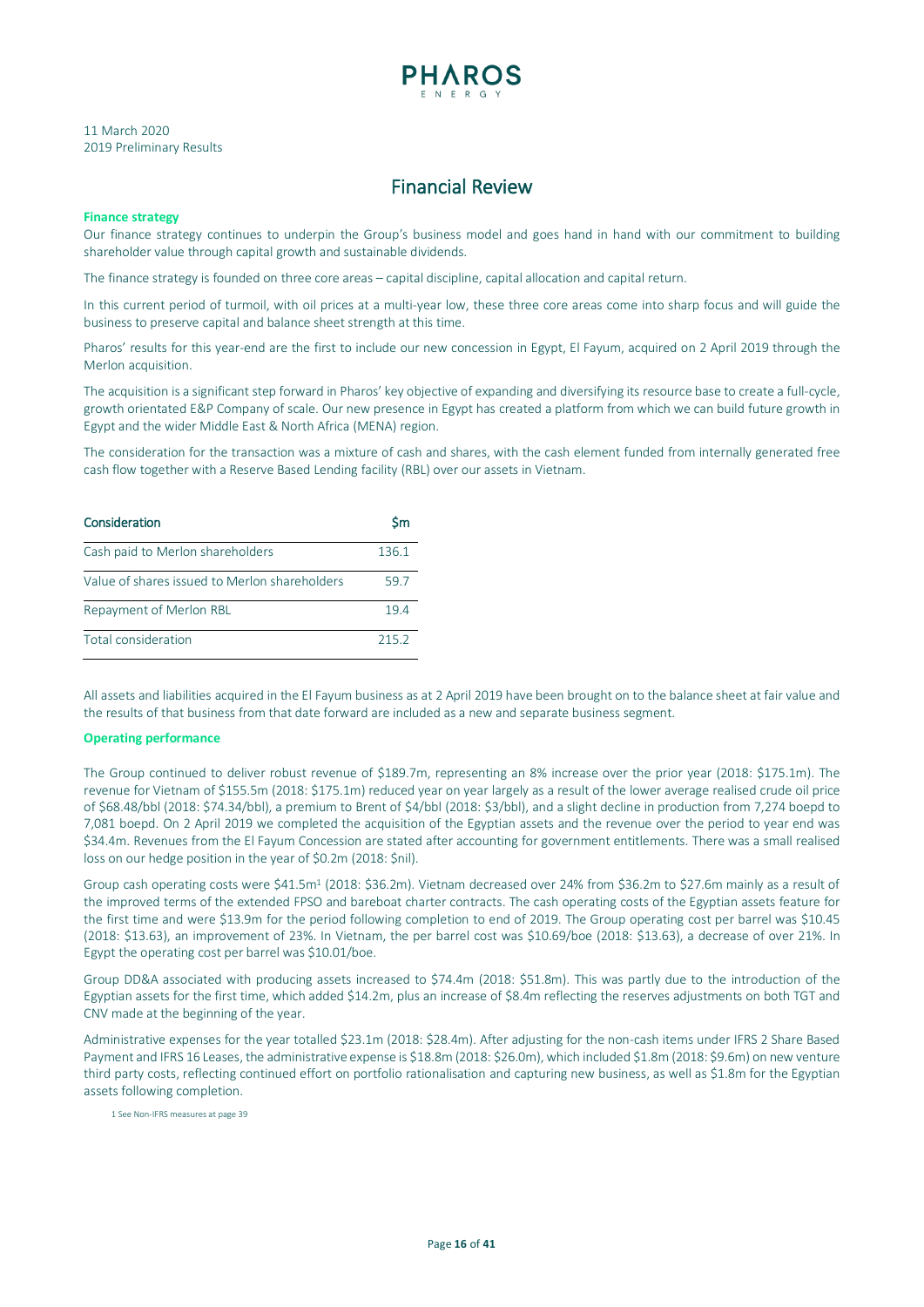11 March 2020
2019 Preliminary Results

# Financial Review

### Finance strategy

Our finance strategy continues to underpin the Group's business model and goes hand in hand with our commitment to building shareholder value through capital growth and sustainable dividends.

The finance strategy is founded on three core areas – capital discipline, capital allocation and capital return.

In this current period of turmoil, with oil prices at a multi-year low, these three core areas come into sharp focus and will guide the business to preserve capital and balance sheet strength at this time.

Pharos' results for this year-end are the first to include our new concession in Egypt, El Fayum, acquired on 2 April 2019 through the Merlon acquisition.

The acquisition is a significant step forward in Pharos' key objective of expanding and diversifying its resource base to create a full-cycle, growth orientated E&P Company of scale. Our new presence in Egypt has created a platform from which we can build future growth in Egypt and the wider Middle East & North Africa (MENA) region.

The consideration for the transaction was a mixture of cash and shares, with the cash element funded from internally generated free cash flow together with a Reserve Based Lending facility (RBL) over our assets in Vietnam.

| Consideration | $m |
|---|---|
| Cash paid to Merlon shareholders | 136.1 |
| Value of shares issued to Merlon shareholders | 59.7 |
| Repayment of Merlon RBL | 19.4 |
| Total consideration | 215.2 |

All assets and liabilities acquired in the El Fayum business as at 2 April 2019 have been brought on to the balance sheet at fair value and the results of that business from that date forward are included as a new and separate business segment.

### Operating performance

The Group continued to deliver robust revenue of $189.7m, representing an 8% increase over the prior year (2018: $175.1m). The revenue for Vietnam of $155.5m (2018: $175.1m) reduced year on year largely as a result of the lower average realised crude oil price of $68.48/bbl (2018: $74.34/bbl), a premium to Brent of $4/bbl (2018: $3/bbl), and a slight decline in production from 7,274 boepd to 7,081 boepd. On 2 April 2019 we completed the acquisition of the Egyptian assets and the revenue over the period to year end was $34.4m. Revenues from the El Fayum Concession are stated after accounting for government entitlements. There was a small realised loss on our hedge position in the year of $0.2m (2018: $nil).

Group cash operating costs were $41.5m[1] (2018: $36.2m). Vietnam decreased over 24% from $36.2m to $27.6m mainly as a result of the improved terms of the extended FPSO and bareboat charter contracts. The cash operating costs of the Egyptian assets feature for the first time and were $13.9m for the period following completion to end of 2019. The Group operating cost per barrel was $10.45 (2018: $13.63), an improvement of 23%. In Vietnam, the per barrel cost was $10.69/boe (2018: $13.63), a decrease of over 21%. In Egypt the operating cost per barrel was $10.01/boe.

Group DD&A associated with producing assets increased to $74.4m (2018: $51.8m). This was partly due to the introduction of the Egyptian assets for the first time, which added $14.2m, plus an increase of $8.4m reflecting the reserves adjustments on both TGT and CNV made at the beginning of the year.

Administrative expenses for the year totalled $23.1m (2018: $28.4m). After adjusting for the non-cash items under IFRS 2 Share Based Payment and IFRS 16 Leases, the administrative expense is $18.8m (2018: $26.0m), which included $1.8m (2018: $9.6m) on new venture third party costs, reflecting continued effort on portfolio rationalisation and capturing new business, as well as $1.8m for the Egyptian assets following completion.

1 See Non-IFRS measures at page 39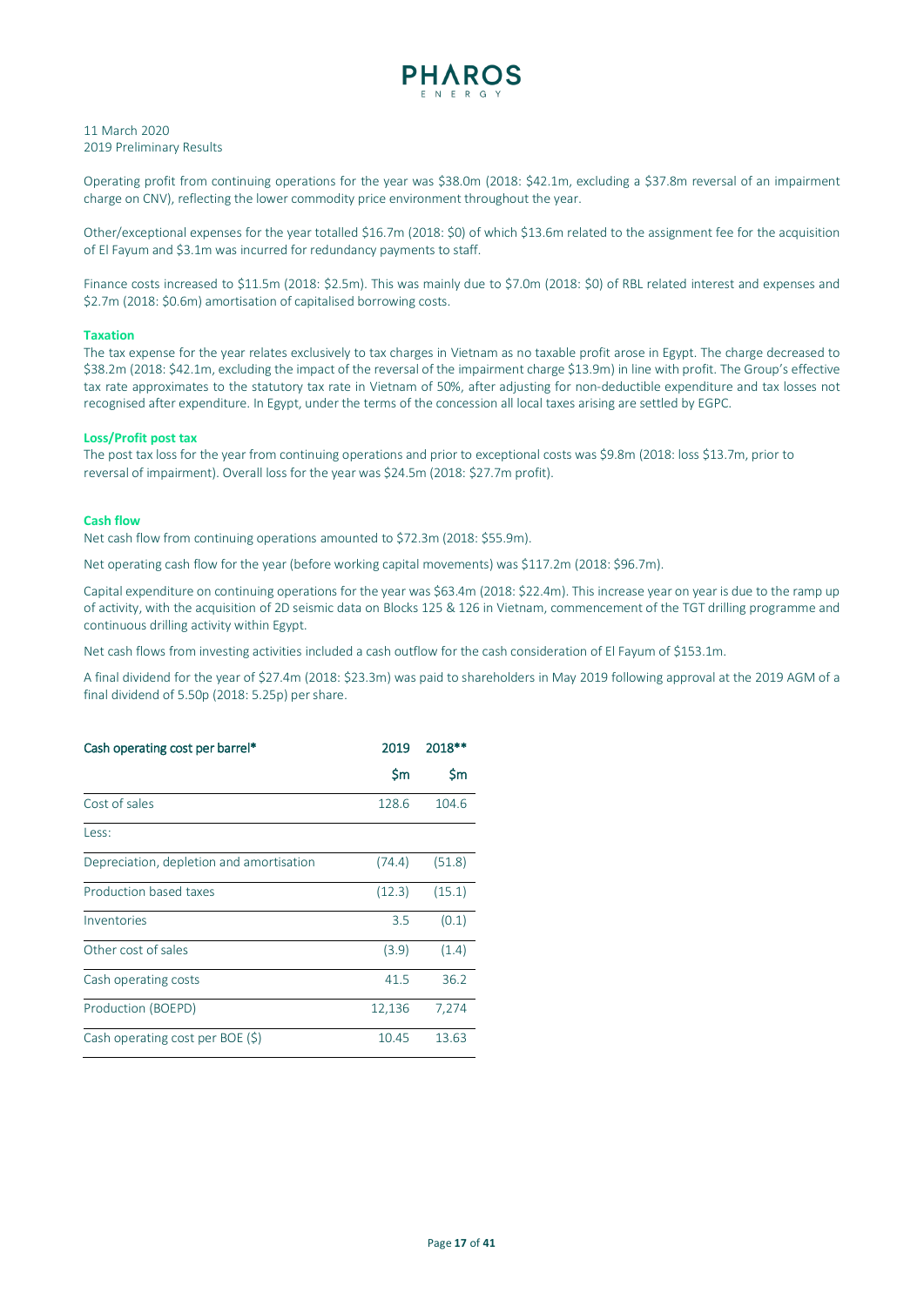11 March 2020
2019 Preliminary Results

Operating profit from continuing operations for the year was $38.0m (2018: $42.1m, excluding a $37.8m reversal of an impairment charge on CNV), reflecting the lower commodity price environment throughout the year.

Other/exceptional expenses for the year totalled $16.7m (2018: $0) of which $13.6m related to the assignment fee for the acquisition of El Fayum and $3.1m was incurred for redundancy payments to staff.

Finance costs increased to $11.5m (2018: $2.5m). This was mainly due to $7.0m (2018: $0) of RBL related interest and expenses and $2.7m (2018: $0.6m) amortisation of capitalised borrowing costs.

**Taxation**

The tax expense for the year relates exclusively to tax charges in Vietnam as no taxable profit arose in Egypt. The charge decreased to $38.2m (2018: $42.1m, excluding the impact of the reversal of the impairment charge $13.9m) in line with profit. The Group's effective tax rate approximates to the statutory tax rate in Vietnam of 50%, after adjusting for non-deductible expenditure and tax losses not recognised after expenditure. In Egypt, under the terms of the concession all local taxes arising are settled by EGPC.

**Loss/Profit post tax**

The post tax loss for the year from continuing operations and prior to exceptional costs was $9.8m (2018: loss $13.7m, prior to reversal of impairment). Overall loss for the year was $24.5m (2018: $27.7m profit).

**Cash flow**

Net cash flow from continuing operations amounted to $72.3m (2018: $55.9m).

Net operating cash flow for the year (before working capital movements) was $117.2m (2018: $96.7m).

Capital expenditure on continuing operations for the year was $63.4m (2018: $22.4m). This increase year on year is due to the ramp up of activity, with the acquisition of 2D seismic data on Blocks 125 & 126 in Vietnam, commencement of the TGT drilling programme and continuous drilling activity within Egypt.

Net cash flows from investing activities included a cash outflow for the cash consideration of El Fayum of $153.1m.

A final dividend for the year of $27.4m (2018: $23.3m) was paid to shareholders in May 2019 following approval at the 2019 AGM of a final dividend of 5.50p (2018: 5.25p) per share.

| Cash operating cost per barrel* | 2019 | 2018** |
|---|---|---|
| | $m | $m |
| Cost of sales | 128.6 | 104.6 |
| Less: | | |
| Depreciation, depletion and amortisation | (74.4) | (51.8) |
| Production based taxes | (12.3) | (15.1) |
| Inventories | 3.5 | (0.1) |
| Other cost of sales | (3.9) | (1.4) |
| Cash operating costs | 41.5 | 36.2 |
| Production (BOEPD) | 12,136 | 7,274 |
| Cash operating cost per BOE ($) | 10.45 | 13.63 |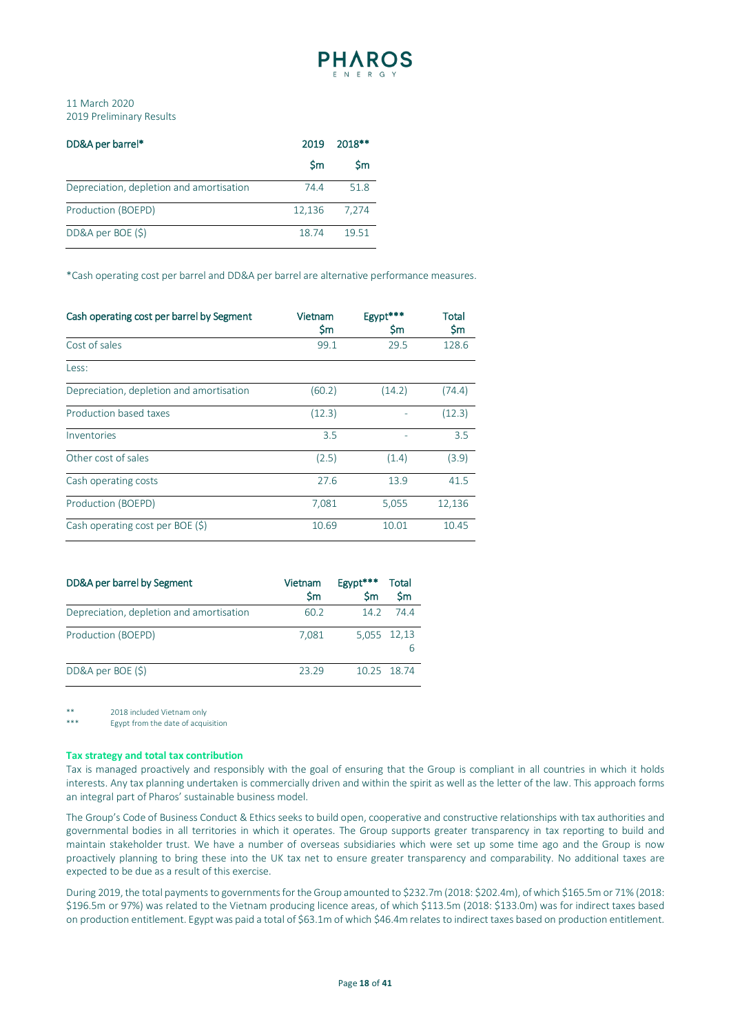11 March 2020
2019 Preliminary Results

| DD&A per barrel* | 2019 | 2018** |
|---|---|---|
| | $m | $m |
| Depreciation, depletion and amortisation | 74.4 | 51.8 |
| Production (BOEPD) | 12,136 | 7,274 |
| DD&A per BOE ($) | 18.74 | 19.51 |

*Cash operating cost per barrel and DD&A per barrel are alternative performance measures.

| Cash operating cost per barrel by Segment | Vietnam $m | Egypt*** $m | Total $m |
|---|---|---|---|
| Cost of sales | 99.1 | 29.5 | 128.6 |
| Less: | | | |
| Depreciation, depletion and amortisation | (60.2) | (14.2) | (74.4) |
| Production based taxes | (12.3) | - | (12.3) |
| Inventories | 3.5 | - | 3.5 |
| Other cost of sales | (2.5) | (1.4) | (3.9) |
| Cash operating costs | 27.6 | 13.9 | 41.5 |
| Production (BOEPD) | 7,081 | 5,055 | 12,136 |
| Cash operating cost per BOE ($) | 10.69 | 10.01 | 10.45 |

| DD&A per barrel by Segment | Vietnam $m | Egypt*** $m | Total $m |
|---|---|---|---|
| Depreciation, depletion and amortisation | 60.2 | 14.2 | 74.4 |
| Production (BOEPD) | 7,081 | 5,055 | 12,136 |
| DD&A per BOE ($) | 23.29 | 10.25 | 18.74 |

** 2018 included Vietnam only
*** Egypt from the date of acquisition

**Tax strategy and total tax contribution**

Tax is managed proactively and responsibly with the goal of ensuring that the Group is compliant in all countries in which it holds interests. Any tax planning undertaken is commercially driven and within the spirit as well as the letter of the law. This approach forms an integral part of Pharos' sustainable business model.

The Group's Code of Business Conduct & Ethics seeks to build open, cooperative and constructive relationships with tax authorities and governmental bodies in all territories in which it operates. The Group supports greater transparency in tax reporting to build and maintain stakeholder trust. We have a number of overseas subsidiaries which were set up some time ago and the Group is now proactively planning to bring these into the UK tax net to ensure greater transparency and comparability. No additional taxes are expected to be due as a result of this exercise.

During 2019, the total payments to governments for the Group amounted to $232.7m (2018: $202.4m), of which $165.5m or 71% (2018: $196.5m or 97%) was related to the Vietnam producing licence areas, of which $113.5m (2018: $133.0m) was for indirect taxes based on production entitlement. Egypt was paid a total of $63.1m of which $46.4m relates to indirect taxes based on production entitlement.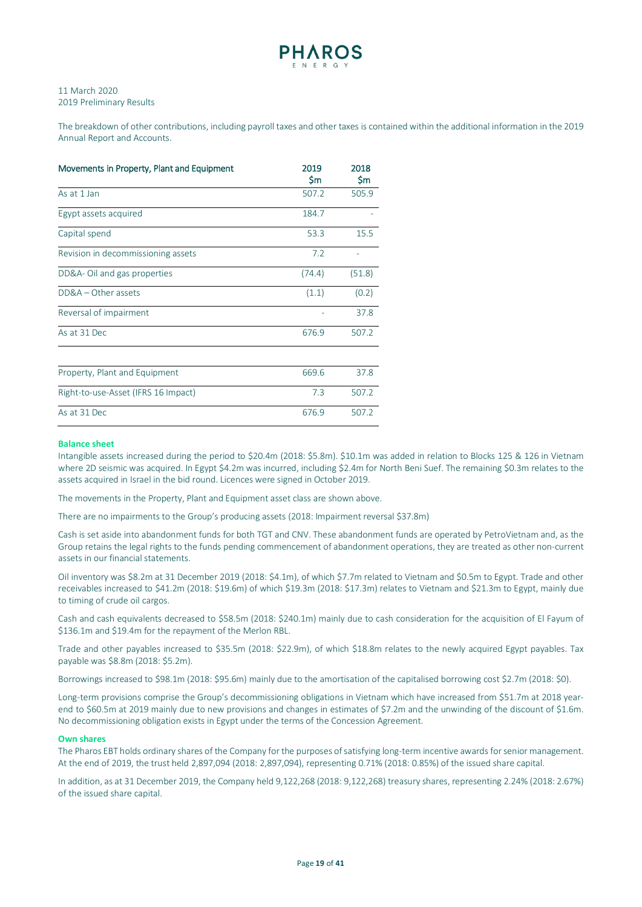11 March 2020
2019 Preliminary Results

The breakdown of other contributions, including payroll taxes and other taxes is contained within the additional information in the 2019 Annual Report and Accounts.

| Movements in Property, Plant and Equipment | 2019 $m | 2018 $m |
|---|---|---|
| As at 1 Jan | 507.2 | 505.9 |
| Egypt assets acquired | 184.7 | - |
| Capital spend | 53.3 | 15.5 |
| Revision in decommissioning assets | 7.2 | - |
| DD&A- Oil and gas properties | (74.4) | (51.8) |
| DD&A – Other assets | (1.1) | (0.2) |
| Reversal of impairment | - | 37.8 |
| As at 31 Dec | 676.9 | 507.2 |
| | | |
| Property, Plant and Equipment | 669.6 | 37.8 |
| Right-to-use-Asset (IFRS 16 Impact) | 7.3 | 507.2 |
| As at 31 Dec | 676.9 | 507.2 |

**Balance sheet**

Intangible assets increased during the period to $20.4m (2018: $5.8m). $10.1m was added in relation to Blocks 125 & 126 in Vietnam where 2D seismic was acquired. In Egypt $4.2m was incurred, including $2.4m for North Beni Suef. The remaining $0.3m relates to the assets acquired in Israel in the bid round. Licences were signed in October 2019.

The movements in the Property, Plant and Equipment asset class are shown above.

There are no impairments to the Group's producing assets (2018: Impairment reversal $37.8m)

Cash is set aside into abandonment funds for both TGT and CNV. These abandonment funds are operated by PetroVietnam and, as the Group retains the legal rights to the funds pending commencement of abandonment operations, they are treated as other non-current assets in our financial statements.

Oil inventory was $8.2m at 31 December 2019 (2018: $4.1m), of which $7.7m related to Vietnam and $0.5m to Egypt. Trade and other receivables increased to $41.2m (2018: $19.6m) of which $19.3m (2018: $17.3m) relates to Vietnam and $21.3m to Egypt, mainly due to timing of crude oil cargos.

Cash and cash equivalents decreased to $58.5m (2018: $240.1m) mainly due to cash consideration for the acquisition of El Fayum of $136.1m and $19.4m for the repayment of the Merlon RBL.

Trade and other payables increased to $35.5m (2018: $22.9m), of which $18.8m relates to the newly acquired Egypt payables. Tax payable was $8.8m (2018: $5.2m).

Borrowings increased to $98.1m (2018: $95.6m) mainly due to the amortisation of the capitalised borrowing cost $2.7m (2018: $0).

Long-term provisions comprise the Group's decommissioning obligations in Vietnam which have increased from $51.7m at 2018 year-end to $60.5m at 2019 mainly due to new provisions and changes in estimates of $7.2m and the unwinding of the discount of $1.6m. No decommissioning obligation exists in Egypt under the terms of the Concession Agreement.

**Own shares**

The Pharos EBT holds ordinary shares of the Company for the purposes of satisfying long-term incentive awards for senior management. At the end of 2019, the trust held 2,897,094 (2018: 2,897,094), representing 0.71% (2018: 0.85%) of the issued share capital.

In addition, as at 31 December 2019, the Company held 9,122,268 (2018: 9,122,268) treasury shares, representing 2.24% (2018: 2.67%) of the issued share capital.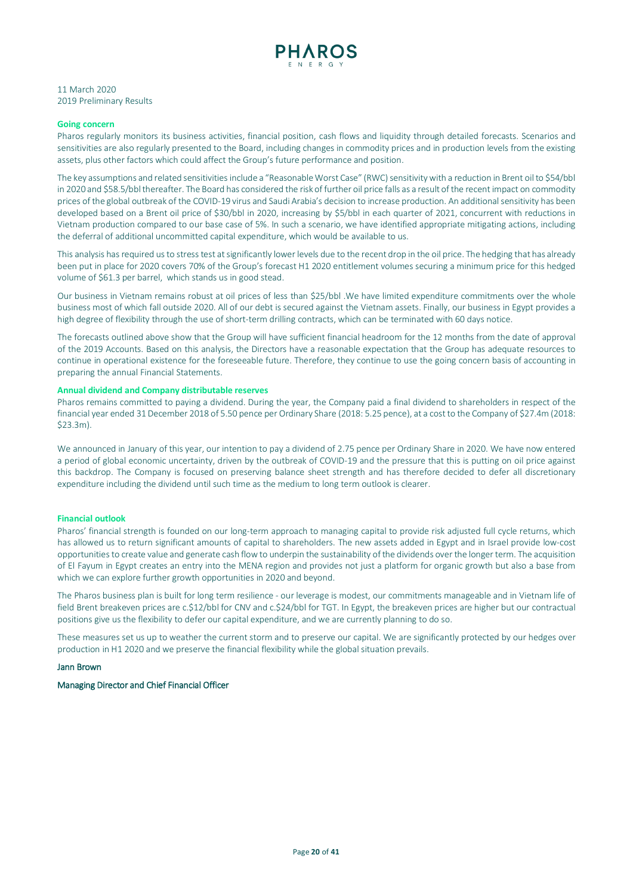11 March 2020
2019 Preliminary Results

### Going concern

Pharos regularly monitors its business activities, financial position, cash flows and liquidity through detailed forecasts. Scenarios and sensitivities are also regularly presented to the Board, including changes in commodity prices and in production levels from the existing assets, plus other factors which could affect the Group's future performance and position.

The key assumptions and related sensitivities include a "Reasonable Worst Case" (RWC) sensitivity with a reduction in Brent oil to $54/bbl in 2020 and $58.5/bbl thereafter. The Board has considered the risk of further oil price falls as a result of the recent impact on commodity prices of the global outbreak of the COVID-19 virus and Saudi Arabia's decision to increase production. An additional sensitivity has been developed based on a Brent oil price of $30/bbl in 2020, increasing by $5/bbl in each quarter of 2021, concurrent with reductions in Vietnam production compared to our base case of 5%. In such a scenario, we have identified appropriate mitigating actions, including the deferral of additional uncommitted capital expenditure, which would be available to us.

This analysis has required us to stress test at significantly lower levels due to the recent drop in the oil price. The hedging that has already been put in place for 2020 covers 70% of the Group's forecast H1 2020 entitlement volumes securing a minimum price for this hedged volume of $61.3 per barrel, which stands us in good stead.

Our business in Vietnam remains robust at oil prices of less than $25/bbl .We have limited expenditure commitments over the whole business most of which fall outside 2020. All of our debt is secured against the Vietnam assets. Finally, our business in Egypt provides a high degree of flexibility through the use of short-term drilling contracts, which can be terminated with 60 days notice.

The forecasts outlined above show that the Group will have sufficient financial headroom for the 12 months from the date of approval of the 2019 Accounts. Based on this analysis, the Directors have a reasonable expectation that the Group has adequate resources to continue in operational existence for the foreseeable future. Therefore, they continue to use the going concern basis of accounting in preparing the annual Financial Statements.

### Annual dividend and Company distributable reserves

Pharos remains committed to paying a dividend. During the year, the Company paid a final dividend to shareholders in respect of the financial year ended 31 December 2018 of 5.50 pence per Ordinary Share (2018: 5.25 pence), at a cost to the Company of $27.4m (2018: $23.3m).

We announced in January of this year, our intention to pay a dividend of 2.75 pence per Ordinary Share in 2020. We have now entered a period of global economic uncertainty, driven by the outbreak of COVID-19 and the pressure that this is putting on oil price against this backdrop. The Company is focused on preserving balance sheet strength and has therefore decided to defer all discretionary expenditure including the dividend until such time as the medium to long term outlook is clearer.

### Financial outlook

Pharos' financial strength is founded on our long-term approach to managing capital to provide risk adjusted full cycle returns, which has allowed us to return significant amounts of capital to shareholders. The new assets added in Egypt and in Israel provide low-cost opportunities to create value and generate cash flow to underpin the sustainability of the dividends over the longer term. The acquisition of El Fayum in Egypt creates an entry into the MENA region and provides not just a platform for organic growth but also a base from which we can explore further growth opportunities in 2020 and beyond.

The Pharos business plan is built for long term resilience - our leverage is modest, our commitments manageable and in Vietnam life of field Brent breakeven prices are c.$12/bbl for CNV and c.$24/bbl for TGT. In Egypt, the breakeven prices are higher but our contractual positions give us the flexibility to defer our capital expenditure, and we are currently planning to do so.

These measures set us up to weather the current storm and to preserve our capital. We are significantly protected by our hedges over production in H1 2020 and we preserve the financial flexibility while the global situation prevails.

**Jann Brown**

**Managing Director and Chief Financial Officer**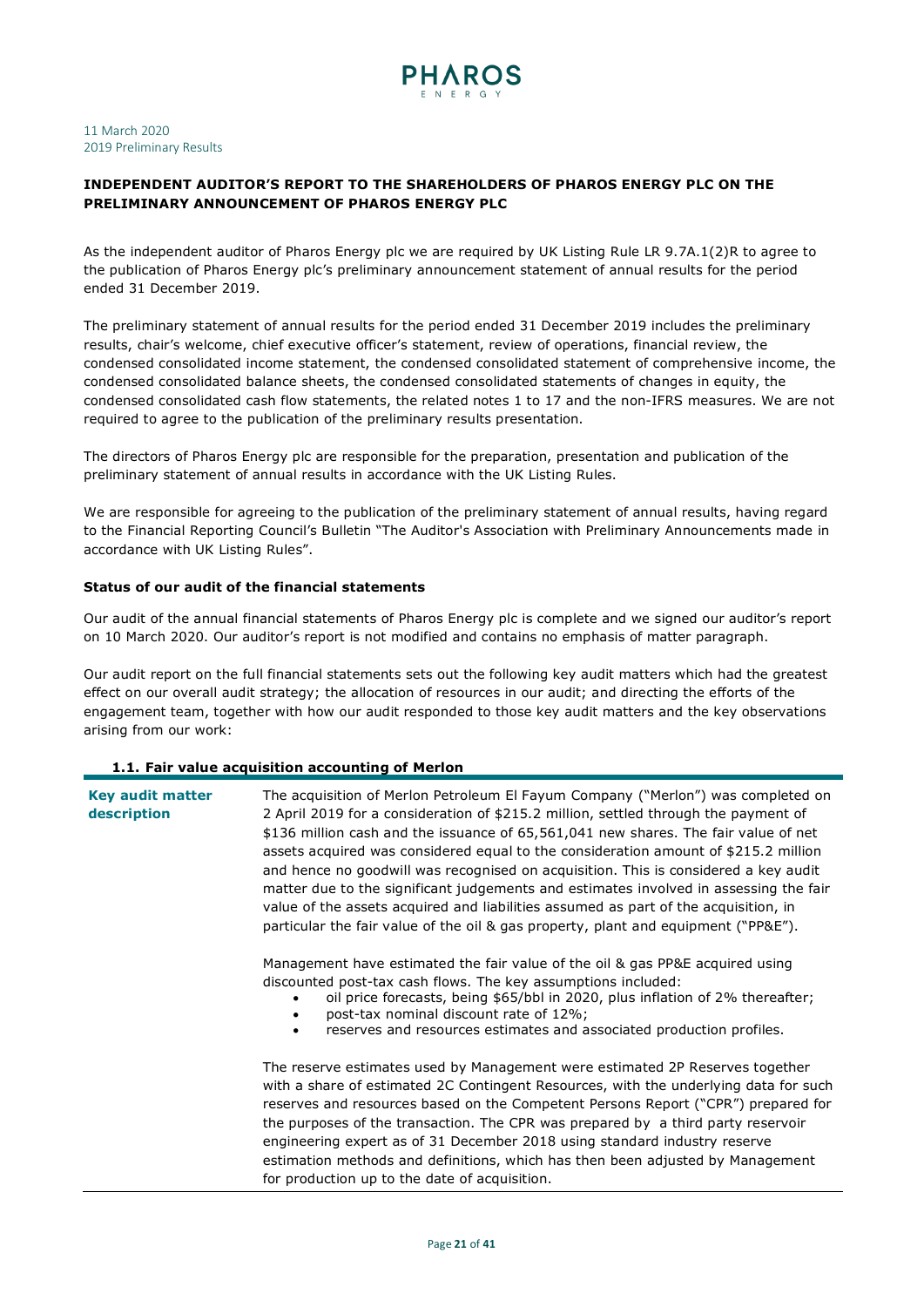11 March 2020
2019 Preliminary Results

**INDEPENDENT AUDITOR'S REPORT TO THE SHAREHOLDERS OF PHAROS ENERGY PLC ON THE PRELIMINARY ANNOUNCEMENT OF PHAROS ENERGY PLC**

As the independent auditor of Pharos Energy plc we are required by UK Listing Rule LR 9.7A.1(2)R to agree to the publication of Pharos Energy plc's preliminary announcement statement of annual results for the period ended 31 December 2019.

The preliminary statement of annual results for the period ended 31 December 2019 includes the preliminary results, chair's welcome, chief executive officer's statement, review of operations, financial review, the condensed consolidated income statement, the condensed consolidated statement of comprehensive income, the condensed consolidated balance sheets, the condensed consolidated statements of changes in equity, the condensed consolidated cash flow statements, the related notes 1 to 17 and the non-IFRS measures. We are not required to agree to the publication of the preliminary results presentation.

The directors of Pharos Energy plc are responsible for the preparation, presentation and publication of the preliminary statement of annual results in accordance with the UK Listing Rules.

We are responsible for agreeing to the publication of the preliminary statement of annual results, having regard to the Financial Reporting Council's Bulletin "The Auditor's Association with Preliminary Announcements made in accordance with UK Listing Rules".

**Status of our audit of the financial statements**

Our audit of the annual financial statements of Pharos Energy plc is complete and we signed our auditor's report on 10 March 2020. Our auditor's report is not modified and contains no emphasis of matter paragraph.

Our audit report on the full financial statements sets out the following key audit matters which had the greatest effect on our overall audit strategy; the allocation of resources in our audit; and directing the efforts of the engagement team, together with how our audit responded to those key audit matters and the key observations arising from our work:

**1.1. Fair value acquisition accounting of Merlon**

| | |
|---|---|
| **Key audit matter description** | The acquisition of Merlon Petroleum El Fayum Company ("Merlon") was completed on 2 April 2019 for a consideration of $215.2 million, settled through the payment of $136 million cash and the issuance of 65,561,041 new shares. The fair value of net assets acquired was considered equal to the consideration amount of $215.2 million and hence no goodwill was recognised on acquisition. This is considered a key audit matter due to the significant judgements and estimates involved in assessing the fair value of the assets acquired and liabilities assumed as part of the acquisition, in particular the fair value of the oil & gas property, plant and equipment ("PP&E").<br><br>Management have estimated the fair value of the oil & gas PP&E acquired using discounted post-tax cash flows. The key assumptions included:<br>• oil price forecasts, being $65/bbl in 2020, plus inflation of 2% thereafter;<br>• post-tax nominal discount rate of 12%;<br>• reserves and resources estimates and associated production profiles.<br><br>The reserve estimates used by Management were estimated 2P Reserves together with a share of estimated 2C Contingent Resources, with the underlying data for such reserves and resources based on the Competent Persons Report ("CPR") prepared for the purposes of the transaction. The CPR was prepared by a third party reservoir engineering expert as of 31 December 2018 using standard industry reserve estimation methods and definitions, which has then been adjusted by Management for production up to the date of acquisition. |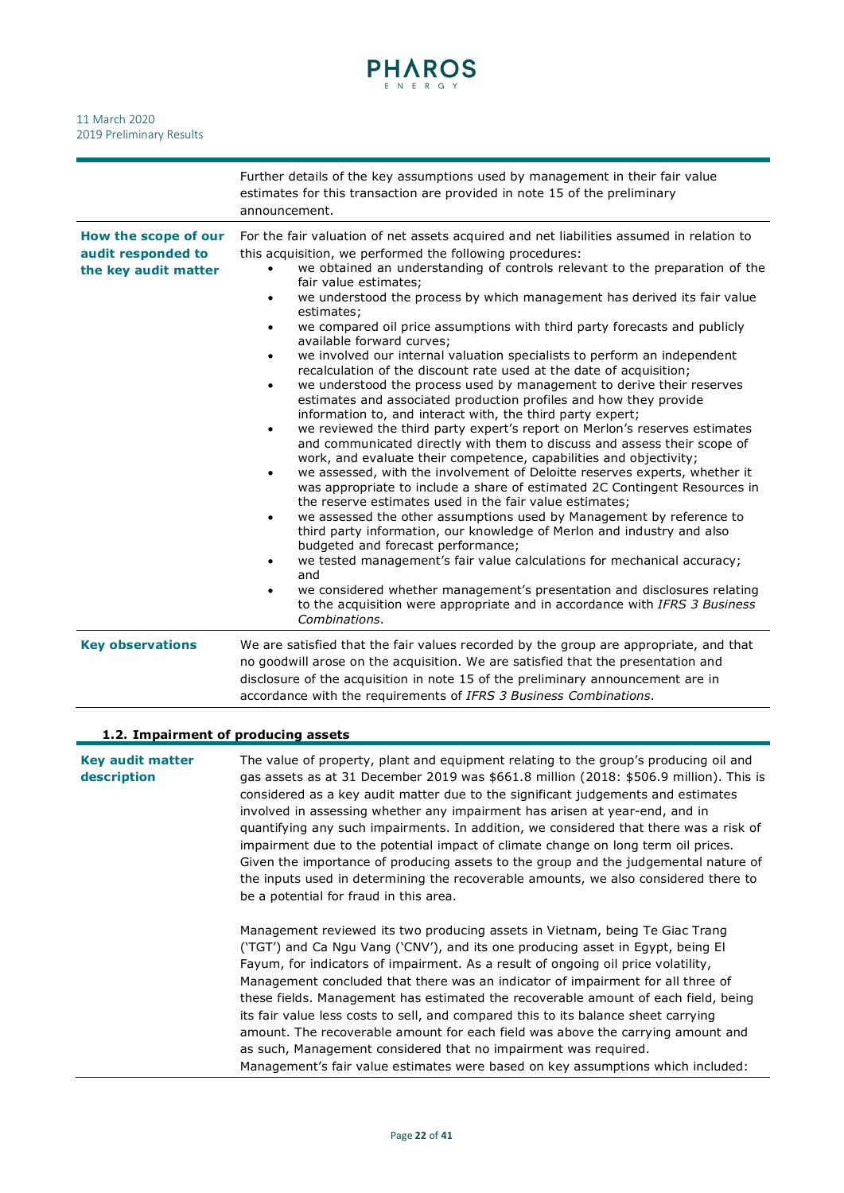| | |
|---|---|
| | Further details of the key assumptions used by management in their fair value estimates for this transaction are provided in note 15 of the preliminary announcement. |
| **How the scope of our audit responded to the key audit matter** | For the fair valuation of net assets acquired and net liabilities assumed in relation to this acquisition, we performed the following procedures:<br>• we obtained an understanding of controls relevant to the preparation of the fair value estimates;<br>• we understood the process by which management has derived its fair value estimates;<br>• we compared oil price assumptions with third party forecasts and publicly available forward curves;<br>• we involved our internal valuation specialists to perform an independent recalculation of the discount rate used at the date of acquisition;<br>• we understood the process used by management to derive their reserves estimates and associated production profiles and how they provide information to, and interact with, the third party expert;<br>• we reviewed the third party expert's report on Merlon's reserves estimates and communicated directly with them to discuss and assess their scope of work, and evaluate their competence, capabilities and objectivity;<br>• we assessed, with the involvement of Deloitte reserves experts, whether it was appropriate to include a share of estimated 2C Contingent Resources in the reserve estimates used in the fair value estimates;<br>• we assessed the other assumptions used by Management by reference to third party information, our knowledge of Merlon and industry and also budgeted and forecast performance;<br>• we tested management's fair value calculations for mechanical accuracy; and<br>• we considered whether management's presentation and disclosures relating to the acquisition were appropriate and in accordance with *IFRS 3 Business Combinations*. |
| **Key observations** | We are satisfied that the fair values recorded by the group are appropriate, and that no goodwill arose on the acquisition. We are satisfied that the presentation and disclosure of the acquisition in note 15 of the preliminary announcement are in accordance with the requirements of *IFRS 3 Business Combinations*. |

### 1.2. Impairment of producing assets

| | |
|---|---|
| **Key audit matter description** | The value of property, plant and equipment relating to the group's producing oil and gas assets as at 31 December 2019 was \$661.8 million (2018: \$506.9 million). This is considered as a key audit matter due to the significant judgements and estimates involved in assessing whether any impairment has arisen at year-end, and in quantifying any such impairments. In addition, we considered that there was a risk of impairment due to the potential impact of climate change on long term oil prices. Given the importance of producing assets to the group and the judgemental nature of the inputs used in determining the recoverable amounts, we also considered there to be a potential for fraud in this area.<br><br>Management reviewed its two producing assets in Vietnam, being Te Giac Trang ('TGT') and Ca Ngu Vang ('CNV'), and its one producing asset in Egypt, being El Fayum, for indicators of impairment. As a result of ongoing oil price volatility, Management concluded that there was an indicator of impairment for all three of these fields. Management has estimated the recoverable amount of each field, being its fair value less costs to sell, and compared this to its balance sheet carrying amount. The recoverable amount for each field was above the carrying amount and as such, Management considered that no impairment was required.<br>Management's fair value estimates were based on key assumptions which included: |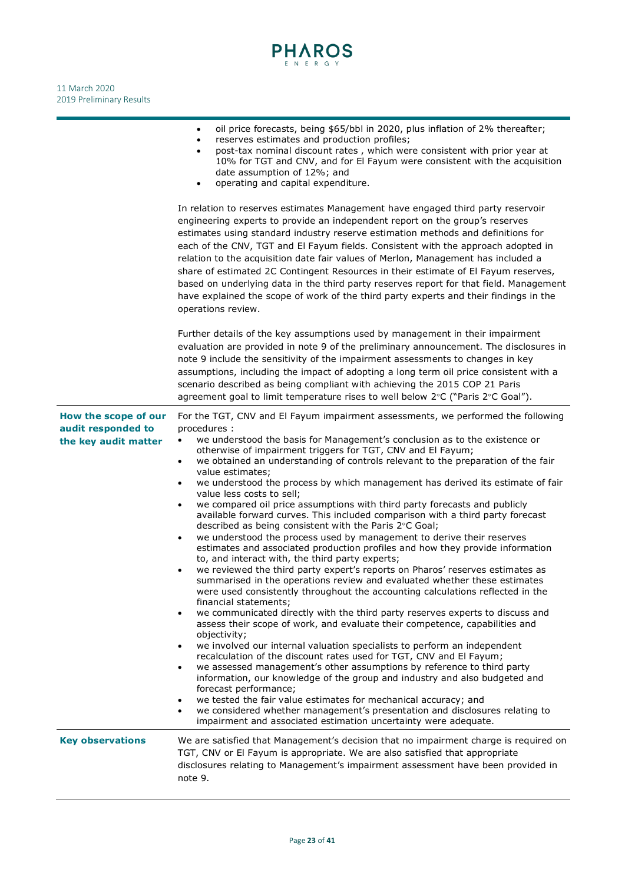| | |
|---|---|
| | • oil price forecasts, being \$65/bbl in 2020, plus inflation of 2% thereafter;<br>• reserves estimates and production profiles;<br>• post-tax nominal discount rates , which were consistent with prior year at 10% for TGT and CNV, and for El Fayum were consistent with the acquisition date assumption of 12%; and<br>• operating and capital expenditure.<br><br>In relation to reserves estimates Management have engaged third party reservoir engineering experts to provide an independent report on the group's reserves estimates using standard industry reserve estimation methods and definitions for each of the CNV, TGT and El Fayum fields. Consistent with the approach adopted in relation to the acquisition date fair values of Merlon, Management has included a share of estimated 2C Contingent Resources in their estimate of El Fayum reserves, based on underlying data in the third party reserves report for that field. Management have explained the scope of work of the third party experts and their findings in the operations review.<br><br>Further details of the key assumptions used by management in their impairment evaluation are provided in note 9 of the preliminary announcement. The disclosures in note 9 include the sensitivity of the impairment assessments to changes in key assumptions, including the impact of adopting a long term oil price consistent with a scenario described as being compliant with achieving the 2015 COP 21 Paris agreement goal to limit temperature rises to well below 2°C ("Paris 2°C Goal"). |
| **How the scope of our audit responded to the key audit matter** | For the TGT, CNV and El Fayum impairment assessments, we performed the following procedures :<br>• we understood the basis for Management's conclusion as to the existence or otherwise of impairment triggers for TGT, CNV and El Fayum;<br>• we obtained an understanding of controls relevant to the preparation of the fair value estimates;<br>• we understood the process by which management has derived its estimate of fair value less costs to sell;<br>• we compared oil price assumptions with third party forecasts and publicly available forward curves. This included comparison with a third party forecast described as being consistent with the Paris 2°C Goal;<br>• we understood the process used by management to derive their reserves estimates and associated production profiles and how they provide information to, and interact with, the third party experts;<br>• we reviewed the third party expert's reports on Pharos' reserves estimates as summarised in the operations review and evaluated whether these estimates were used consistently throughout the accounting calculations reflected in the financial statements;<br>• we communicated directly with the third party reserves experts to discuss and assess their scope of work, and evaluate their competence, capabilities and objectivity;<br>• we involved our internal valuation specialists to perform an independent recalculation of the discount rates used for TGT, CNV and El Fayum;<br>• we assessed management's other assumptions by reference to third party information, our knowledge of the group and industry and also budgeted and forecast performance;<br>• we tested the fair value estimates for mechanical accuracy; and<br>• we considered whether management's presentation and disclosures relating to impairment and associated estimation uncertainty were adequate. |
| **Key observations** | We are satisfied that Management's decision that no impairment charge is required on TGT, CNV or El Fayum is appropriate. We are also satisfied that appropriate disclosures relating to Management's impairment assessment have been provided in note 9. |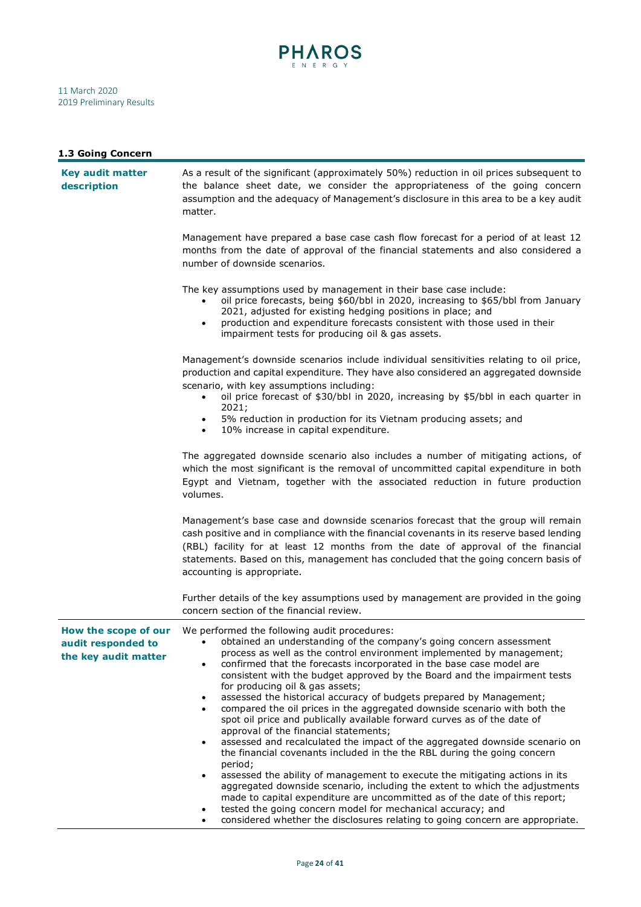### 1.3 Going Concern

| | |
|---|---|
| **Key audit matter description** | As a result of the significant (approximately 50%) reduction in oil prices subsequent to the balance sheet date, we consider the appropriateness of the going concern assumption and the adequacy of Management's disclosure in this area to be a key audit matter.<br><br>Management have prepared a base case cash flow forecast for a period of at least 12 months from the date of approval of the financial statements and also considered a number of downside scenarios.<br><br>The key assumptions used by management in their base case include:<br>• oil price forecasts, being \$60/bbl in 2020, increasing to \$65/bbl from January 2021, adjusted for existing hedging positions in place; and<br>• production and expenditure forecasts consistent with those used in their impairment tests for producing oil & gas assets.<br><br>Management's downside scenarios include individual sensitivities relating to oil price, production and capital expenditure. They have also considered an aggregated downside scenario, with key assumptions including:<br>• oil price forecast of \$30/bbl in 2020, increasing by \$5/bbl in each quarter in 2021;<br>• 5% reduction in production for its Vietnam producing assets; and<br>• 10% increase in capital expenditure.<br><br>The aggregated downside scenario also includes a number of mitigating actions, of which the most significant is the removal of uncommitted capital expenditure in both Egypt and Vietnam, together with the associated reduction in future production volumes.<br><br>Management's base case and downside scenarios forecast that the group will remain cash positive and in compliance with the financial covenants in its reserve based lending (RBL) facility for at least 12 months from the date of approval of the financial statements. Based on this, management has concluded that the going concern basis of accounting is appropriate.<br><br>Further details of the key assumptions used by management are provided in the going concern section of the financial review. |
| **How the scope of our audit responded to the key audit matter** | We performed the following audit procedures:<br>• obtained an understanding of the company's going concern assessment process as well as the control environment implemented by management;<br>• confirmed that the forecasts incorporated in the base case model are consistent with the budget approved by the Board and the impairment tests for producing oil & gas assets;<br>• assessed the historical accuracy of budgets prepared by Management;<br>• compared the oil prices in the aggregated downside scenario with both the spot oil price and publically available forward curves as of the date of approval of the financial statements;<br>• assessed and recalculated the impact of the aggregated downside scenario on the financial covenants included in the the RBL during the going concern period;<br>• assessed the ability of management to execute the mitigating actions in its aggregated downside scenario, including the extent to which the adjustments made to capital expenditure are uncommitted as of the date of this report;<br>• tested the going concern model for mechanical accuracy; and<br>• considered whether the disclosures relating to going concern are appropriate. |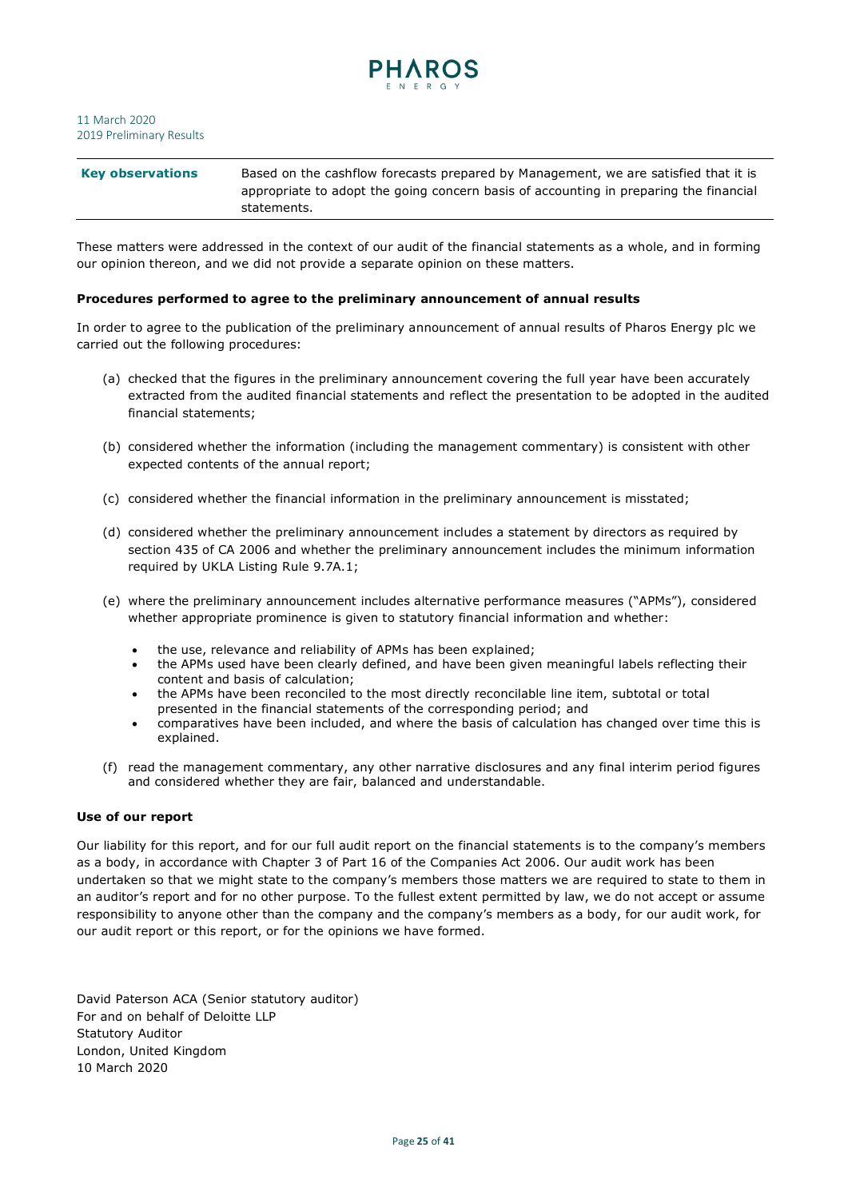| **Key observations** | Based on the cashflow forecasts prepared by Management, we are satisfied that it is appropriate to adopt the going concern basis of accounting in preparing the financial statements. |
|---|---|

These matters were addressed in the context of our audit of the financial statements as a whole, and in forming our opinion thereon, and we did not provide a separate opinion on these matters.

**Procedures performed to agree to the preliminary announcement of annual results**

In order to agree to the publication of the preliminary announcement of annual results of Pharos Energy plc we carried out the following procedures:

(a) checked that the figures in the preliminary announcement covering the full year have been accurately extracted from the audited financial statements and reflect the presentation to be adopted in the audited financial statements;

(b) considered whether the information (including the management commentary) is consistent with other expected contents of the annual report;

(c) considered whether the financial information in the preliminary announcement is misstated;

(d) considered whether the preliminary announcement includes a statement by directors as required by section 435 of CA 2006 and whether the preliminary announcement includes the minimum information required by UKLA Listing Rule 9.7A.1;

(e) where the preliminary announcement includes alternative performance measures ("APMs"), considered whether appropriate prominence is given to statutory financial information and whether:

- the use, relevance and reliability of APMs has been explained;
- the APMs used have been clearly defined, and have been given meaningful labels reflecting their content and basis of calculation;
- the APMs have been reconciled to the most directly reconcilable line item, subtotal or total presented in the financial statements of the corresponding period; and
- comparatives have been included, and where the basis of calculation has changed over time this is explained.

(f) read the management commentary, any other narrative disclosures and any final interim period figures and considered whether they are fair, balanced and understandable.

**Use of our report**

Our liability for this report, and for our full audit report on the financial statements is to the company's members as a body, in accordance with Chapter 3 of Part 16 of the Companies Act 2006. Our audit work has been undertaken so that we might state to the company's members those matters we are required to state to them in an auditor's report and for no other purpose. To the fullest extent permitted by law, we do not accept or assume responsibility to anyone other than the company and the company's members as a body, for our audit work, for our audit report or this report, or for the opinions we have formed.

David Paterson ACA (Senior statutory auditor)
For and on behalf of Deloitte LLP
Statutory Auditor
London, United Kingdom
10 March 2020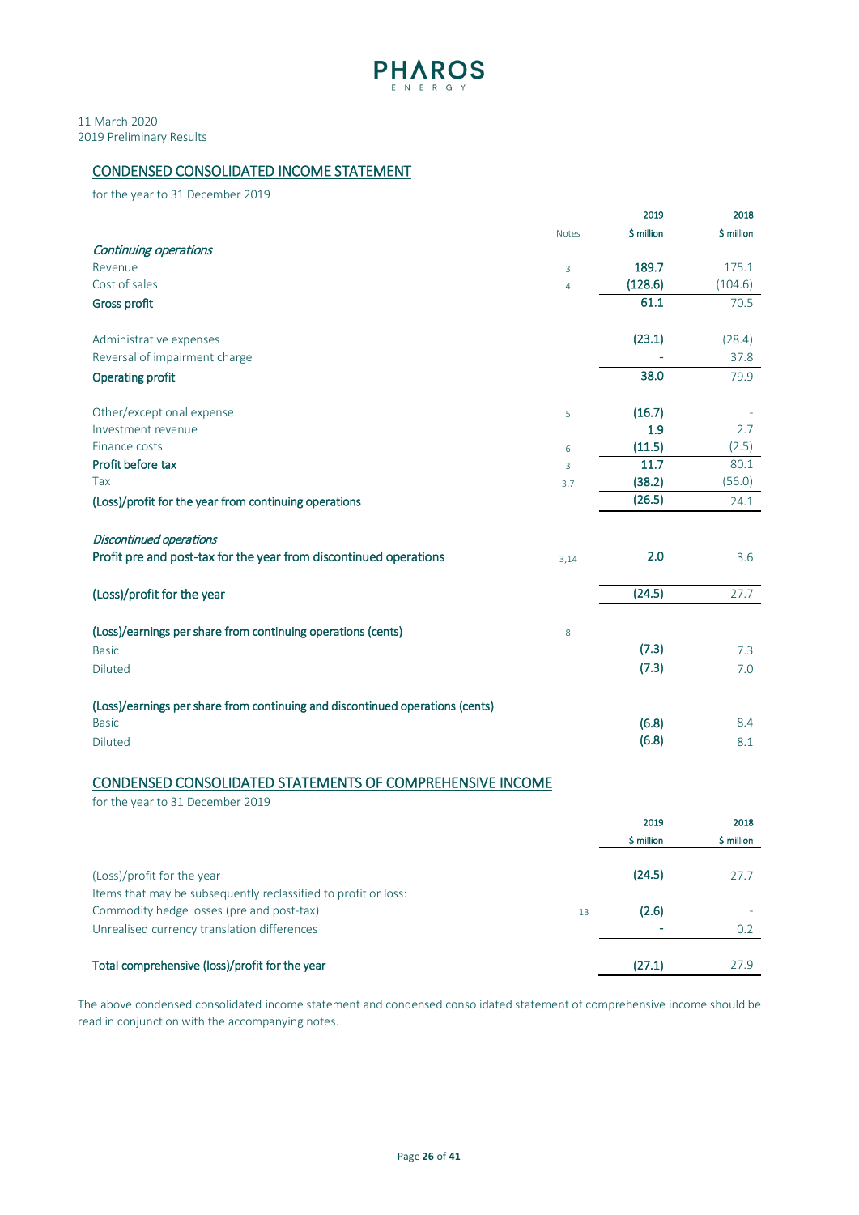PHAROS ENERGY

11 March 2020
2019 Preliminary Results

## CONDENSED CONSOLIDATED INCOME STATEMENT

for the year to 31 December 2019

| | Notes | 2019 $ million | 2018 $ million |
|---|---|---|---|
| *Continuing operations* | | | |
| Revenue | 3 | **189.7** | 175.1 |
| Cost of sales | 4 | **(128.6)** | (104.6) |
| **Gross profit** | | **61.1** | 70.5 |
| | | | |
| Administrative expenses | | **(23.1)** | (28.4) |
| Reversal of impairment charge | | **-** | 37.8 |
| **Operating profit** | | **38.0** | 79.9 |
| | | | |
| Other/exceptional expense | 5 | **(16.7)** | - |
| Investment revenue | | **1.9** | 2.7 |
| Finance costs | 6 | **(11.5)** | (2.5) |
| **Profit before tax** | 3 | **11.7** | 80.1 |
| Tax | 3,7 | **(38.2)** | (56.0) |
| **(Loss)/profit for the year from continuing operations** | | **(26.5)** | 24.1 |
| | | | |
| *Discontinued operations* | | | |
| **Profit pre and post-tax for the year from discontinued operations** | 3,14 | **2.0** | 3.6 |
| | | | |
| **(Loss)/profit for the year** | | **(24.5)** | 27.7 |
| | | | |
| **(Loss)/earnings per share from continuing operations (cents)** | 8 | | |
| Basic | | **(7.3)** | 7.3 |
| Diluted | | **(7.3)** | 7.0 |
| | | | |
| **(Loss)/earnings per share from continuing and discontinued operations (cents)** | | | |
| Basic | | **(6.8)** | 8.4 |
| Diluted | | **(6.8)** | 8.1 |

## CONDENSED CONSOLIDATED STATEMENTS OF COMPREHENSIVE INCOME

for the year to 31 December 2019

| | Notes | 2019 $ million | 2018 $ million |
|---|---|---|---|
| (Loss)/profit for the year | | **(24.5)** | 27.7 |
| Items that may be subsequently reclassified to profit or loss: | | | |
| Commodity hedge losses (pre and post-tax) | 13 | **(2.6)** | - |
| Unrealised currency translation differences | | **-** | 0.2 |
| | | | |
| **Total comprehensive (loss)/profit for the year** | | **(27.1)** | 27.9 |

The above condensed consolidated income statement and condensed consolidated statement of comprehensive income should be read in conjunction with the accompanying notes.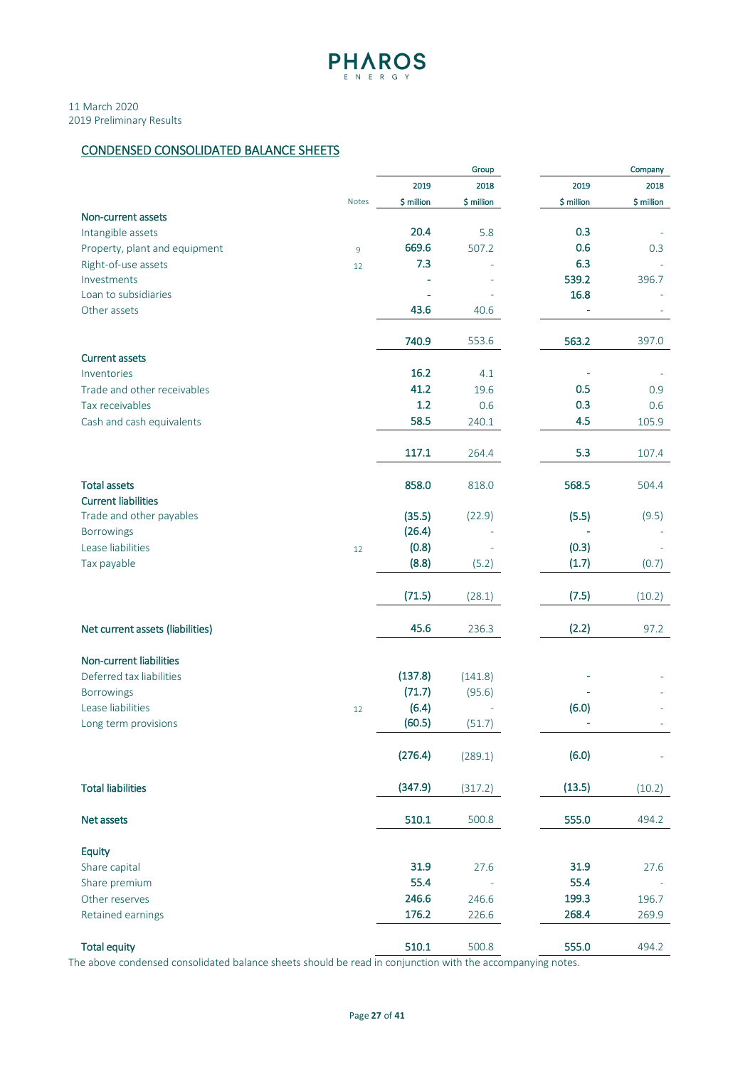PHAROS ENERGY

11 March 2020
2019 Preliminary Results

## CONDENSED CONSOLIDATED BALANCE SHEETS

| | | Group | | Company | |
|---|---|---|---|---|---|
| | | 2019 | 2018 | 2019 | 2018 |
| | Notes | $ million | $ million | $ million | $ million |
| **Non-current assets** | | | | | |
| Intangible assets | | **20.4** | 5.8 | **0.3** | - |
| Property, plant and equipment | 9 | **669.6** | 507.2 | **0.6** | 0.3 |
| Right-of-use assets | 12 | **7.3** | - | **6.3** | - |
| Investments | | **-** | - | **539.2** | 396.7 |
| Loan to subsidiaries | | **-** | - | **16.8** | - |
| Other assets | | **43.6** | 40.6 | **-** | - |
| | | **740.9** | 553.6 | **563.2** | 397.0 |
| **Current assets** | | | | | |
| Inventories | | **16.2** | 4.1 | **-** | - |
| Trade and other receivables | | **41.2** | 19.6 | **0.5** | 0.9 |
| Tax receivables | | **1.2** | 0.6 | **0.3** | 0.6 |
| Cash and cash equivalents | | **58.5** | 240.1 | **4.5** | 105.9 |
| | | **117.1** | 264.4 | **5.3** | 107.4 |
| **Total assets** | | **858.0** | 818.0 | **568.5** | 504.4 |
| **Current liabilities** | | | | | |
| Trade and other payables | | **(35.5)** | (22.9) | **(5.5)** | (9.5) |
| Borrowings | | **(26.4)** | - | **-** | - |
| Lease liabilities | 12 | **(0.8)** | - | **(0.3)** | - |
| Tax payable | | **(8.8)** | (5.2) | **(1.7)** | (0.7) |
| | | **(71.5)** | (28.1) | **(7.5)** | (10.2) |
| **Net current assets (liabilities)** | | **45.6** | 236.3 | **(2.2)** | 97.2 |
| **Non-current liabilities** | | | | | |
| Deferred tax liabilities | | **(137.8)** | (141.8) | **-** | - |
| Borrowings | | **(71.7)** | (95.6) | **-** | - |
| Lease liabilities | 12 | **(6.4)** | - | **(6.0)** | - |
| Long term provisions | | **(60.5)** | (51.7) | **-** | - |
| | | **(276.4)** | (289.1) | **(6.0)** | - |
| **Total liabilities** | | **(347.9)** | (317.2) | **(13.5)** | (10.2) |
| **Net assets** | | **510.1** | 500.8 | **555.0** | 494.2 |
| **Equity** | | | | | |
| Share capital | | **31.9** | 27.6 | **31.9** | 27.6 |
| Share premium | | **55.4** | - | **55.4** | - |
| Other reserves | | **246.6** | 246.6 | **199.3** | 196.7 |
| Retained earnings | | **176.2** | 226.6 | **268.4** | 269.9 |
| **Total equity** | | **510.1** | 500.8 | **555.0** | 494.2 |

The above condensed consolidated balance sheets should be read in conjunction with the accompanying notes.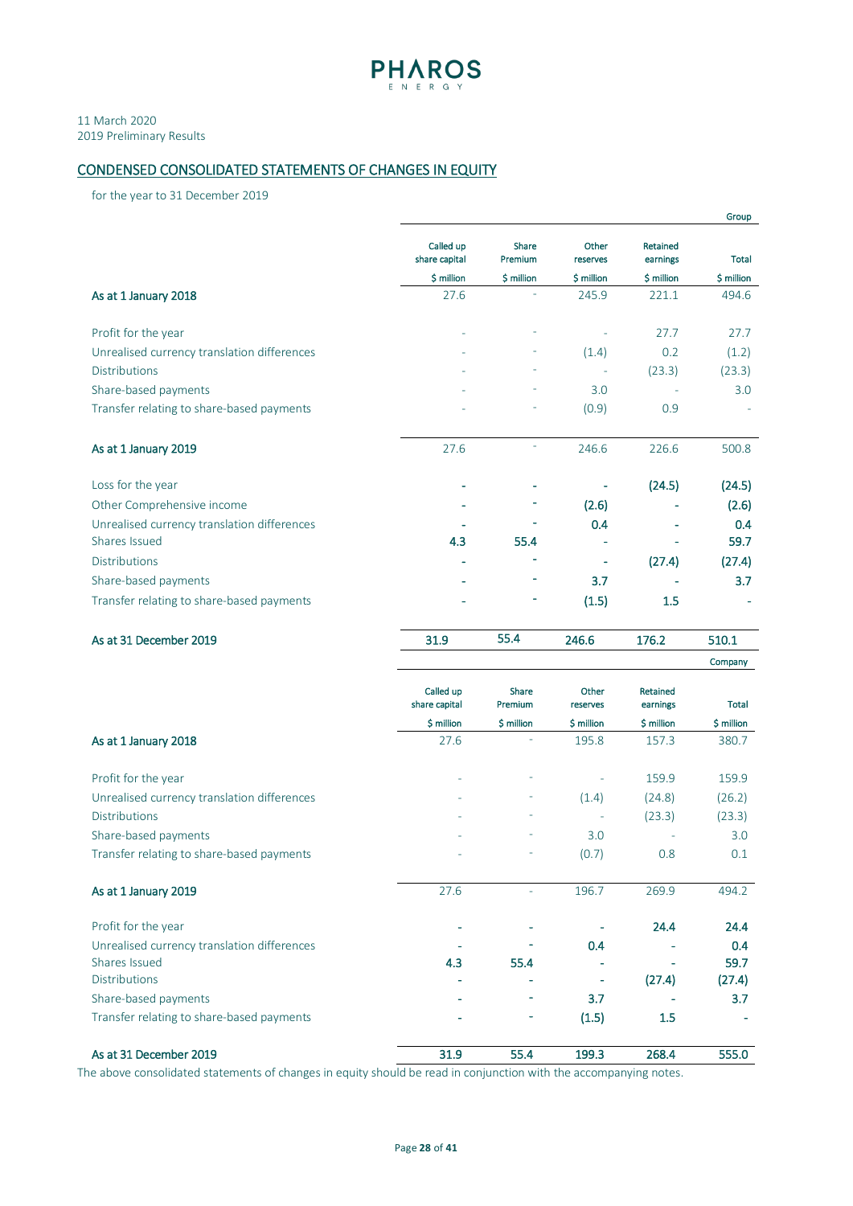11 March 2020
2019 Preliminary Results

## CONDENSED CONSOLIDATED STATEMENTS OF CHANGES IN EQUITY

for the year to 31 December 2019

| | | | | | Group |
|---|---|---|---|---|---|
| | Called up share capital | Share Premium | Other reserves | Retained earnings | Total |
| | $ million | $ million | $ million | $ million | $ million |
| **As at 1 January 2018** | 27.6 | - | 245.9 | 221.1 | 494.6 |
| Profit for the year | - | - | - | 27.7 | 27.7 |
| Unrealised currency translation differences | - | - | (1.4) | 0.2 | (1.2) |
| Distributions | - | - | - | (23.3) | (23.3) |
| Share-based payments | - | - | 3.0 | - | 3.0 |
| Transfer relating to share-based payments | - | - | (0.9) | 0.9 | - |
| **As at 1 January 2019** | 27.6 | - | 246.6 | 226.6 | 500.8 |
| Loss for the year | - | - | - | (24.5) | (24.5) |
| Other Comprehensive income | - | - | (2.6) | - | (2.6) |
| Unrealised currency translation differences | - | - | 0.4 | - | 0.4 |
| Shares Issued | 4.3 | 55.4 | - | - | 59.7 |
| Distributions | - | - | - | (27.4) | (27.4) |
| Share-based payments | - | - | 3.7 | - | 3.7 |
| Transfer relating to share-based payments | - | - | (1.5) | 1.5 | - |
| **As at 31 December 2019** | **31.9** | 55.4 | **246.6** | **176.2** | **510.1** |

| | | | | | Company |
|---|---|---|---|---|---|
| | Called up share capital | Share Premium | Other reserves | Retained earnings | Total |
| | $ million | $ million | $ million | $ million | $ million |
| **As at 1 January 2018** | 27.6 | - | 195.8 | 157.3 | 380.7 |
| Profit for the year | - | - | - | 159.9 | 159.9 |
| Unrealised currency translation differences | - | - | (1.4) | (24.8) | (26.2) |
| Distributions | - | - | - | (23.3) | (23.3) |
| Share-based payments | - | - | 3.0 | - | 3.0 |
| Transfer relating to share-based payments | - | - | (0.7) | 0.8 | 0.1 |
| **As at 1 January 2019** | 27.6 | - | 196.7 | 269.9 | 494.2 |
| Profit for the year | - | - | - | 24.4 | 24.4 |
| Unrealised currency translation differences | - | - | 0.4 | - | 0.4 |
| Shares Issued | 4.3 | 55.4 | - | - | 59.7 |
| Distributions | - | - | - | (27.4) | (27.4) |
| Share-based payments | - | - | 3.7 | - | 3.7 |
| Transfer relating to share-based payments | - | - | (1.5) | 1.5 | - |
| **As at 31 December 2019** | **31.9** | **55.4** | **199.3** | **268.4** | **555.0** |

The above consolidated statements of changes in equity should be read in conjunction with the accompanying notes.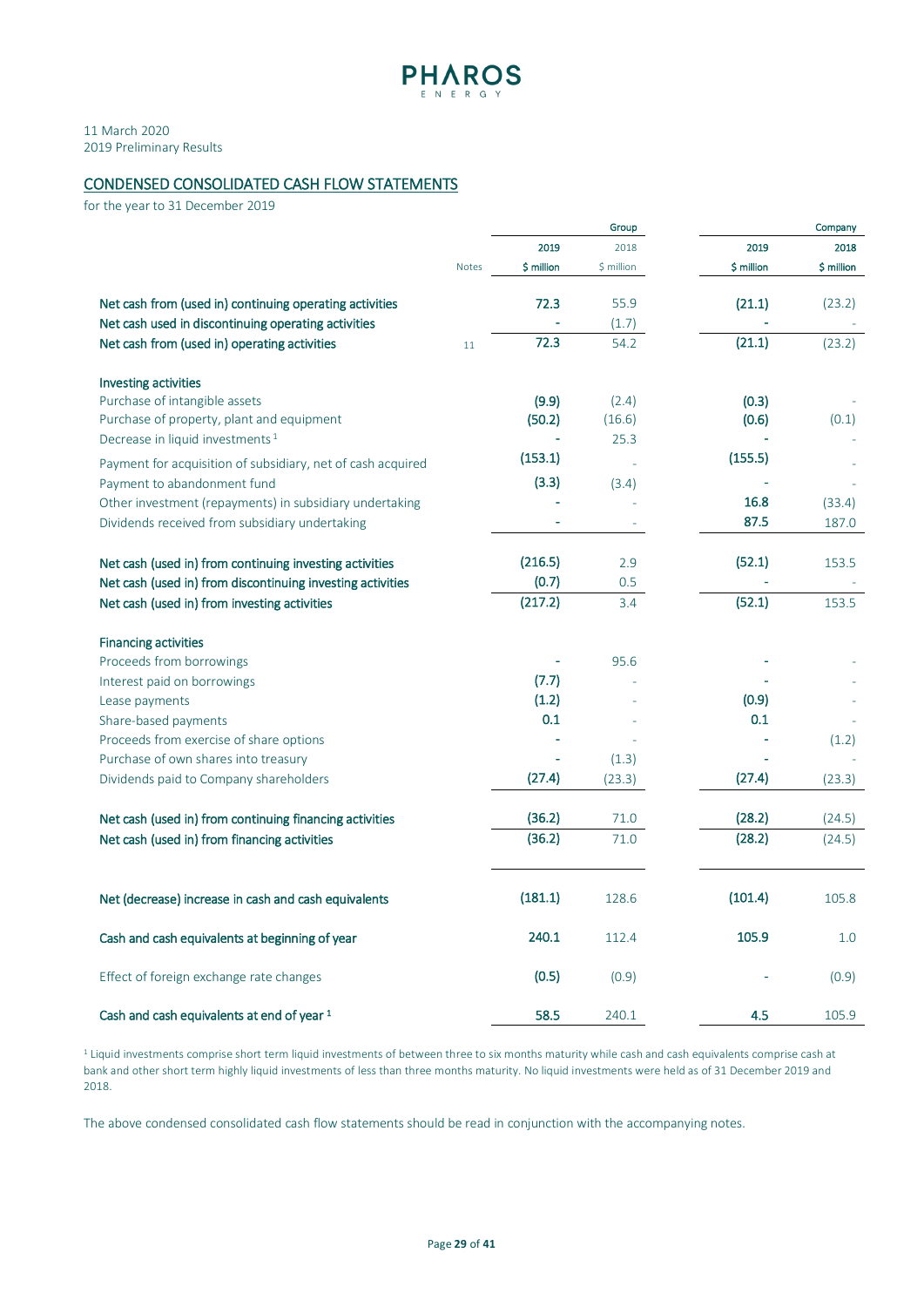PHAROS ENERGY

11 March 2020
2019 Preliminary Results

## CONDENSED CONSOLIDATED CASH FLOW STATEMENTS

for the year to 31 December 2019

| | Notes | Group 2019 $ million | Group 2018 $ million | Company 2019 $ million | Company 2018 $ million |
|---|---|---|---|---|---|
| **Net cash from (used in) continuing operating activities** | | **72.3** | 55.9 | **(21.1)** | (23.2) |
| **Net cash used in discontinuing operating activities** | | **-** | (1.7) | **-** | - |
| **Net cash from (used in) operating activities** | 11 | **72.3** | 54.2 | **(21.1)** | (23.2) |
| **Investing activities** | | | | | |
| Purchase of intangible assets | | **(9.9)** | (2.4) | **(0.3)** | - |
| Purchase of property, plant and equipment | | **(50.2)** | (16.6) | **(0.6)** | (0.1) |
| Decrease in liquid investments [1] | | **-** | 25.3 | **-** | - |
| Payment for acquisition of subsidiary, net of cash acquired | | **(153.1)** | - | **(155.5)** | - |
| Payment to abandonment fund | | **(3.3)** | (3.4) | **-** | - |
| Other investment (repayments) in subsidiary undertaking | | **-** | - | **16.8** | (33.4) |
| Dividends received from subsidiary undertaking | | **-** | - | **87.5** | 187.0 |
| **Net cash (used in) from continuing investing activities** | | **(216.5)** | 2.9 | **(52.1)** | 153.5 |
| **Net cash (used in) from discontinuing investing activities** | | **(0.7)** | 0.5 | **-** | - |
| **Net cash (used in) from investing activities** | | **(217.2)** | 3.4 | **(52.1)** | 153.5 |
| **Financing activities** | | | | | |
| Proceeds from borrowings | | **-** | 95.6 | **-** | - |
| Interest paid on borrowings | | **(7.7)** | - | **-** | - |
| Lease payments | | **(1.2)** | - | **(0.9)** | - |
| Share-based payments | | **0.1** | - | **0.1** | - |
| Proceeds from exercise of share options | | **-** | - | **-** | (1.2) |
| Purchase of own shares into treasury | | **-** | (1.3) | **-** | - |
| Dividends paid to Company shareholders | | **(27.4)** | (23.3) | **(27.4)** | (23.3) |
| **Net cash (used in) from continuing financing activities** | | **(36.2)** | 71.0 | **(28.2)** | (24.5) |
| **Net cash (used in) from financing activities** | | **(36.2)** | 71.0 | **(28.2)** | (24.5) |
| **Net (decrease) increase in cash and cash equivalents** | | **(181.1)** | 128.6 | **(101.4)** | 105.8 |
| **Cash and cash equivalents at beginning of year** | | **240.1** | 112.4 | **105.9** | 1.0 |
| Effect of foreign exchange rate changes | | **(0.5)** | (0.9) | **-** | (0.9) |
| **Cash and cash equivalents at end of year [1]** | | **58.5** | 240.1 | **4.5** | 105.9 |

[1] Liquid investments comprise short term liquid investments of between three to six months maturity while cash and cash equivalents comprise cash at bank and other short term highly liquid investments of less than three months maturity. No liquid investments were held as of 31 December 2019 and 2018.

The above condensed consolidated cash flow statements should be read in conjunction with the accompanying notes.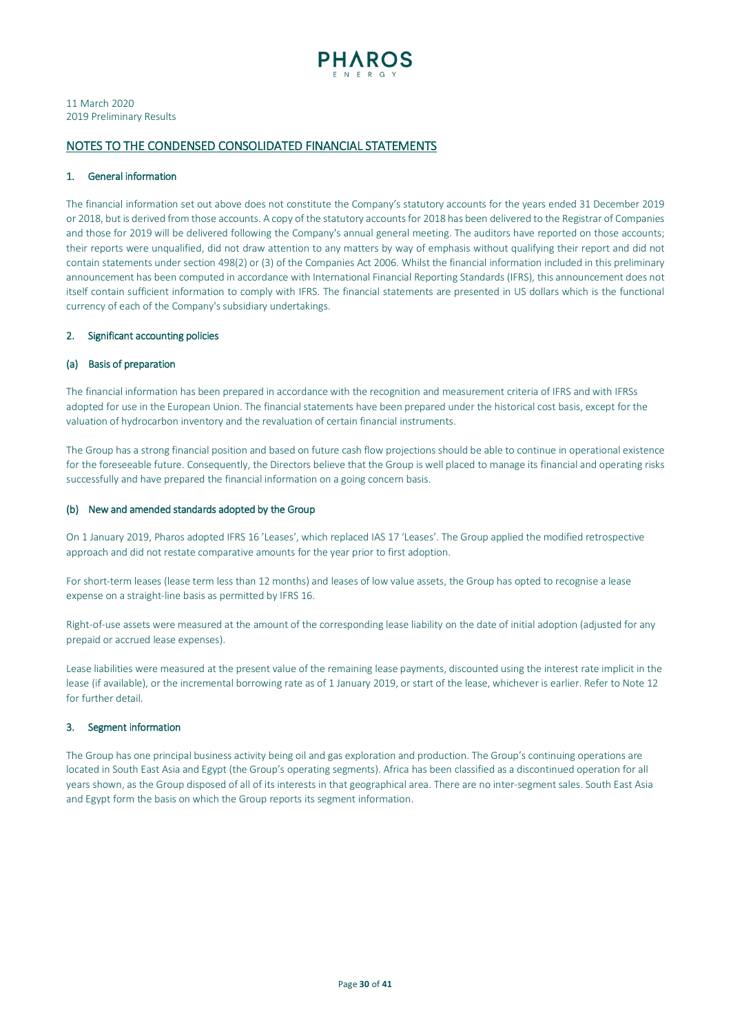11 March 2020
2019 Preliminary Results

## NOTES TO THE CONDENSED CONSOLIDATED FINANCIAL STATEMENTS

### 1. General information

The financial information set out above does not constitute the Company's statutory accounts for the years ended 31 December 2019 or 2018, but is derived from those accounts. A copy of the statutory accounts for 2018 has been delivered to the Registrar of Companies and those for 2019 will be delivered following the Company's annual general meeting. The auditors have reported on those accounts; their reports were unqualified, did not draw attention to any matters by way of emphasis without qualifying their report and did not contain statements under section 498(2) or (3) of the Companies Act 2006. Whilst the financial information included in this preliminary announcement has been computed in accordance with International Financial Reporting Standards (IFRS), this announcement does not itself contain sufficient information to comply with IFRS. The financial statements are presented in US dollars which is the functional currency of each of the Company's subsidiary undertakings.

### 2. Significant accounting policies

#### (a) Basis of preparation

The financial information has been prepared in accordance with the recognition and measurement criteria of IFRS and with IFRSs adopted for use in the European Union. The financial statements have been prepared under the historical cost basis, except for the valuation of hydrocarbon inventory and the revaluation of certain financial instruments.

The Group has a strong financial position and based on future cash flow projections should be able to continue in operational existence for the foreseeable future. Consequently, the Directors believe that the Group is well placed to manage its financial and operating risks successfully and have prepared the financial information on a going concern basis.

#### (b) New and amended standards adopted by the Group

On 1 January 2019, Pharos adopted IFRS 16 'Leases', which replaced IAS 17 'Leases'. The Group applied the modified retrospective approach and did not restate comparative amounts for the year prior to first adoption.

For short-term leases (lease term less than 12 months) and leases of low value assets, the Group has opted to recognise a lease expense on a straight-line basis as permitted by IFRS 16.

Right-of-use assets were measured at the amount of the corresponding lease liability on the date of initial adoption (adjusted for any prepaid or accrued lease expenses).

Lease liabilities were measured at the present value of the remaining lease payments, discounted using the interest rate implicit in the lease (if available), or the incremental borrowing rate as of 1 January 2019, or start of the lease, whichever is earlier. Refer to Note 12 for further detail.

### 3. Segment information

The Group has one principal business activity being oil and gas exploration and production. The Group's continuing operations are located in South East Asia and Egypt (the Group's operating segments). Africa has been classified as a discontinued operation for all years shown, as the Group disposed of all of its interests in that geographical area. There are no inter-segment sales. South East Asia and Egypt form the basis on which the Group reports its segment information.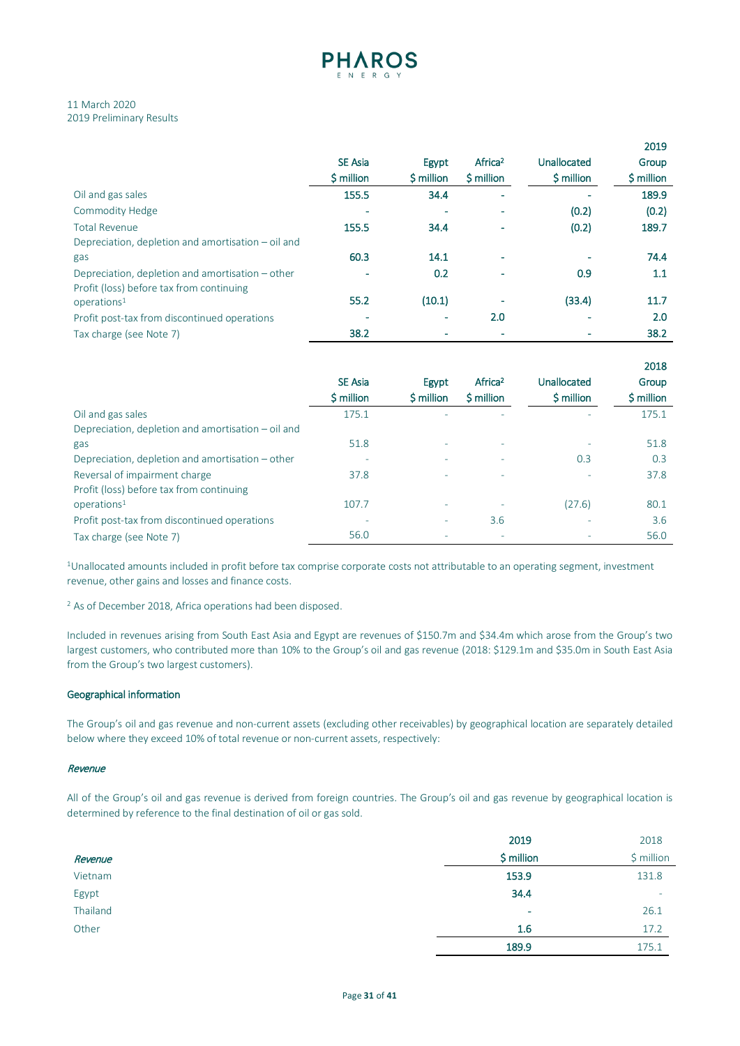|  | SE Asia | Egypt | Africa[2] | Unallocated | 2019 Group |
|---|---|---|---|---|---|
|  | $ million | $ million | $ million | $ million | $ million |
| Oil and gas sales | 155.5 | 34.4 | - | - | 189.9 |
| Commodity Hedge | - | - | - | (0.2) | (0.2) |
| Total Revenue | 155.5 | 34.4 | - | (0.2) | 189.7 |
| Depreciation, depletion and amortisation – oil and gas | 60.3 | 14.1 | - | - | 74.4 |
| Depreciation, depletion and amortisation – other | - | 0.2 | - | 0.9 | 1.1 |
| Profit (loss) before tax from continuing operations[1] | 55.2 | (10.1) | - | (33.4) | 11.7 |
| Profit post-tax from discontinued operations | - | - | 2.0 | - | 2.0 |
| Tax charge (see Note 7) | 38.2 | - | - | - | 38.2 |

|  | SE Asia | Egypt | Africa[2] | Unallocated | 2018 Group |
|---|---|---|---|---|---|
|  | $ million | $ million | $ million | $ million | $ million |
| Oil and gas sales | 175.1 | - | - | - | 175.1 |
| Depreciation, depletion and amortisation – oil and gas | 51.8 | - | - | - | 51.8 |
| Depreciation, depletion and amortisation – other | - | - | - | 0.3 | 0.3 |
| Reversal of impairment charge | 37.8 | - | - | - | 37.8 |
| Profit (loss) before tax from continuing operations[1] | 107.7 | - | - | (27.6) | 80.1 |
| Profit post-tax from discontinued operations | - | - | 3.6 | - | 3.6 |
| Tax charge (see Note 7) | 56.0 | - | - | - | 56.0 |

[1]Unallocated amounts included in profit before tax comprise corporate costs not attributable to an operating segment, investment revenue, other gains and losses and finance costs.

[2] As of December 2018, Africa operations had been disposed.

Included in revenues arising from South East Asia and Egypt are revenues of $150.7m and $34.4m which arose from the Group's two largest customers, who contributed more than 10% to the Group's oil and gas revenue (2018: $129.1m and $35.0m in South East Asia from the Group's two largest customers).

**Geographical information**

The Group's oil and gas revenue and non-current assets (excluding other receivables) by geographical location are separately detailed below where they exceed 10% of total revenue or non-current assets, respectively:

***Revenue***

All of the Group's oil and gas revenue is derived from foreign countries. The Group's oil and gas revenue by geographical location is determined by reference to the final destination of oil or gas sold.

|  | 2019 | 2018 |
|---|---|---|
| *Revenue* | $ million | $ million |
| Vietnam | 153.9 | 131.8 |
| Egypt | 34.4 | - |
| Thailand | - | 26.1 |
| Other | 1.6 | 17.2 |
|  | 189.9 | 175.1 |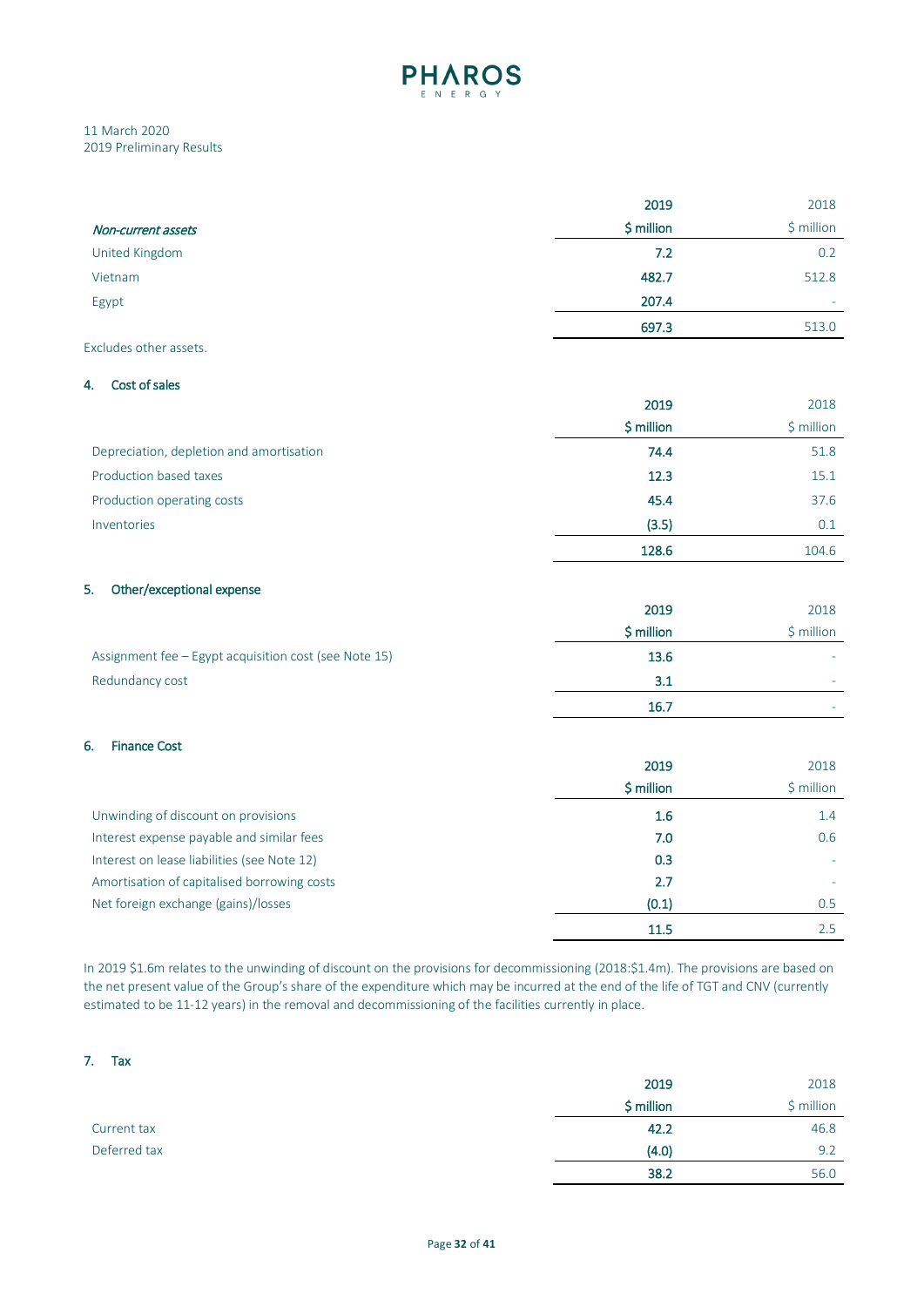|  | 2019 | 2018 |
|---|---|---|
| *Non-current assets* | $ million | $ million |
| United Kingdom | 7.2 | 0.2 |
| Vietnam | 482.7 | 512.8 |
| Egypt | 207.4 | - |
|  | 697.3 | 513.0 |

Excludes other assets.

## 4. Cost of sales

|  | 2019 | 2018 |
|---|---|---|
|  | $ million | $ million |
| Depreciation, depletion and amortisation | 74.4 | 51.8 |
| Production based taxes | 12.3 | 15.1 |
| Production operating costs | 45.4 | 37.6 |
| Inventories | (3.5) | 0.1 |
|  | 128.6 | 104.6 |

## 5. Other/exceptional expense

|  | 2019 | 2018 |
|---|---|---|
|  | $ million | $ million |
| Assignment fee – Egypt acquisition cost (see Note 15) | 13.6 | - |
| Redundancy cost | 3.1 | - |
|  | 16.7 | - |

## 6. Finance Cost

|  | 2019 | 2018 |
|---|---|---|
|  | $ million | $ million |
| Unwinding of discount on provisions | 1.6 | 1.4 |
| Interest expense payable and similar fees | 7.0 | 0.6 |
| Interest on lease liabilities (see Note 12) | 0.3 | - |
| Amortisation of capitalised borrowing costs | 2.7 | - |
| Net foreign exchange (gains)/losses | (0.1) | 0.5 |
|  | 11.5 | 2.5 |

In 2019 $1.6m relates to the unwinding of discount on the provisions for decommissioning (2018:$1.4m). The provisions are based on the net present value of the Group's share of the expenditure which may be incurred at the end of the life of TGT and CNV (currently estimated to be 11-12 years) in the removal and decommissioning of the facilities currently in place.

## 7. Tax

|  | 2019 | 2018 |
|---|---|---|
|  | $ million | $ million |
| Current tax | 42.2 | 46.8 |
| Deferred tax | (4.0) | 9.2 |
|  | 38.2 | 56.0 |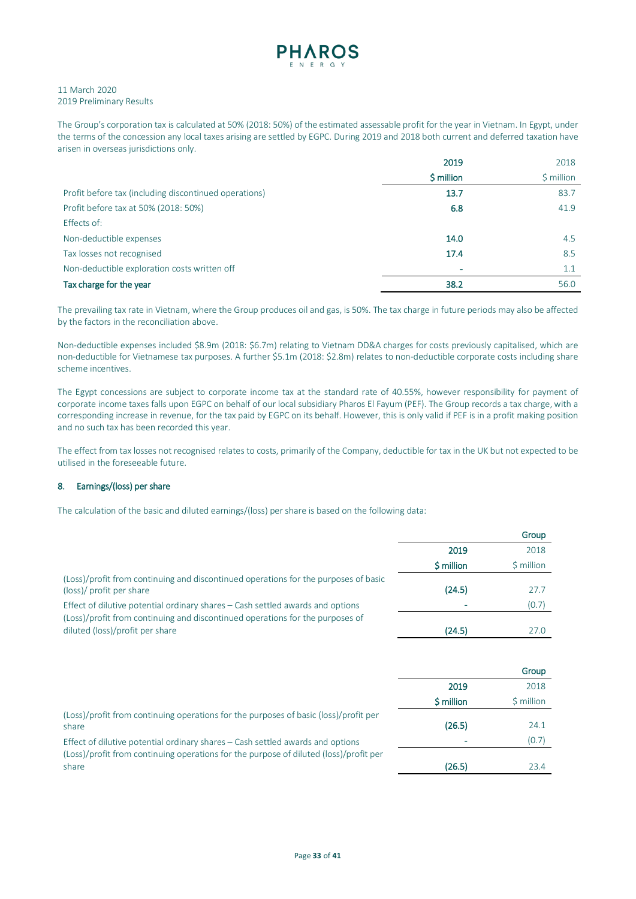The Group's corporation tax is calculated at 50% (2018: 50%) of the estimated assessable profit for the year in Vietnam. In Egypt, under the terms of the concession any local taxes arising are settled by EGPC. During 2019 and 2018 both current and deferred taxation have arisen in overseas jurisdictions only.

| | **2019** | 2018 |
|---|---|---|
| | **$ million** | $ million |
| Profit before tax (including discontinued operations) | **13.7** | 83.7 |
| Profit before tax at 50% (2018: 50%) | **6.8** | 41.9 |
| Effects of: | | |
| Non-deductible expenses | **14.0** | 4.5 |
| Tax losses not recognised | **17.4** | 8.5 |
| Non-deductible exploration costs written off | **-** | 1.1 |
| **Tax charge for the year** | **38.2** | 56.0 |

The prevailing tax rate in Vietnam, where the Group produces oil and gas, is 50%. The tax charge in future periods may also be affected by the factors in the reconciliation above.

Non-deductible expenses included $8.9m (2018: $6.7m) relating to Vietnam DD&A charges for costs previously capitalised, which are non-deductible for Vietnamese tax purposes. A further $5.1m (2018: $2.8m) relates to non-deductible corporate costs including share scheme incentives.

The Egypt concessions are subject to corporate income tax at the standard rate of 40.55%, however responsibility for payment of corporate income taxes falls upon EGPC on behalf of our local subsidiary Pharos El Fayum (PEF). The Group records a tax charge, with a corresponding increase in revenue, for the tax paid by EGPC on its behalf. However, this is only valid if PEF is in a profit making position and no such tax has been recorded this year.

The effect from tax losses not recognised relates to costs, primarily of the Company, deductible for tax in the UK but not expected to be utilised in the foreseeable future.

## 8. Earnings/(loss) per share

The calculation of the basic and diluted earnings/(loss) per share is based on the following data:

| | | **Group** |
|---|---|---|
| | **2019** | 2018 |
| | **$ million** | $ million |
| (Loss)/profit from continuing and discontinued operations for the purposes of basic (loss)/ profit per share | **(24.5)** | 27.7 |
| Effect of dilutive potential ordinary shares – Cash settled awards and options | **-** | (0.7) |
| (Loss)/profit from continuing and discontinued operations for the purposes of diluted (loss)/profit per share | **(24.5)** | 27.0 |

| | | **Group** |
|---|---|---|
| | **2019** | 2018 |
| | **$ million** | $ million |
| (Loss)/profit from continuing operations for the purposes of basic (loss)/profit per share | **(26.5)** | 24.1 |
| Effect of dilutive potential ordinary shares – Cash settled awards and options | **-** | (0.7) |
| (Loss)/profit from continuing operations for the purpose of diluted (loss)/profit per share | **(26.5)** | 23.4 |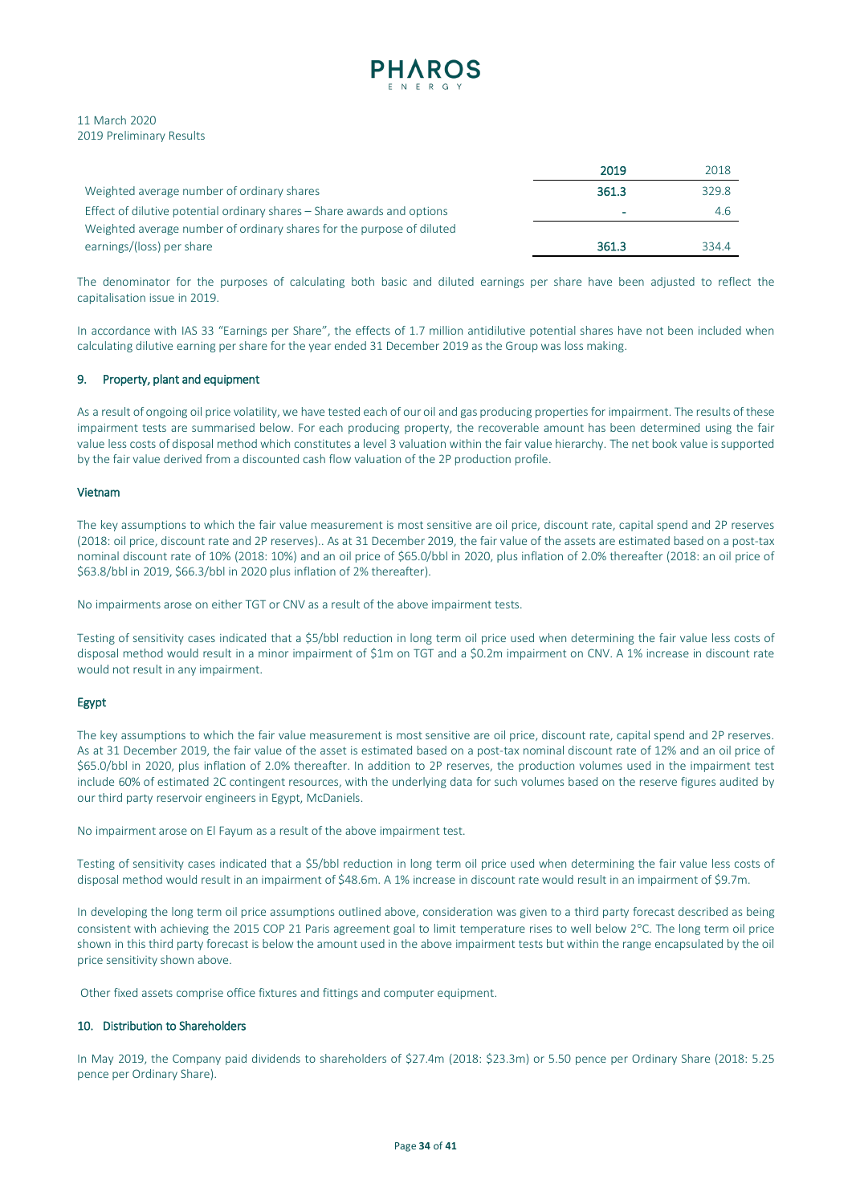| | 2019 | 2018 |
|---|---|---|
| Weighted average number of ordinary shares | 361.3 | 329.8 |
| Effect of dilutive potential ordinary shares – Share awards and options | - | 4.6 |
| Weighted average number of ordinary shares for the purpose of diluted earnings/(loss) per share | 361.3 | 334.4 |

The denominator for the purposes of calculating both basic and diluted earnings per share have been adjusted to reflect the capitalisation issue in 2019.

In accordance with IAS 33 "Earnings per Share", the effects of 1.7 million antidilutive potential shares have not been included when calculating dilutive earning per share for the year ended 31 December 2019 as the Group was loss making.

## 9. Property, plant and equipment

As a result of ongoing oil price volatility, we have tested each of our oil and gas producing properties for impairment. The results of these impairment tests are summarised below. For each producing property, the recoverable amount has been determined using the fair value less costs of disposal method which constitutes a level 3 valuation within the fair value hierarchy. The net book value is supported by the fair value derived from a discounted cash flow valuation of the 2P production profile.

### Vietnam

The key assumptions to which the fair value measurement is most sensitive are oil price, discount rate, capital spend and 2P reserves (2018: oil price, discount rate and 2P reserves).. As at 31 December 2019, the fair value of the assets are estimated based on a post-tax nominal discount rate of 10% (2018: 10%) and an oil price of \$65.0/bbl in 2020, plus inflation of 2.0% thereafter (2018: an oil price of \$63.8/bbl in 2019, \$66.3/bbl in 2020 plus inflation of 2% thereafter).

No impairments arose on either TGT or CNV as a result of the above impairment tests.

Testing of sensitivity cases indicated that a \$5/bbl reduction in long term oil price used when determining the fair value less costs of disposal method would result in a minor impairment of \$1m on TGT and a \$0.2m impairment on CNV. A 1% increase in discount rate would not result in any impairment.

### Egypt

The key assumptions to which the fair value measurement is most sensitive are oil price, discount rate, capital spend and 2P reserves. As at 31 December 2019, the fair value of the asset is estimated based on a post-tax nominal discount rate of 12% and an oil price of \$65.0/bbl in 2020, plus inflation of 2.0% thereafter. In addition to 2P reserves, the production volumes used in the impairment test include 60% of estimated 2C contingent resources, with the underlying data for such volumes based on the reserve figures audited by our third party reservoir engineers in Egypt, McDaniels.

No impairment arose on El Fayum as a result of the above impairment test.

Testing of sensitivity cases indicated that a \$5/bbl reduction in long term oil price used when determining the fair value less costs of disposal method would result in an impairment of \$48.6m. A 1% increase in discount rate would result in an impairment of \$9.7m.

In developing the long term oil price assumptions outlined above, consideration was given to a third party forecast described as being consistent with achieving the 2015 COP 21 Paris agreement goal to limit temperature rises to well below 2°C. The long term oil price shown in this third party forecast is below the amount used in the above impairment tests but within the range encapsulated by the oil price sensitivity shown above.

Other fixed assets comprise office fixtures and fittings and computer equipment.

## 10. Distribution to Shareholders

In May 2019, the Company paid dividends to shareholders of \$27.4m (2018: \$23.3m) or 5.50 pence per Ordinary Share (2018: 5.25 pence per Ordinary Share).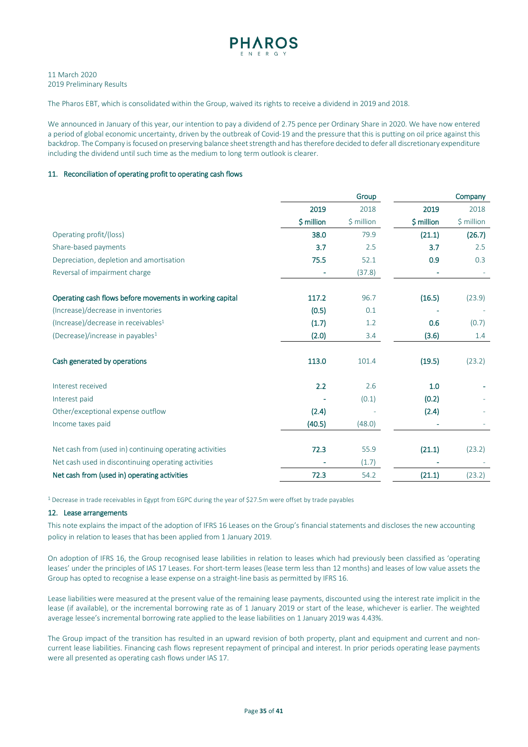11 March 2020
2019 Preliminary Results

The Pharos EBT, which is consolidated within the Group, waived its rights to receive a dividend in 2019 and 2018.

We announced in January of this year, our intention to pay a dividend of 2.75 pence per Ordinary Share in 2020. We have now entered a period of global economic uncertainty, driven by the outbreak of Covid-19 and the pressure that this is putting on oil price against this backdrop. The Company is focused on preserving balance sheet strength and has therefore decided to defer all discretionary expenditure including the dividend until such time as the medium to long term outlook is clearer.

## 11. Reconciliation of operating profit to operating cash flows

| | Group | | Company | |
|---|---|---|---|---|
| | **2019** | 2018 | **2019** | 2018 |
| | **$ million** | $ million | **$ million** | $ million |
| Operating profit/(loss) | **38.0** | 79.9 | **(21.1)** | **(26.7)** |
| Share-based payments | **3.7** | 2.5 | **3.7** | 2.5 |
| Depreciation, depletion and amortisation | **75.5** | 52.1 | **0.9** | 0.3 |
| Reversal of impairment charge | **-** | (37.8) | **-** | - |
| **Operating cash flows before movements in working capital** | **117.2** | 96.7 | **(16.5)** | (23.9) |
| (Increase)/decrease in inventories | **(0.5)** | 0.1 | **-** | - |
| (Increase)/decrease in receivables[1] | **(1.7)** | 1.2 | **0.6** | (0.7) |
| (Decrease)/increase in payables[1] | **(2.0)** | 3.4 | **(3.6)** | 1.4 |
| **Cash generated by operations** | **113.0** | 101.4 | **(19.5)** | (23.2) |
| Interest received | **2.2** | 2.6 | **1.0** | **-** |
| Interest paid | **-** | (0.1) | **(0.2)** | - |
| Other/exceptional expense outflow | **(2.4)** | - | **(2.4)** | - |
| Income taxes paid | **(40.5)** | (48.0) | **-** | - |
| Net cash from (used in) continuing operating activities | **72.3** | 55.9 | **(21.1)** | (23.2) |
| Net cash used in discontinuing operating activities | **-** | (1.7) | **-** | - |
| **Net cash from (used in) operating activities** | **72.3** | 54.2 | **(21.1)** | (23.2) |

[1] Decrease in trade receivables in Egypt from EGPC during the year of $27.5m were offset by trade payables

## 12. Lease arrangements

This note explains the impact of the adoption of IFRS 16 Leases on the Group's financial statements and discloses the new accounting policy in relation to leases that has been applied from 1 January 2019.

On adoption of IFRS 16, the Group recognised lease labilities in relation to leases which had previously been classified as 'operating leases' under the principles of IAS 17 Leases. For short-term leases (lease term less than 12 months) and leases of low value assets the Group has opted to recognise a lease expense on a straight-line basis as permitted by IFRS 16.

Lease liabilities were measured at the present value of the remaining lease payments, discounted using the interest rate implicit in the lease (if available), or the incremental borrowing rate as of 1 January 2019 or start of the lease, whichever is earlier. The weighted average lessee's incremental borrowing rate applied to the lease liabilities on 1 January 2019 was 4.43%.

The Group impact of the transition has resulted in an upward revision of both property, plant and equipment and current and non-current lease liabilities. Financing cash flows represent repayment of principal and interest. In prior periods operating lease payments were all presented as operating cash flows under IAS 17.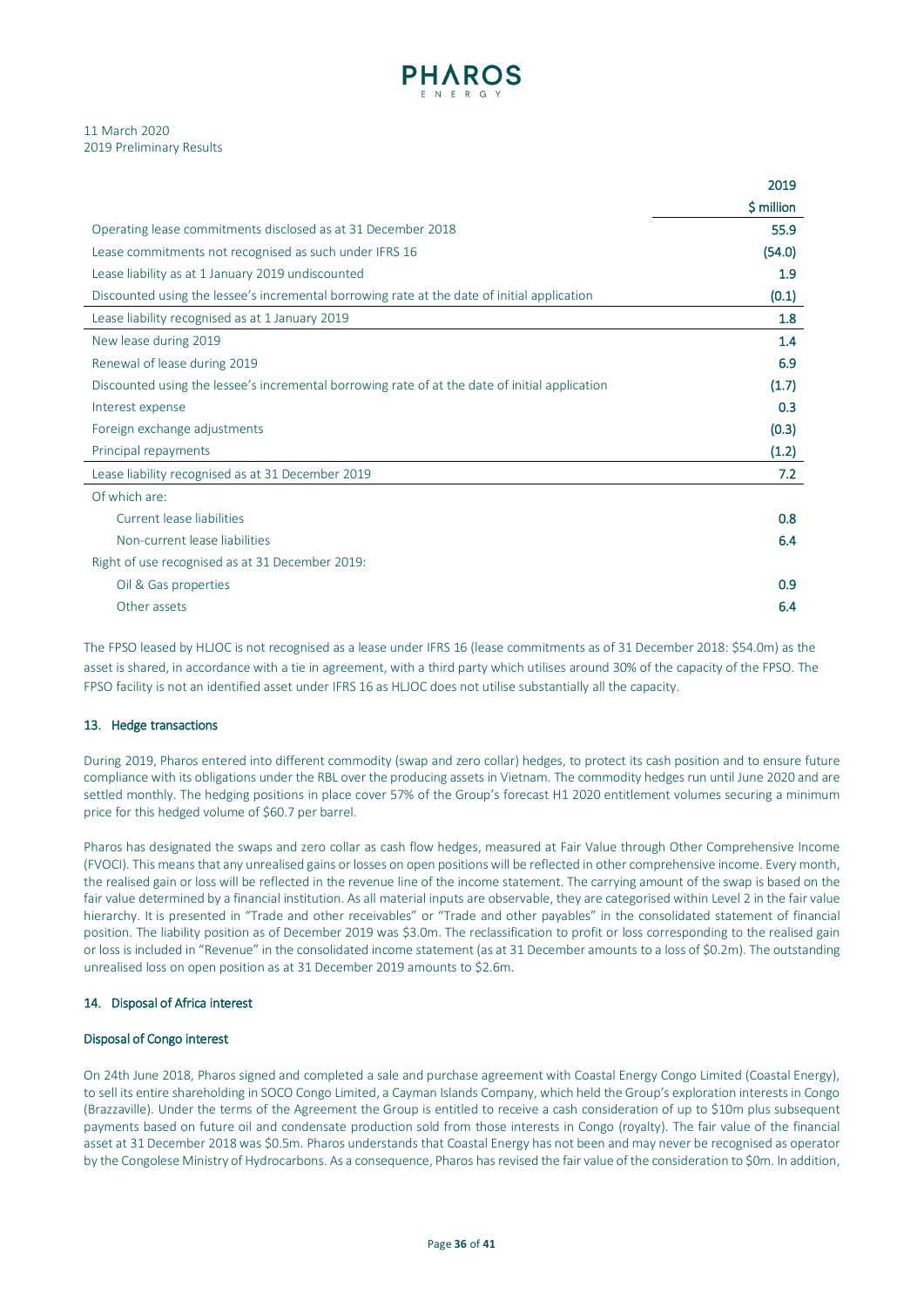| | 2019 |
|---|---|
| | $ million |
| Operating lease commitments disclosed as at 31 December 2018 | 55.9 |
| Lease commitments not recognised as such under IFRS 16 | (54.0) |
| Lease liability as at 1 January 2019 undiscounted | 1.9 |
| Discounted using the lessee's incremental borrowing rate at the date of initial application | (0.1) |
| Lease liability recognised as at 1 January 2019 | 1.8 |
| New lease during 2019 | 1.4 |
| Renewal of lease during 2019 | 6.9 |
| Discounted using the lessee's incremental borrowing rate of at the date of initial application | (1.7) |
| Interest expense | 0.3 |
| Foreign exchange adjustments | (0.3) |
| Principal repayments | (1.2) |
| Lease liability recognised as at 31 December 2019 | 7.2 |
| Of which are: | |
| Current lease liabilities | 0.8 |
| Non-current lease liabilities | 6.4 |
| Right of use recognised as at 31 December 2019: | |
| Oil & Gas properties | 0.9 |
| Other assets | 6.4 |

The FPSO leased by HLJOC is not recognised as a lease under IFRS 16 (lease commitments as of 31 December 2018: $54.0m) as the asset is shared, in accordance with a tie in agreement, with a third party which utilises around 30% of the capacity of the FPSO. The FPSO facility is not an identified asset under IFRS 16 as HLJOC does not utilise substantially all the capacity.

## 13. Hedge transactions

During 2019, Pharos entered into different commodity (swap and zero collar) hedges, to protect its cash position and to ensure future compliance with its obligations under the RBL over the producing assets in Vietnam. The commodity hedges run until June 2020 and are settled monthly. The hedging positions in place cover 57% of the Group's forecast H1 2020 entitlement volumes securing a minimum price for this hedged volume of $60.7 per barrel.

Pharos has designated the swaps and zero collar as cash flow hedges, measured at Fair Value through Other Comprehensive Income (FVOCI). This means that any unrealised gains or losses on open positions will be reflected in other comprehensive income. Every month, the realised gain or loss will be reflected in the revenue line of the income statement. The carrying amount of the swap is based on the fair value determined by a financial institution. As all material inputs are observable, they are categorised within Level 2 in the fair value hierarchy. It is presented in "Trade and other receivables" or "Trade and other payables" in the consolidated statement of financial position. The liability position as of December 2019 was $3.0m. The reclassification to profit or loss corresponding to the realised gain or loss is included in "Revenue" in the consolidated income statement (as at 31 December amounts to a loss of $0.2m). The outstanding unrealised loss on open position as at 31 December 2019 amounts to $2.6m.

## 14. Disposal of Africa interest

### Disposal of Congo interest

On 24th June 2018, Pharos signed and completed a sale and purchase agreement with Coastal Energy Congo Limited (Coastal Energy), to sell its entire shareholding in SOCO Congo Limited, a Cayman Islands Company, which held the Group's exploration interests in Congo (Brazzaville). Under the terms of the Agreement the Group is entitled to receive a cash consideration of up to $10m plus subsequent payments based on future oil and condensate production sold from those interests in Congo (royalty). The fair value of the financial asset at 31 December 2018 was $0.5m. Pharos understands that Coastal Energy has not been and may never be recognised as operator by the Congolese Ministry of Hydrocarbons. As a consequence, Pharos has revised the fair value of the consideration to $0m. In addition,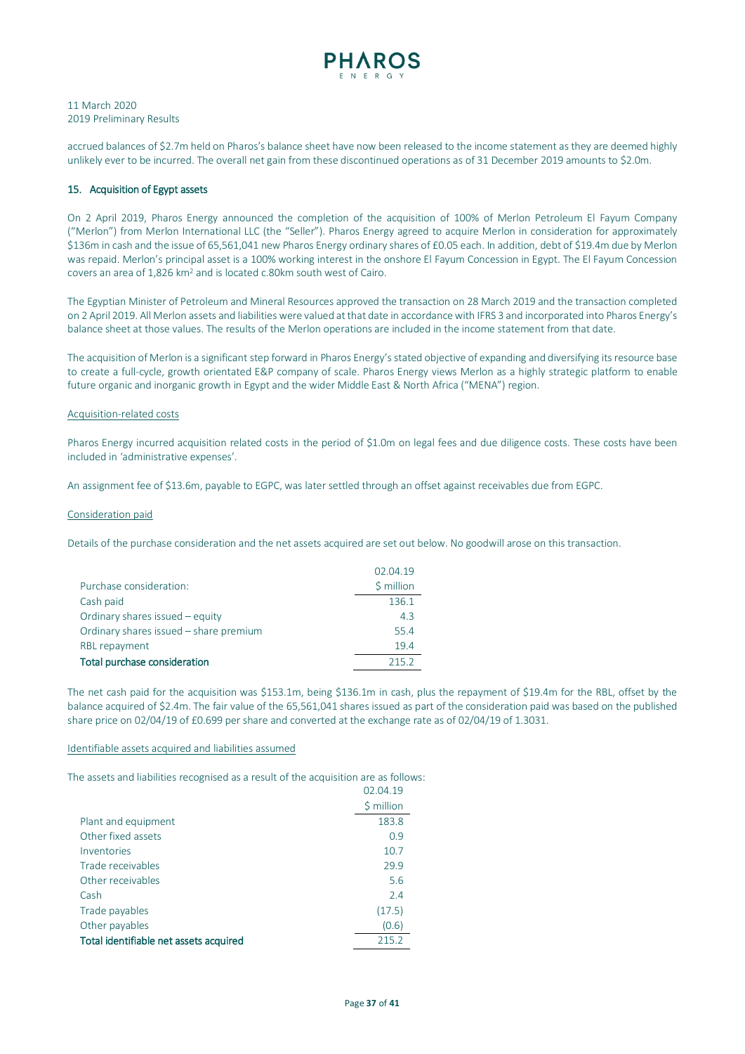accrued balances of \$2.7m held on Pharos's balance sheet have now been released to the income statement as they are deemed highly unlikely ever to be incurred. The overall net gain from these discontinued operations as of 31 December 2019 amounts to \$2.0m.

## 15. Acquisition of Egypt assets

On 2 April 2019, Pharos Energy announced the completion of the acquisition of 100% of Merlon Petroleum El Fayum Company ("Merlon") from Merlon International LLC (the "Seller"). Pharos Energy agreed to acquire Merlon in consideration for approximately \$136m in cash and the issue of 65,561,041 new Pharos Energy ordinary shares of £0.05 each. In addition, debt of \$19.4m due by Merlon was repaid. Merlon's principal asset is a 100% working interest in the onshore El Fayum Concession in Egypt. The El Fayum Concession covers an area of 1,826 km$^2$ and is located c.80km south west of Cairo.

The Egyptian Minister of Petroleum and Mineral Resources approved the transaction on 28 March 2019 and the transaction completed on 2 April 2019. All Merlon assets and liabilities were valued at that date in accordance with IFRS 3 and incorporated into Pharos Energy's balance sheet at those values. The results of the Merlon operations are included in the income statement from that date.

The acquisition of Merlon is a significant step forward in Pharos Energy's stated objective of expanding and diversifying its resource base to create a full-cycle, growth orientated E&P company of scale. Pharos Energy views Merlon as a highly strategic platform to enable future organic and inorganic growth in Egypt and the wider Middle East & North Africa ("MENA") region.

### Acquisition-related costs

Pharos Energy incurred acquisition related costs in the period of \$1.0m on legal fees and due diligence costs. These costs have been included in 'administrative expenses'.

An assignment fee of \$13.6m, payable to EGPC, was later settled through an offset against receivables due from EGPC.

### Consideration paid

Details of the purchase consideration and the net assets acquired are set out below. No goodwill arose on this transaction.

| | 02.04.19 |
|---|---|
| Purchase consideration: | \$ million |
| Cash paid | 136.1 |
| Ordinary shares issued – equity | 4.3 |
| Ordinary shares issued – share premium | 55.4 |
| RBL repayment | 19.4 |
| **Total purchase consideration** | 215.2 |

The net cash paid for the acquisition was \$153.1m, being \$136.1m in cash, plus the repayment of \$19.4m for the RBL, offset by the balance acquired of \$2.4m. The fair value of the 65,561,041 shares issued as part of the consideration paid was based on the published share price on 02/04/19 of £0.699 per share and converted at the exchange rate as of 02/04/19 of 1.3031.

### Identifiable assets acquired and liabilities assumed

The assets and liabilities recognised as a result of the acquisition are as follows:

| | 02.04.19 |
|---|---|
| | \$ million |
| Plant and equipment | 183.8 |
| Other fixed assets | 0.9 |
| Inventories | 10.7 |
| Trade receivables | 29.9 |
| Other receivables | 5.6 |
| Cash | 2.4 |
| Trade payables | (17.5) |
| Other payables | (0.6) |
| **Total identifiable net assets acquired** | 215.2 |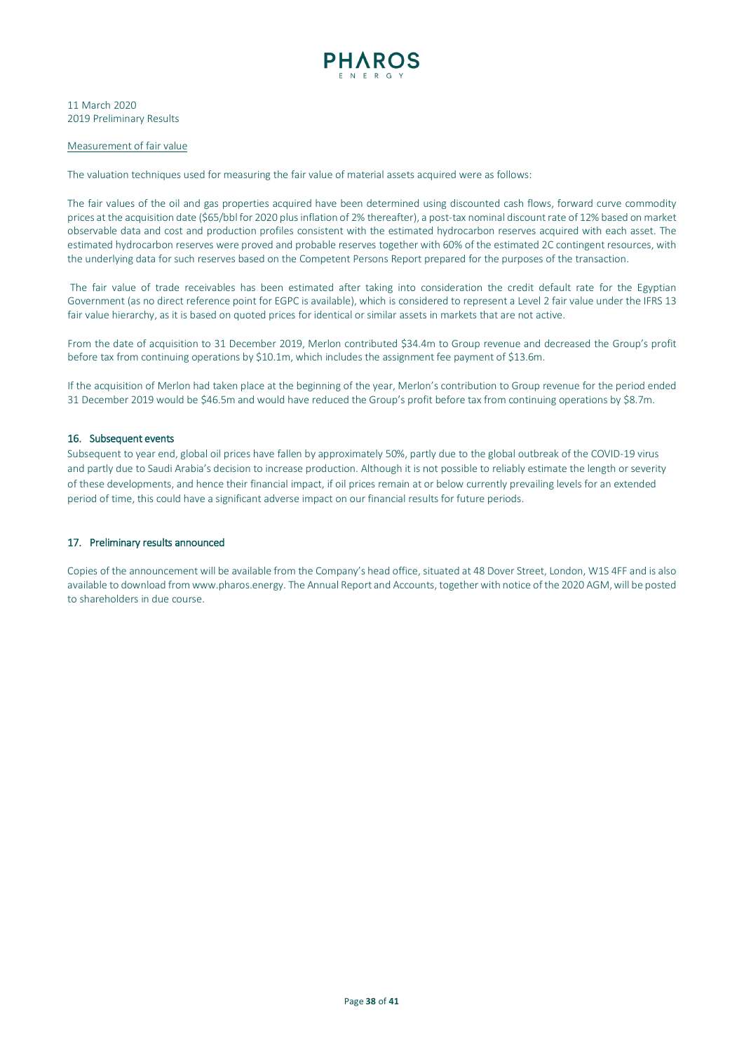Measurement of fair value

The valuation techniques used for measuring the fair value of material assets acquired were as follows:

The fair values of the oil and gas properties acquired have been determined using discounted cash flows, forward curve commodity prices at the acquisition date ($65/bbl for 2020 plus inflation of 2% thereafter), a post-tax nominal discount rate of 12% based on market observable data and cost and production profiles consistent with the estimated hydrocarbon reserves acquired with each asset. The estimated hydrocarbon reserves were proved and probable reserves together with 60% of the estimated 2C contingent resources, with the underlying data for such reserves based on the Competent Persons Report prepared for the purposes of the transaction.

The fair value of trade receivables has been estimated after taking into consideration the credit default rate for the Egyptian Government (as no direct reference point for EGPC is available), which is considered to represent a Level 2 fair value under the IFRS 13 fair value hierarchy, as it is based on quoted prices for identical or similar assets in markets that are not active.

From the date of acquisition to 31 December 2019, Merlon contributed $34.4m to Group revenue and decreased the Group's profit before tax from continuing operations by $10.1m, which includes the assignment fee payment of $13.6m.

If the acquisition of Merlon had taken place at the beginning of the year, Merlon's contribution to Group revenue for the period ended 31 December 2019 would be $46.5m and would have reduced the Group's profit before tax from continuing operations by $8.7m.

## 16. Subsequent events

Subsequent to year end, global oil prices have fallen by approximately 50%, partly due to the global outbreak of the COVID-19 virus and partly due to Saudi Arabia's decision to increase production. Although it is not possible to reliably estimate the length or severity of these developments, and hence their financial impact, if oil prices remain at or below currently prevailing levels for an extended period of time, this could have a significant adverse impact on our financial results for future periods.

## 17. Preliminary results announced

Copies of the announcement will be available from the Company's head office, situated at 48 Dover Street, London, W1S 4FF and is also available to download from www.pharos.energy. The Annual Report and Accounts, together with notice of the 2020 AGM, will be posted to shareholders in due course.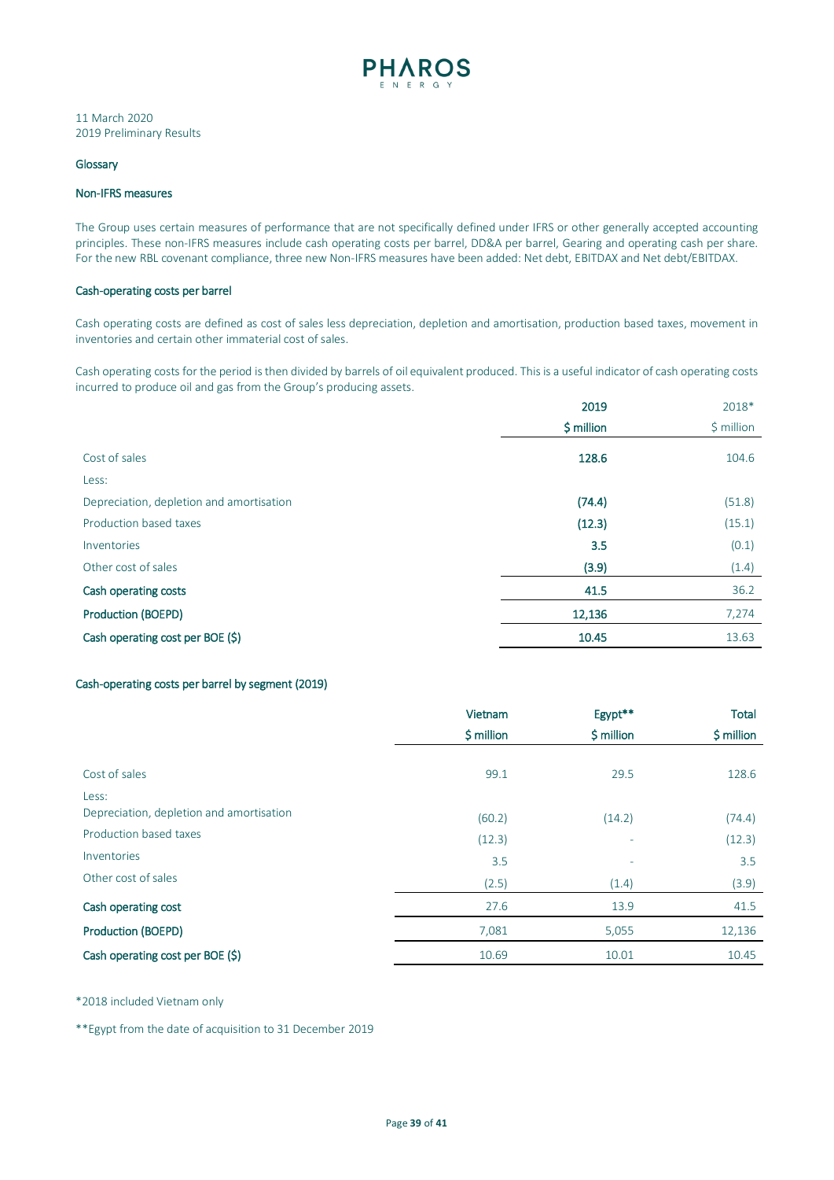PHARAOS ENERGY

11 March 2020
2019 Preliminary Results

## Glossary

### Non-IFRS measures

The Group uses certain measures of performance that are not specifically defined under IFRS or other generally accepted accounting principles. These non-IFRS measures include cash operating costs per barrel, DD&A per barrel, Gearing and operating cash per share. For the new RBL covenant compliance, three new Non-IFRS measures have been added: Net debt, EBITDAX and Net debt/EBITDAX.

### Cash-operating costs per barrel

Cash operating costs are defined as cost of sales less depreciation, depletion and amortisation, production based taxes, movement in inventories and certain other immaterial cost of sales.

Cash operating costs for the period is then divided by barrels of oil equivalent produced. This is a useful indicator of cash operating costs incurred to produce oil and gas from the Group's producing assets.

| | **2019** | 2018* |
|---|---|---|
| | **$ million** | $ million |
| Cost of sales | **128.6** | 104.6 |
| Less: | | |
| Depreciation, depletion and amortisation | **(74.4)** | (51.8) |
| Production based taxes | **(12.3)** | (15.1) |
| Inventories | **3.5** | (0.1) |
| Other cost of sales | **(3.9)** | (1.4) |
| **Cash operating costs** | **41.5** | 36.2 |
| **Production (BOEPD)** | **12,136** | 7,274 |
| **Cash operating cost per BOE ($)** | **10.45** | 13.63 |

### Cash-operating costs per barrel by segment (2019)

| | Vietnam | Egypt** | Total |
|---|---|---|---|
| | $ million | $ million | $ million |
| Cost of sales | 99.1 | 29.5 | 128.6 |
| Less: | | | |
| Depreciation, depletion and amortisation | (60.2) | (14.2) | (74.4) |
| Production based taxes | (12.3) | - | (12.3) |
| Inventories | 3.5 | - | 3.5 |
| Other cost of sales | (2.5) | (1.4) | (3.9) |
| **Cash operating cost** | 27.6 | 13.9 | 41.5 |
| **Production (BOEPD)** | 7,081 | 5,055 | 12,136 |
| **Cash operating cost per BOE ($)** | 10.69 | 10.01 | 10.45 |

*2018 included Vietnam only

**Egypt from the date of acquisition to 31 December 2019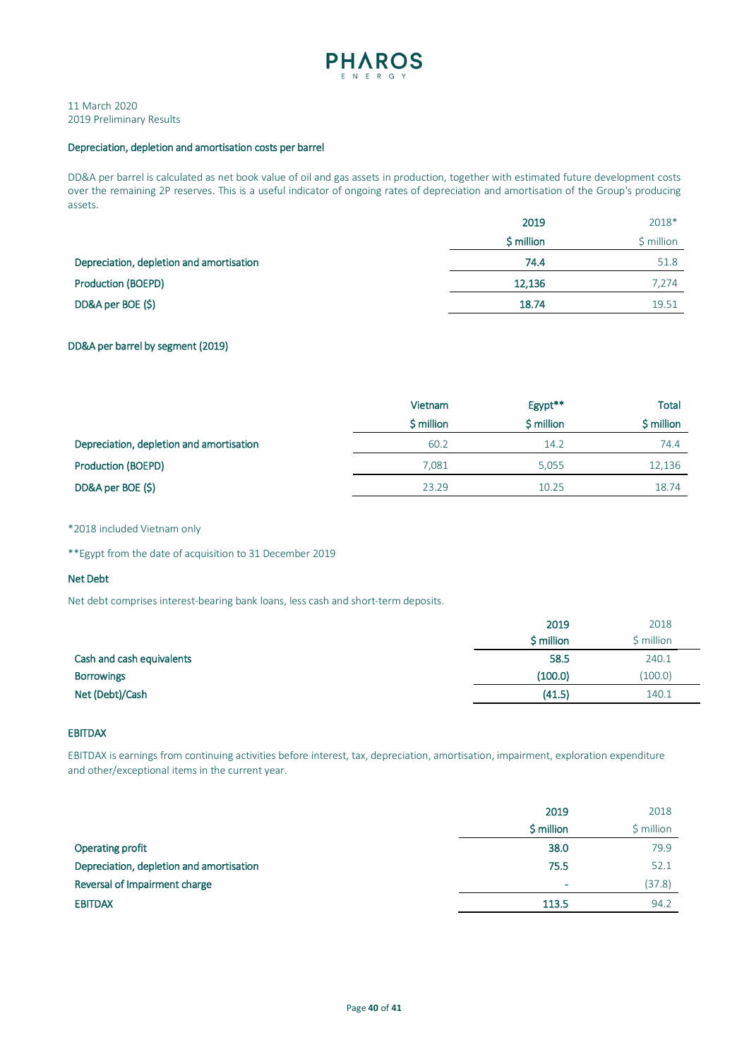11 March 2020
2019 Preliminary Results

### Depreciation, depletion and amortisation costs per barrel

DD&A per barrel is calculated as net book value of oil and gas assets in production, together with estimated future development costs over the remaining 2P reserves. This is a useful indicator of ongoing rates of depreciation and amortisation of the Group's producing assets.

| | 2019 | 2018* |
|---|---|---|
| | $ million | $ million |
| Depreciation, depletion and amortisation | 74.4 | 51.8 |
| Production (BOEPD) | 12,136 | 7,274 |
| DD&A per BOE ($) | 18.74 | 19.51 |

### DD&A per barrel by segment (2019)

| | Vietnam | Egypt** | Total |
|---|---|---|---|
| | $ million | $ million | $ million |
| Depreciation, depletion and amortisation | 60.2 | 14.2 | 74.4 |
| Production (BOEPD) | 7,081 | 5,055 | 12,136 |
| DD&A per BOE ($) | 23.29 | 10.25 | 18.74 |

*2018 included Vietnam only

**Egypt from the date of acquisition to 31 December 2019

### Net Debt

Net debt comprises interest-bearing bank loans, less cash and short-term deposits.

| | 2019 | 2018 |
|---|---|---|
| | $ million | $ million |
| Cash and cash equivalents | 58.5 | 240.1 |
| Borrowings | (100.0) | (100.0) |
| Net (Debt)/Cash | (41.5) | 140.1 |

### EBITDAX

EBITDAX is earnings from continuing activities before interest, tax, depreciation, amortisation, impairment, exploration expenditure and other/exceptional items in the current year.

| | 2019 | 2018 |
|---|---|---|
| | $ million | $ million |
| Operating profit | 38.0 | 79.9 |
| Depreciation, depletion and amortisation | 75.5 | 52.1 |
| Reversal of Impairment charge | - | (37.8) |
| EBITDAX | 113.5 | 94.2 |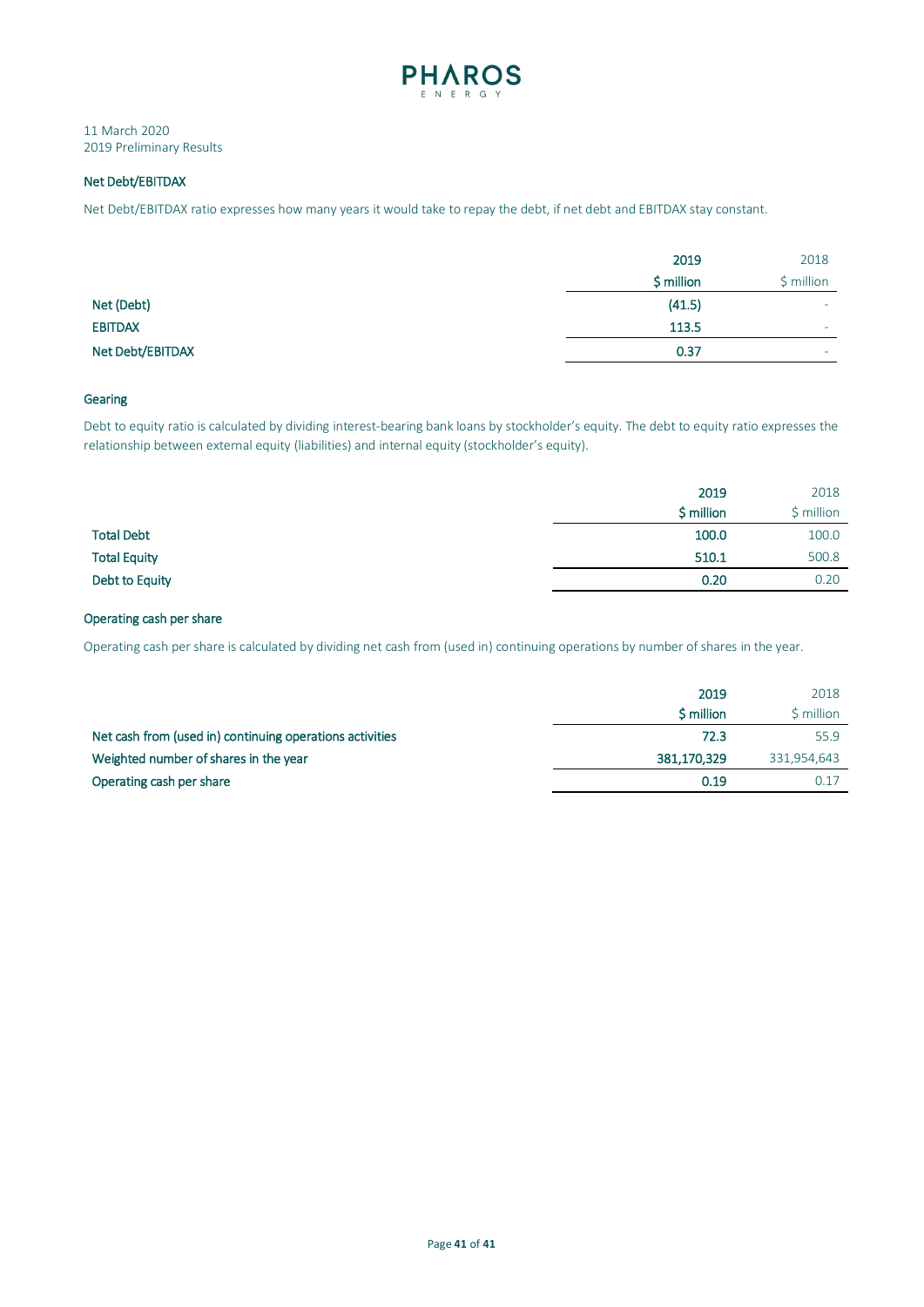11 March 2020
2019 Preliminary Results

### Net Debt/EBITDAX

Net Debt/EBITDAX ratio expresses how many years it would take to repay the debt, if net debt and EBITDAX stay constant.

| | 2019 | 2018 |
|---|---|---|
| | $ million | $ million |
| Net (Debt) | (41.5) | - |
| EBITDAX | 113.5 | - |
| Net Debt/EBITDAX | 0.37 | - |

### Gearing

Debt to equity ratio is calculated by dividing interest-bearing bank loans by stockholder's equity. The debt to equity ratio expresses the relationship between external equity (liabilities) and internal equity (stockholder's equity).

| | 2019 | 2018 |
|---|---|---|
| | $ million | $ million |
| Total Debt | 100.0 | 100.0 |
| Total Equity | 510.1 | 500.8 |
| Debt to Equity | 0.20 | 0.20 |

### Operating cash per share

Operating cash per share is calculated by dividing net cash from (used in) continuing operations by number of shares in the year.

| | 2019 | 2018 |
|---|---|---|
| | $ million | $ million |
| Net cash from (used in) continuing operations activities | 72.3 | 55.9 |
| Weighted number of shares in the year | 381,170,329 | 331,954,643 |
| Operating cash per share | 0.19 | 0.17 |